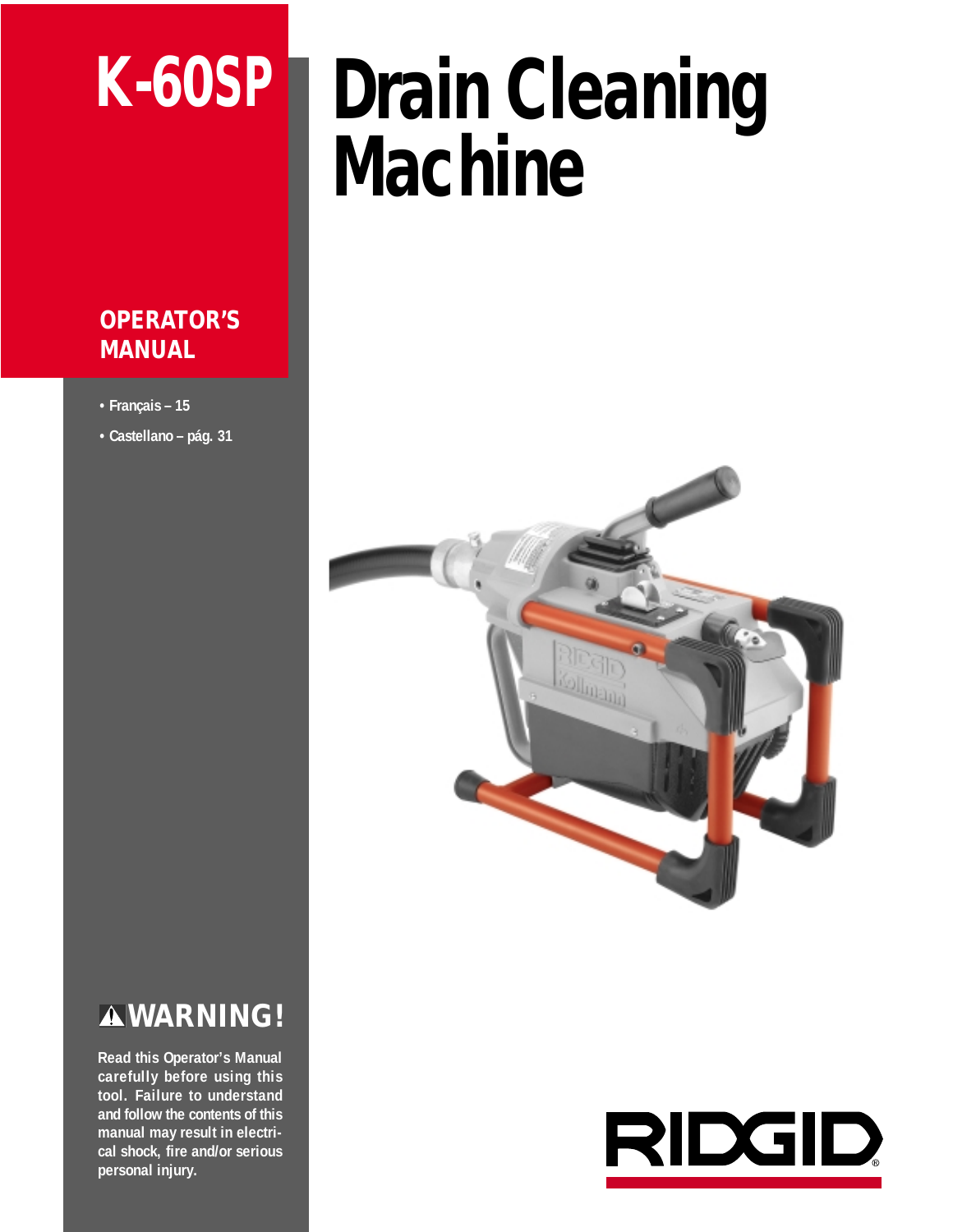# K-60SP

# Drain Cleaning Machine

**OPERATOR'S MANUAL**

- Français – 15
- Castellano – pág. 31

## ⚠WARNING!

**Read this Operator's Manual carefully before using this tool. Failure to understand and follow the contents of this manual may result in electrical shock, fire and/or serious personal injury.**

RIDGID®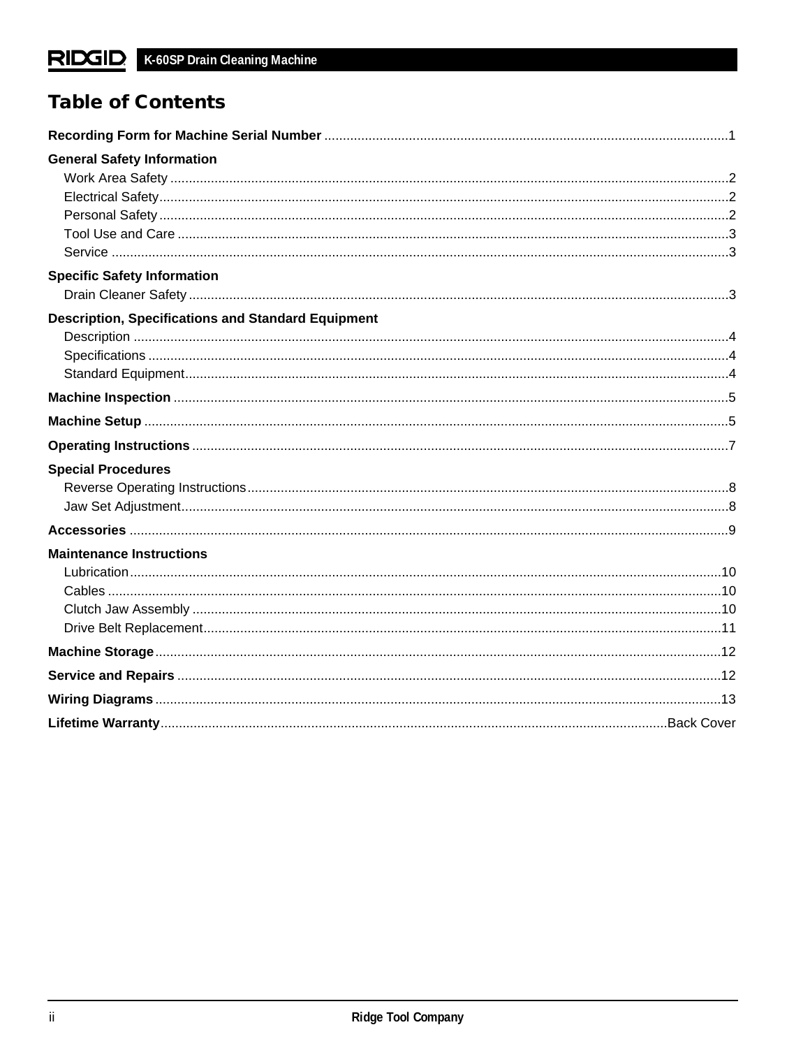## Table of Contents

**Recording Form for Machine Serial Number** ............ 1

**General Safety Information**
- Work Area Safety ............ 2
- Electrical Safety ............ 2
- Personal Safety ............ 2
- Tool Use and Care ............ 3
- Service ............ 3

**Specific Safety Information**
- Drain Cleaner Safety ............ 3

**Description, Specifications and Standard Equipment**
- Description ............ 4
- Specifications ............ 4
- Standard Equipment ............ 4

**Machine Inspection** ............ 5

**Machine Setup** ............ 5

**Operating Instructions** ............ 7

**Special Procedures**
- Reverse Operating Instructions ............ 8
- Jaw Set Adjustment ............ 8

**Accessories** ............ 9

**Maintenance Instructions**
- Lubrication ............ 10
- Cables ............ 10
- Clutch Jaw Assembly ............ 10
- Drive Belt Replacement ............ 11

**Machine Storage** ............ 12

**Service and Repairs** ............ 12

**Wiring Diagrams** ............ 13

**Lifetime Warranty** ............ Back Cover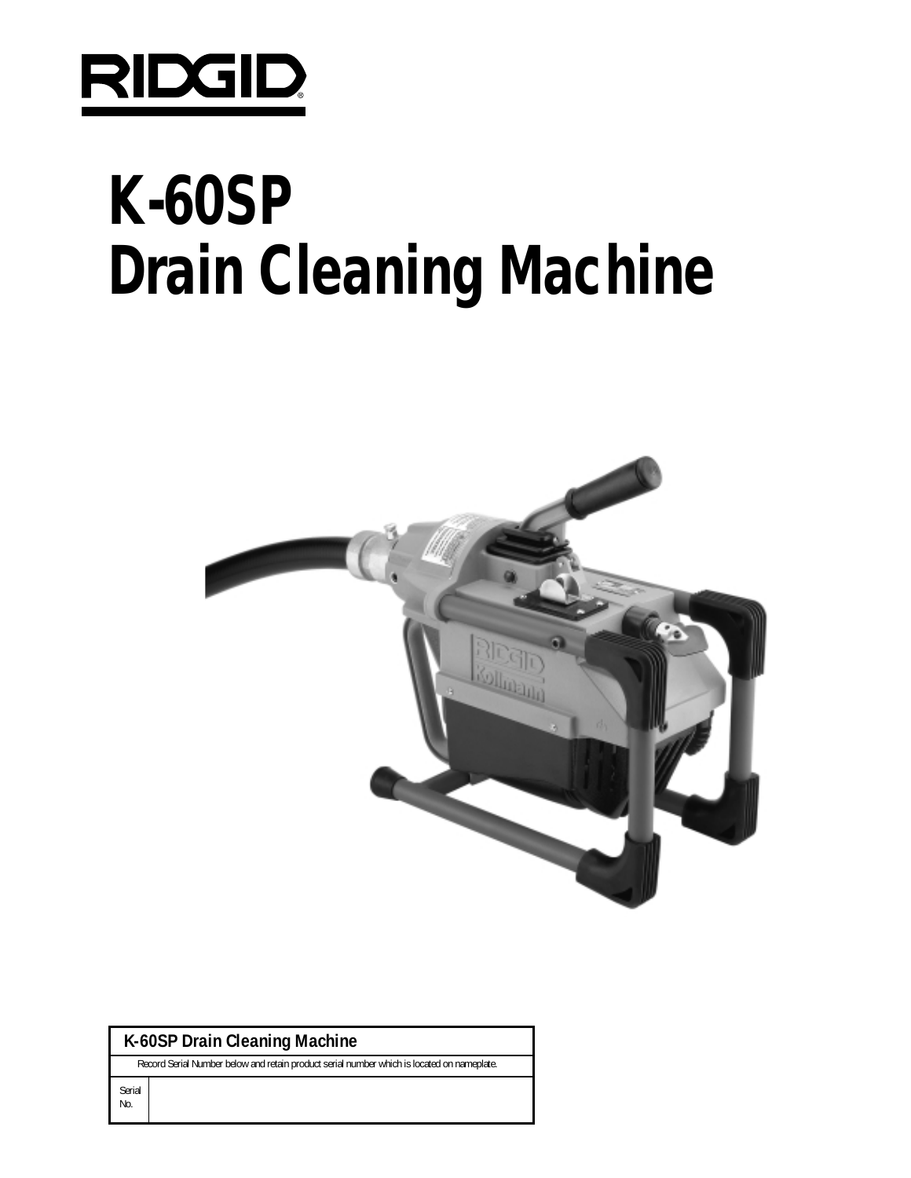# RIDGID

# K-60SP
# Drain Cleaning Machine

| K-60SP Drain Cleaning Machine | |
|---|---|
| Record Serial Number below and retain product serial number which is located on nameplate. | |
| Serial No. | |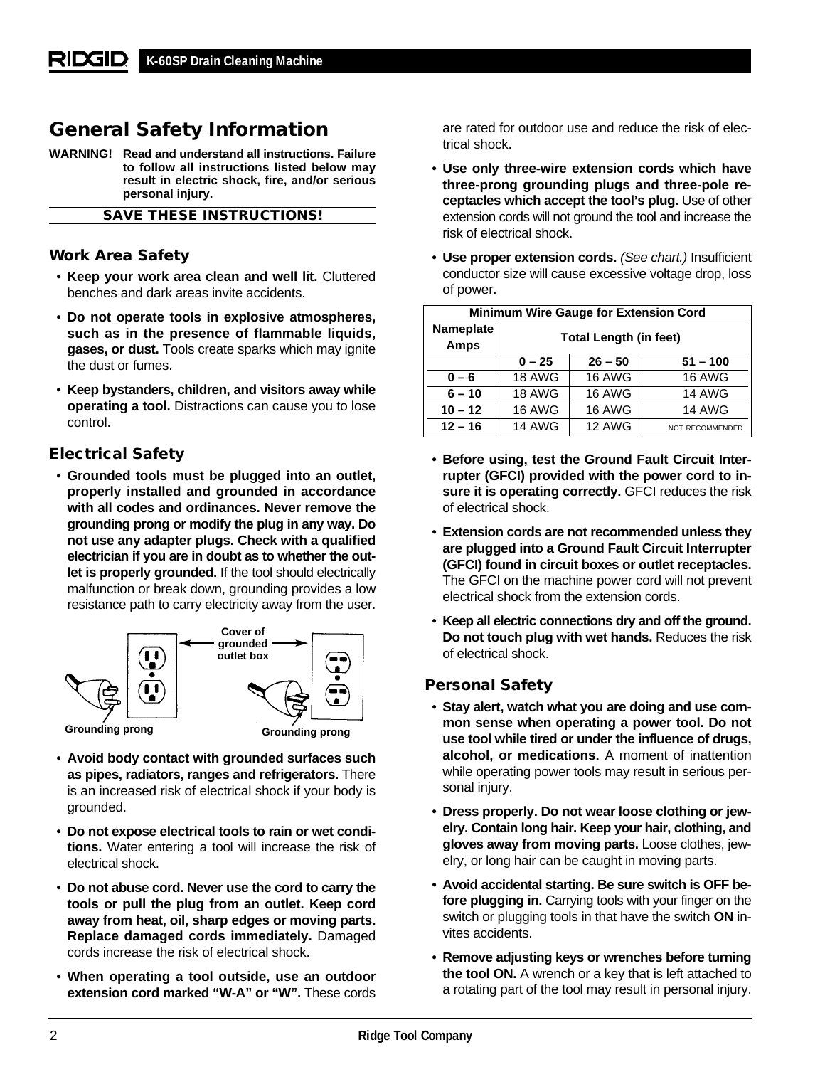## General Safety Information

**WARNING! Read and understand all instructions. Failure to follow all instructions listed below may result in electric shock, fire, and/or serious personal injury.**

**SAVE THESE INSTRUCTIONS!**

### Work Area Safety

- **Keep your work area clean and well lit.** Cluttered benches and dark areas invite accidents.
- **Do not operate tools in explosive atmospheres, such as in the presence of flammable liquids, gases, or dust.** Tools create sparks which may ignite the dust or fumes.
- **Keep bystanders, children, and visitors away while operating a tool.** Distractions can cause you to lose control.

### Electrical Safety

- **Grounded tools must be plugged into an outlet, properly installed and grounded in accordance with all codes and ordinances. Never remove the grounding prong or modify the plug in any way. Do not use any adapter plugs. Check with a qualified electrician if you are in doubt as to whether the outlet is properly grounded.** If the tool should electrically malfunction or break down, grounding provides a low resistance path to carry electricity away from the user.

Cover of grounded outlet box

Grounding prong

Grounding prong

- **Avoid body contact with grounded surfaces such as pipes, radiators, ranges and refrigerators.** There is an increased risk of electrical shock if your body is grounded.
- **Do not expose electrical tools to rain or wet conditions.** Water entering a tool will increase the risk of electrical shock.
- **Do not abuse cord. Never use the cord to carry the tools or pull the plug from an outlet. Keep cord away from heat, oil, sharp edges or moving parts. Replace damaged cords immediately.** Damaged cords increase the risk of electrical shock.
- **When operating a tool outside, use an outdoor extension cord marked "W-A" or "W".** These cords are rated for outdoor use and reduce the risk of electrical shock.
- **Use only three-wire extension cords which have three-prong grounding plugs and three-pole receptacles which accept the tool's plug.** Use of other extension cords will not ground the tool and increase the risk of electrical shock.
- **Use proper extension cords.** *(See chart.)* Insufficient conductor size will cause excessive voltage drop, loss of power.

| Minimum Wire Gauge for Extension Cord | | | |
|---|---|---|---|
| **Nameplate Amps** | **Total Length (in feet)** | | |
| | **0 – 25** | **26 – 50** | **51 – 100** |
| **0 – 6** | 18 AWG | 16 AWG | 16 AWG |
| **6 – 10** | 18 AWG | 16 AWG | 14 AWG |
| **10 – 12** | 16 AWG | 16 AWG | 14 AWG |
| **12 – 16** | 14 AWG | 12 AWG | NOT RECOMMENDED |

- **Before using, test the Ground Fault Circuit Interrupter (GFCI) provided with the power cord to insure it is operating correctly.** GFCI reduces the risk of electrical shock.
- **Extension cords are not recommended unless they are plugged into a Ground Fault Circuit Interrupter (GFCI) found in circuit boxes or outlet receptacles.** The GFCI on the machine power cord will not prevent electrical shock from the extension cords.
- **Keep all electric connections dry and off the ground. Do not touch plug with wet hands.** Reduces the risk of electrical shock.

### Personal Safety

- **Stay alert, watch what you are doing and use common sense when operating a power tool. Do not use tool while tired or under the influence of drugs, alcohol, or medications.** A moment of inattention while operating power tools may result in serious personal injury.
- **Dress properly. Do not wear loose clothing or jewelry. Contain long hair. Keep your hair, clothing, and gloves away from moving parts.** Loose clothes, jewelry, or long hair can be caught in moving parts.
- **Avoid accidental starting. Be sure switch is OFF before plugging in.** Carrying tools with your finger on the switch or plugging tools in that have the switch **ON** invites accidents.
- **Remove adjusting keys or wrenches before turning the tool ON.** A wrench or a key that is left attached to a rotating part of the tool may result in personal injury.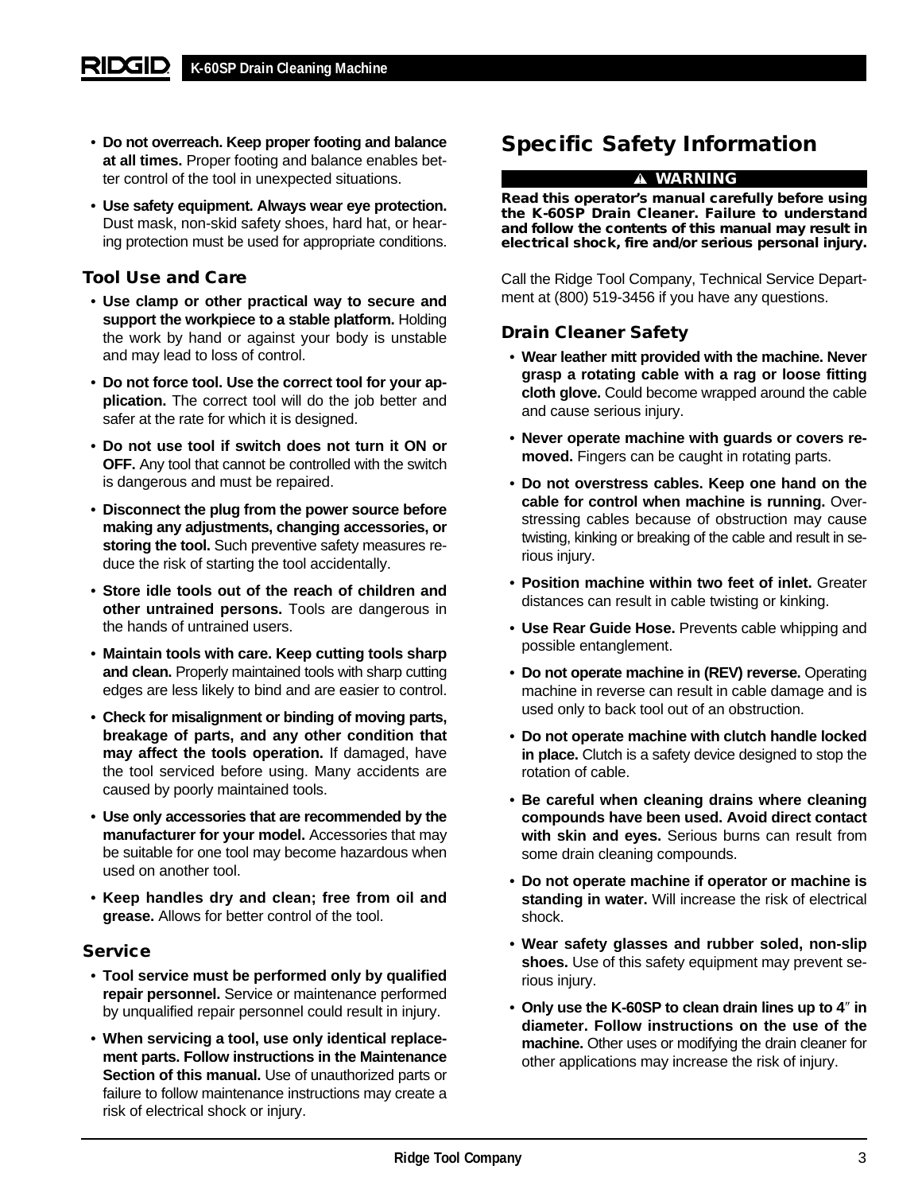- **Do not overreach. Keep proper footing and balance at all times.** Proper footing and balance enables better control of the tool in unexpected situations.
- **Use safety equipment. Always wear eye protection.** Dust mask, non-skid safety shoes, hard hat, or hearing protection must be used for appropriate conditions.

### Tool Use and Care

- **Use clamp or other practical way to secure and support the workpiece to a stable platform.** Holding the work by hand or against your body is unstable and may lead to loss of control.
- **Do not force tool. Use the correct tool for your application.** The correct tool will do the job better and safer at the rate for which it is designed.
- **Do not use tool if switch does not turn it ON or OFF.** Any tool that cannot be controlled with the switch is dangerous and must be repaired.
- **Disconnect the plug from the power source before making any adjustments, changing accessories, or storing the tool.** Such preventive safety measures reduce the risk of starting the tool accidentally.
- **Store idle tools out of the reach of children and other untrained persons.** Tools are dangerous in the hands of untrained users.
- **Maintain tools with care. Keep cutting tools sharp and clean.** Properly maintained tools with sharp cutting edges are less likely to bind and are easier to control.
- **Check for misalignment or binding of moving parts, breakage of parts, and any other condition that may affect the tools operation.** If damaged, have the tool serviced before using. Many accidents are caused by poorly maintained tools.
- **Use only accessories that are recommended by the manufacturer for your model.** Accessories that may be suitable for one tool may become hazardous when used on another tool.
- **Keep handles dry and clean; free from oil and grease.** Allows for better control of the tool.

### Service

- **Tool service must be performed only by qualified repair personnel.** Service or maintenance performed by unqualified repair personnel could result in injury.
- **When servicing a tool, use only identical replacement parts. Follow instructions in the Maintenance Section of this manual.** Use of unauthorized parts or failure to follow maintenance instructions may create a risk of electrical shock or injury.

## Specific Safety Information

**⚠ WARNING**

**Read this operator's manual carefully before using the K-60SP Drain Cleaner. Failure to understand and follow the contents of this manual may result in electrical shock, fire and/or serious personal injury.**

Call the Ridge Tool Company, Technical Service Department at (800) 519-3456 if you have any questions.

### Drain Cleaner Safety

- **Wear leather mitt provided with the machine. Never grasp a rotating cable with a rag or loose fitting cloth glove.** Could become wrapped around the cable and cause serious injury.
- **Never operate machine with guards or covers removed.** Fingers can be caught in rotating parts.
- **Do not overstress cables. Keep one hand on the cable for control when machine is running.** Overstressing cables because of obstruction may cause twisting, kinking or breaking of the cable and result in serious injury.
- **Position machine within two feet of inlet.** Greater distances can result in cable twisting or kinking.
- **Use Rear Guide Hose.** Prevents cable whipping and possible entanglement.
- **Do not operate machine in (REV) reverse.** Operating machine in reverse can result in cable damage and is used only to back tool out of an obstruction.
- **Do not operate machine with clutch handle locked in place.** Clutch is a safety device designed to stop the rotation of cable.
- **Be careful when cleaning drains where cleaning compounds have been used. Avoid direct contact with skin and eyes.** Serious burns can result from some drain cleaning compounds.
- **Do not operate machine if operator or machine is standing in water.** Will increase the risk of electrical shock.
- **Wear safety glasses and rubber soled, non-slip shoes.** Use of this safety equipment may prevent serious injury.
- **Only use the K-60SP to clean drain lines up to 4″ in diameter. Follow instructions on the use of the machine.** Other uses or modifying the drain cleaner for other applications may increase the risk of injury.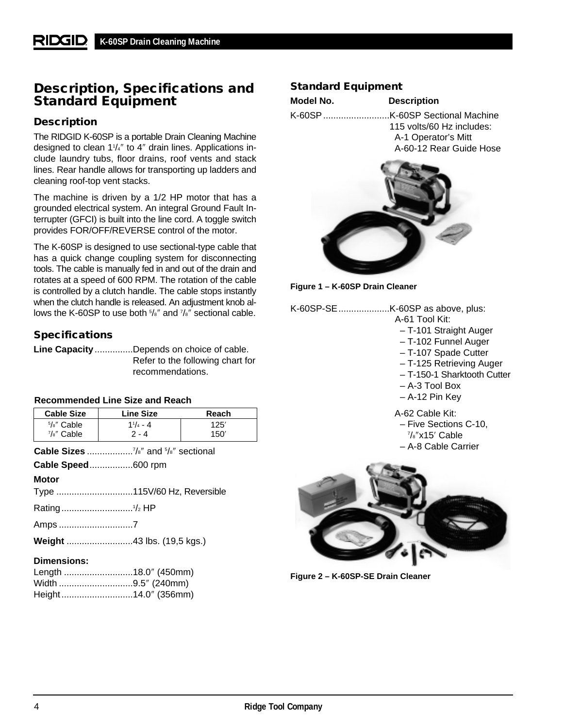## Description, Specifications and Standard Equipment

### Description

The RIDGID K-60SP is a portable Drain Cleaning Machine designed to clean 1¼″ to 4″ drain lines. Applications include laundry tubs, floor drains, roof vents and stack lines. Rear handle allows for transporting up ladders and cleaning roof-top vent stacks.

The machine is driven by a 1/2 HP motor that has a grounded electrical system. An integral Ground Fault Interrupter (GFCI) is built into the line cord. A toggle switch provides FOR/OFF/REVERSE control of the motor.

The K-60SP is designed to use sectional-type cable that has a quick change coupling system for disconnecting tools. The cable is manually fed in and out of the drain and rotates at a speed of 600 RPM. The rotation of the cable is controlled by a clutch handle. The cable stops instantly when the clutch handle is released. An adjustment knob allows the K-60SP to use both ⅝″ and ⅞″ sectional cable.

### Specifications

**Line Capacity**...............Depends on choice of cable. Refer to the following chart for recommendations.

**Recommended Line Size and Reach**

| Cable Size | Line Size | Reach |
|---|---|---|
| ⅝″ Cable | 1¼ - 4 | 125′ |
| ⅞″ Cable | 2 - 4 | 150′ |

**Cable Sizes**..................⅞″ and ⅝″ sectional

**Cable Speed**.................600 rpm

**Motor**

Type ..............................115V/60 Hz, Reversible

Rating............................½ HP

Amps .............................7

**Weight** ..........................43 lbs. (19,5 kgs.)

**Dimensions:**

Length ...........................18.0″ (450mm)
Width .............................9.5″ (240mm)
Height............................14.0″ (356mm)

### Standard Equipment

**Model No.** — **Description**

K-60SP..........................K-60SP Sectional Machine 115 volts/60 Hz includes:
- A-1 Operator's Mitt
- A-60-12 Rear Guide Hose

**Figure 1 – K-60SP Drain Cleaner**

K-60SP-SE....................K-60SP as above, plus:

A-61 Tool Kit:
- T-101 Straight Auger
- T-102 Funnel Auger
- T-107 Spade Cutter
- T-125 Retrieving Auger
- T-150-1 Sharktooth Cutter
- A-3 Tool Box
- A-12 Pin Key

A-62 Cable Kit:
- Five Sections C-10, ⅞″x15′ Cable
- A-8 Cable Carrier

**Figure 2 – K-60SP-SE Drain Cleaner**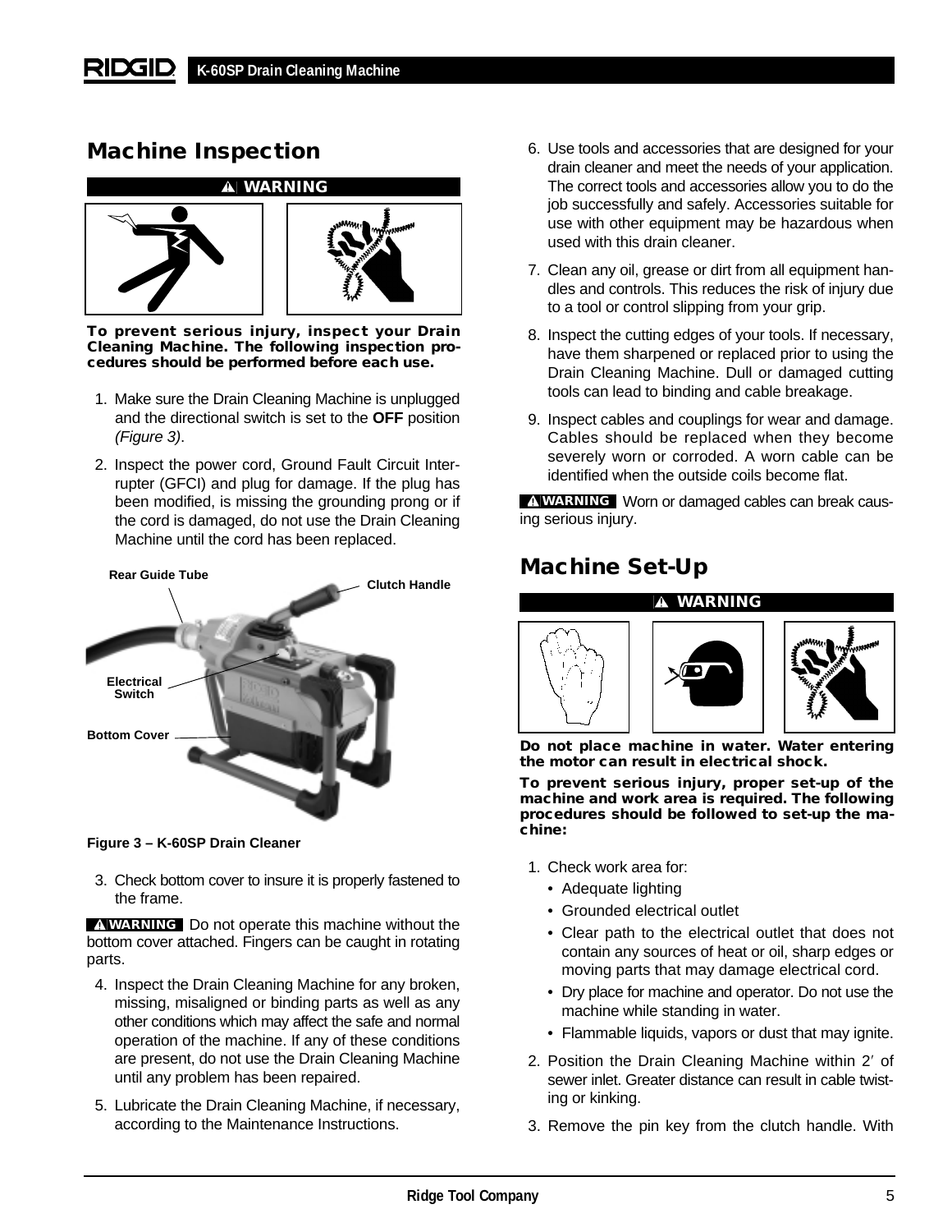## Machine Inspection

**⚠ WARNING**

**To prevent serious injury, inspect your Drain Cleaning Machine. The following inspection procedures should be performed before each use.**

1. Make sure the Drain Cleaning Machine is unplugged and the directional switch is set to the **OFF** position *(Figure 3)*.
2. Inspect the power cord, Ground Fault Circuit Interrupter (GFCI) and plug for damage. If the plug has been modified, is missing the grounding prong or if the cord is damaged, do not use the Drain Cleaning Machine until the cord has been replaced.

Rear Guide Tube
Clutch Handle
Electrical Switch
Bottom Cover

**Figure 3 – K-60SP Drain Cleaner**

3. Check bottom cover to insure it is properly fastened to the frame.

**⚠ WARNING** Do not operate this machine without the bottom cover attached. Fingers can be caught in rotating parts.

4. Inspect the Drain Cleaning Machine for any broken, missing, misaligned or binding parts as well as any other conditions which may affect the safe and normal operation of the machine. If any of these conditions are present, do not use the Drain Cleaning Machine until any problem has been repaired.
5. Lubricate the Drain Cleaning Machine, if necessary, according to the Maintenance Instructions.
6. Use tools and accessories that are designed for your drain cleaner and meet the needs of your application. The correct tools and accessories allow you to do the job successfully and safely. Accessories suitable for use with other equipment may be hazardous when used with this drain cleaner.
7. Clean any oil, grease or dirt from all equipment handles and controls. This reduces the risk of injury due to a tool or control slipping from your grip.
8. Inspect the cutting edges of your tools. If necessary, have them sharpened or replaced prior to using the Drain Cleaning Machine. Dull or damaged cutting tools can lead to binding and cable breakage.
9. Inspect cables and couplings for wear and damage. Cables should be replaced when they become severely worn or corroded. A worn cable can be identified when the outside coils become flat.

**⚠ WARNING** Worn or damaged cables can break causing serious injury.

## Machine Set-Up

**⚠ WARNING**

**Do not place machine in water. Water entering the motor can result in electrical shock.**

**To prevent serious injury, proper set-up of the machine and work area is required. The following procedures should be followed to set-up the machine:**

1. Check work area for:
   - Adequate lighting
   - Grounded electrical outlet
   - Clear path to the electrical outlet that does not contain any sources of heat or oil, sharp edges or moving parts that may damage electrical cord.
   - Dry place for machine and operator. Do not use the machine while standing in water.
   - Flammable liquids, vapors or dust that may ignite.
2. Position the Drain Cleaning Machine within 2′ of sewer inlet. Greater distance can result in cable twisting or kinking.
3. Remove the pin key from the clutch handle. With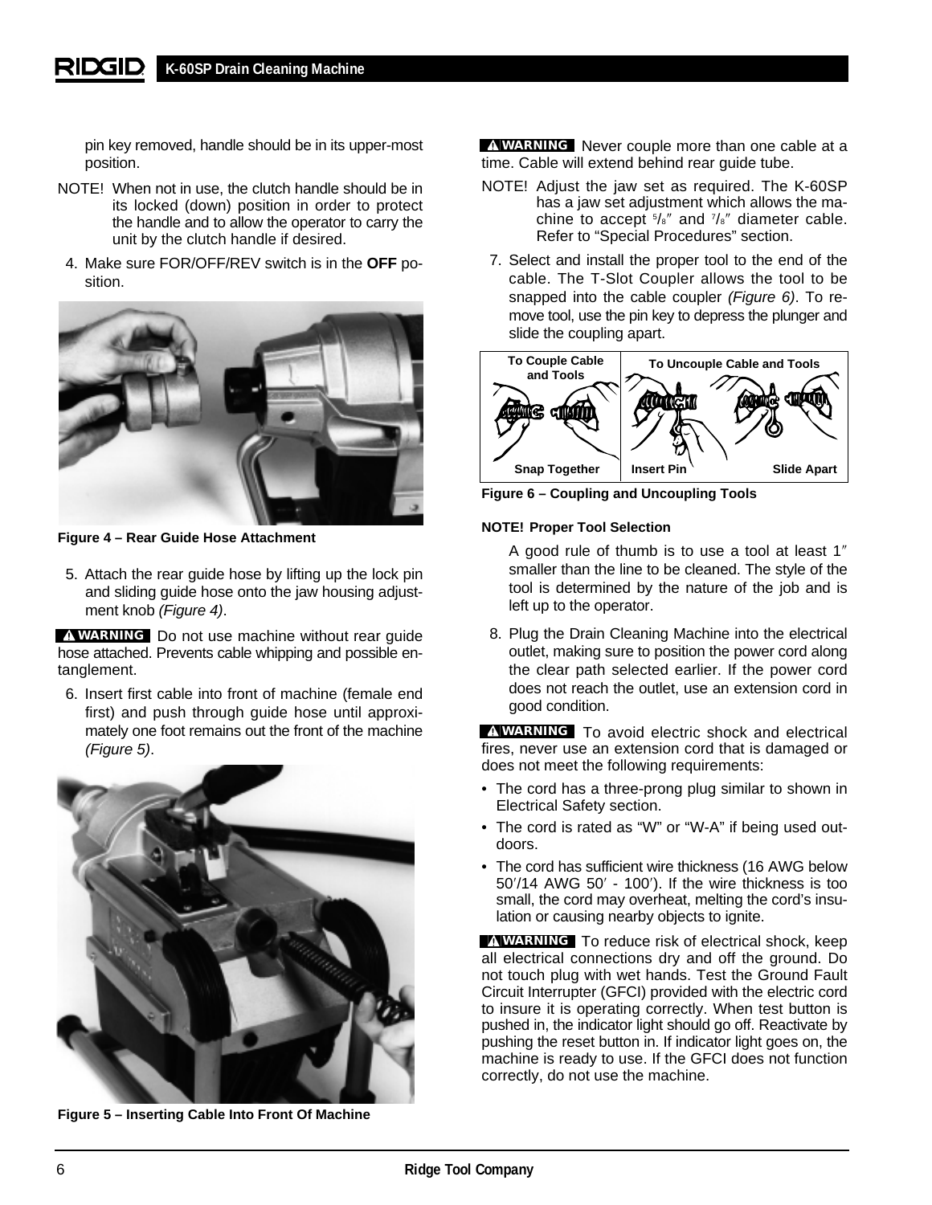pin key removed, handle should be in its upper-most position.

NOTE! When not in use, the clutch handle should be in its locked (down) position in order to protect the handle and to allow the operator to carry the unit by the clutch handle if desired.

4. Make sure FOR/OFF/REV switch is in the **OFF** position.

**Figure 4 – Rear Guide Hose Attachment**

5. Attach the rear guide hose by lifting up the lock pin and sliding guide hose onto the jaw housing adjustment knob *(Figure 4)*.

**WARNING** Do not use machine without rear guide hose attached. Prevents cable whipping and possible entanglement.

6. Insert first cable into front of machine (female end first) and push through guide hose until approximately one foot remains out the front of the machine *(Figure 5)*.

**Figure 5 – Inserting Cable Into Front Of Machine**

**WARNING** Never couple more than one cable at a time. Cable will extend behind rear guide tube.

NOTE! Adjust the jaw set as required. The K-60SP has a jaw set adjustment which allows the machine to accept 5/8″ and 7/8″ diameter cable. Refer to "Special Procedures" section.

7. Select and install the proper tool to the end of the cable. The T-Slot Coupler allows the tool to be snapped into the cable coupler *(Figure 6)*. To remove tool, use the pin key to depress the plunger and slide the coupling apart.

To Couple Cable and Tools — Snap Together | To Uncouple Cable and Tools — Insert Pin, Slide Apart

**Figure 6 – Coupling and Uncoupling Tools**

**NOTE! Proper Tool Selection**

A good rule of thumb is to use a tool at least 1″ smaller than the line to be cleaned. The style of the tool is determined by the nature of the job and is left up to the operator.

8. Plug the Drain Cleaning Machine into the electrical outlet, making sure to position the power cord along the clear path selected earlier. If the power cord does not reach the outlet, use an extension cord in good condition.

**WARNING** To avoid electric shock and electrical fires, never use an extension cord that is damaged or does not meet the following requirements:

- The cord has a three-prong plug similar to shown in Electrical Safety section.
- The cord is rated as "W" or "W-A" if being used outdoors.
- The cord has sufficient wire thickness (16 AWG below 50′/14 AWG 50′ - 100′). If the wire thickness is too small, the cord may overheat, melting the cord's insulation or causing nearby objects to ignite.

**WARNING** To reduce risk of electrical shock, keep all electrical connections dry and off the ground. Do not touch plug with wet hands. Test the Ground Fault Circuit Interrupter (GFCI) provided with the electric cord to insure it is operating correctly. When test button is pushed in, the indicator light should go off. Reactivate by pushing the reset button in. If indicator light goes on, the machine is ready to use. If the GFCI does not function correctly, do not use the machine.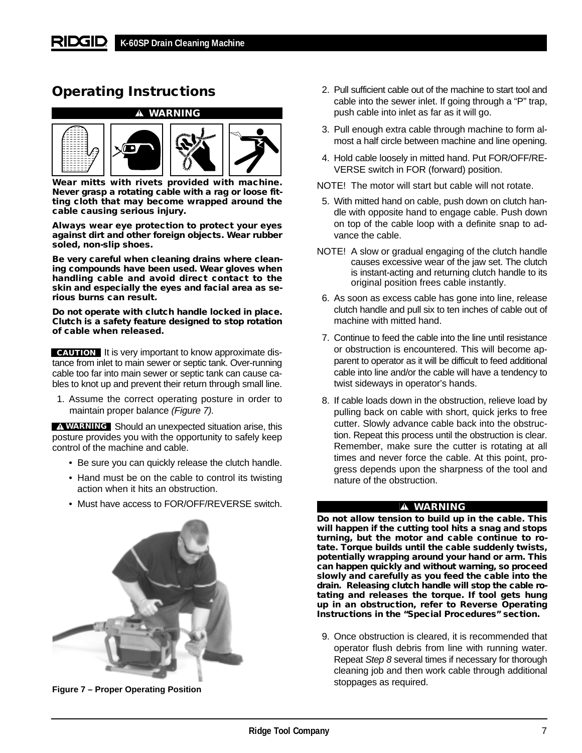## Operating Instructions

**⚠ WARNING**

**Wear mitts with rivets provided with machine. Never grasp a rotating cable with a rag or loose fitting cloth that may become wrapped around the cable causing serious injury.**

**Always wear eye protection to protect your eyes against dirt and other foreign objects. Wear rubber soled, non-slip shoes.**

**Be very careful when cleaning drains where cleaning compounds have been used. Wear gloves when handling cable and avoid direct contact to the skin and especially the eyes and facial area as serious burns can result.**

**Do not operate with clutch handle locked in place. Clutch is a safety feature designed to stop rotation of cable when released.**

**CAUTION** It is very important to know approximate distance from inlet to main sewer or septic tank. Over-running cable too far into main sewer or septic tank can cause cables to knot up and prevent their return through small line.

1. Assume the correct operating posture in order to maintain proper balance *(Figure 7).*

**⚠ WARNING** Should an unexpected situation arise, this posture provides you with the opportunity to safely keep control of the machine and cable.

- Be sure you can quickly release the clutch handle.
- Hand must be on the cable to control its twisting action when it hits an obstruction.
- Must have access to FOR/OFF/REVERSE switch.

**Figure 7 – Proper Operating Position**

2. Pull sufficient cable out of the machine to start tool and cable into the sewer inlet. If going through a "P" trap, push cable into inlet as far as it will go.
3. Pull enough extra cable through machine to form almost a half circle between machine and line opening.
4. Hold cable loosely in mitted hand. Put FOR/OFF/REVERSE switch in FOR (forward) position.

NOTE! The motor will start but cable will not rotate.

5. With mitted hand on cable, push down on clutch handle with opposite hand to engage cable. Push down on top of the cable loop with a definite snap to advance the cable.

NOTE! A slow or gradual engaging of the clutch handle causes excessive wear of the jaw set. The clutch is instant-acting and returning clutch handle to its original position frees cable instantly.

6. As soon as excess cable has gone into line, release clutch handle and pull six to ten inches of cable out of machine with mitted hand.
7. Continue to feed the cable into the line until resistance or obstruction is encountered. This will become apparent to operator as it will be difficult to feed additional cable into line and/or the cable will have a tendency to twist sideways in operator's hands.
8. If cable loads down in the obstruction, relieve load by pulling back on cable with short, quick jerks to free cutter. Slowly advance cable back into the obstruction. Repeat this process until the obstruction is clear. Remember, make sure the cutter is rotating at all times and never force the cable. At this point, progress depends upon the sharpness of the tool and nature of the obstruction.

**⚠ WARNING**

**Do not allow tension to build up in the cable. This will happen if the cutting tool hits a snag and stops turning, but the motor and cable continue to rotate. Torque builds until the cable suddenly twists, potentially wrapping around your hand or arm. This can happen quickly and without warning, so proceed slowly and carefully as you feed the cable into the drain. Releasing clutch handle will stop the cable rotating and releases the torque. If tool gets hung up in an obstruction, refer to Reverse Operating Instructions in the "Special Procedures" section.**

9. Once obstruction is cleared, it is recommended that operator flush debris from line with running water. Repeat *Step 8* several times if necessary for thorough cleaning job and then work cable through additional stoppages as required.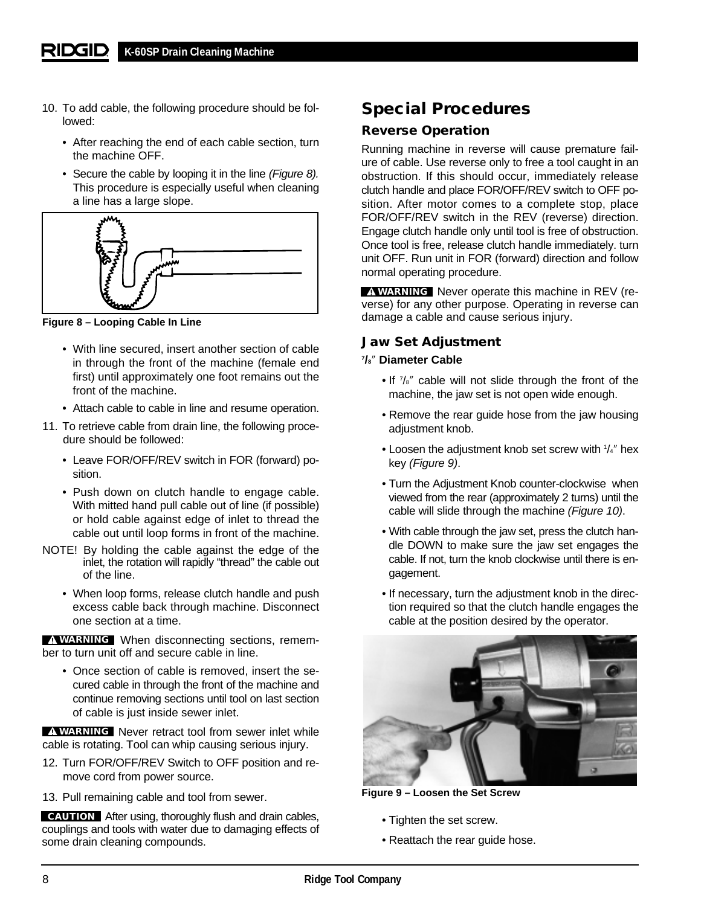10. To add cable, the following procedure should be followed:

    - After reaching the end of each cable section, turn the machine OFF.
    - Secure the cable by looping it in the line *(Figure 8).* This procedure is especially useful when cleaning a line has a large slope.

**Figure 8 – Looping Cable In Line**

    - With line secured, insert another section of cable in through the front of the machine (female end first) until approximately one foot remains out the front of the machine.
    - Attach cable to cable in line and resume operation.

11. To retrieve cable from drain line, the following procedure should be followed:

    - Leave FOR/OFF/REV switch in FOR (forward) position.
    - Push down on clutch handle to engage cable. With mitted hand pull cable out of line (if possible) or hold cable against edge of inlet to thread the cable out until loop forms in front of the machine.

NOTE! By holding the cable against the edge of the inlet, the rotation will rapidly “thread” the cable out of the line.

    - When loop forms, release clutch handle and push excess cable back through machine. Disconnect one section at a time.

**WARNING** When disconnecting sections, remember to turn unit off and secure cable in line.

    - Once section of cable is removed, insert the secured cable in through the front of the machine and continue removing sections until tool on last section of cable is just inside sewer inlet.

**WARNING** Never retract tool from sewer inlet while cable is rotating. Tool can whip causing serious injury.

12. Turn FOR/OFF/REV Switch to OFF position and remove cord from power source.
13. Pull remaining cable and tool from sewer.

**CAUTION** After using, thoroughly flush and drain cables, couplings and tools with water due to damaging effects of some drain cleaning compounds.

## Special Procedures

### Reverse Operation

Running machine in reverse will cause premature failure of cable. Use reverse only to free a tool caught in an obstruction. If this should occur, immediately release clutch handle and place FOR/OFF/REV switch to OFF position. After motor comes to a complete stop, place FOR/OFF/REV switch in the REV (reverse) direction. Engage clutch handle only until tool is free of obstruction. Once tool is free, release clutch handle immediately. turn unit OFF. Run unit in FOR (forward) direction and follow normal operating procedure.

**WARNING** Never operate this machine in REV (reverse) for any other purpose. Operating in reverse can damage a cable and cause serious injury.

### Jaw Set Adjustment

**7/8″ Diameter Cable**

- If 7/8″ cable will not slide through the front of the machine, the jaw set is not open wide enough.
- Remove the rear guide hose from the jaw housing adjustment knob.
- Loosen the adjustment knob set screw with 1/4″ hex key *(Figure 9)*.
- Turn the Adjustment Knob counter-clockwise when viewed from the rear (approximately 2 turns) until the cable will slide through the machine *(Figure 10)*.
- With cable through the jaw set, press the clutch handle DOWN to make sure the jaw set engages the cable. If not, turn the knob clockwise until there is engagement.
- If necessary, turn the adjustment knob in the direction required so that the clutch handle engages the cable at the position desired by the operator.

**Figure 9 – Loosen the Set Screw**

- Tighten the set screw.
- Reattach the rear guide hose.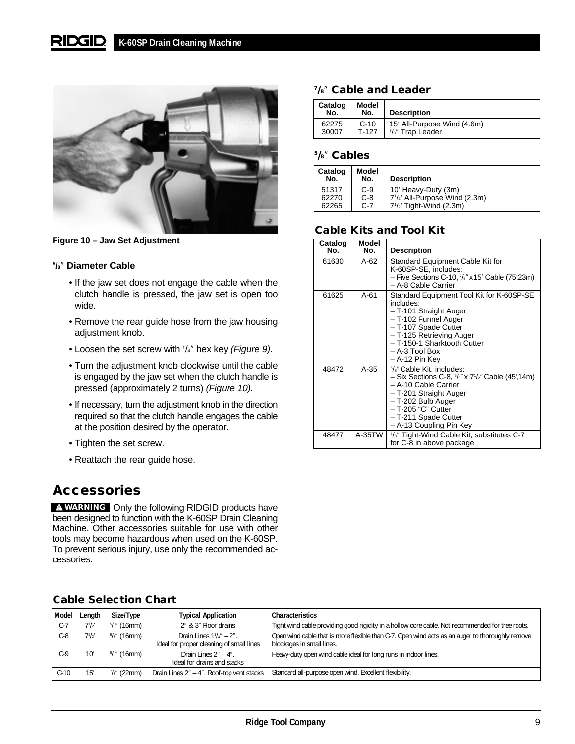Figure 10 – Jaw Set Adjustment

**5/8″ Diameter Cable**

- If the jaw set does not engage the cable when the clutch handle is pressed, the jaw set is open too wide.
- Remove the rear guide hose from the jaw housing adjustment knob.
- Loosen the set screw with 1/4″ hex key *(Figure 9)*.
- Turn the adjustment knob clockwise until the cable is engaged by the jaw set when the clutch handle is pressed (approximately 2 turns) *(Figure 10).*
- If necessary, turn the adjustment knob in the direction required so that the clutch handle engages the cable at the position desired by the operator.
- Tighten the set screw.
- Reattach the rear guide hose.

# Accessories

**WARNING** Only the following RIDGID products have been designed to function with the K-60SP Drain Cleaning Machine. Other accessories suitable for use with other tools may become hazardous when used on the K-60SP. To prevent serious injury, use only the recommended accessories.

### 7/8″ Cable and Leader

| Catalog No. | Model No. | Description |
|---|---|---|
| 62275 | C-10 | 15′ All-Purpose Wind (4.6m) |
| 30007 | T-127 | 7/8″ Trap Leader |

### 5/8″ Cables

| Catalog No. | Model No. | Description |
|---|---|---|
| 51317 | C-9 | 10′ Heavy-Duty (3m) |
| 62270 | C-8 | 7 1/2′ All-Purpose Wind (2.3m) |
| 62265 | C-7 | 7 1/2′ Tight-Wind (2.3m) |

### Cable Kits and Tool Kit

| Catalog No. | Model No. | Description |
|---|---|---|
| 61630 | A-62 | Standard Equipment Cable Kit for K-60SP-SE, includes: – Five Sections C-10, 7/8″ x 15′ Cable (75′,23m) – A-8 Cable Carrier |
| 61625 | A-61 | Standard Equipment Tool Kit for K-60SP-SE includes: – T-101 Straight Auger – T-102 Funnel Auger – T-107 Spade Cutter – T-125 Retrieving Auger – T-150-1 Sharktooth Cutter – A-3 Tool Box – A-12 Pin Key |
| 48472 | A-35 | 5/8″ Cable Kit, includes: – Six Sections C-8, 5/8″ x 7 1/2″ Cable (45′,14m) – A-10 Cable Carrier – T-201 Straight Auger – T-202 Bulb Auger – T-205 "C" Cutter – T-211 Spade Cutter – A-13 Coupling Pin Key |
| 48477 | A-35TW | 5/8″ Tight-Wind Cable Kit, substitutes C-7 for C-8 in above package |

### Cable Selection Chart

| Model | Length | Size/Type | Typical Application | Characteristics |
|---|---|---|---|---|
| C-7 | 7 1/2′ | 5/8″ (16mm) | 2″ & 3″ Floor drains | Tight wind cable providing good rigidity in a hollow core cable. Not recommended for tree roots. |
| C-8 | 7 1/2′ | 5/8″ (16mm) | Drain Lines 1 1/4″ – 2″. Ideal for proper cleaning of small lines | Open wind cable that is more flexible than C-7. Open wind acts as an auger to thoroughly remove blockages in small lines. |
| C-9 | 10′ | 5/8″ (16mm) | Drain Lines 2″ – 4″. Ideal for drains and stacks | Heavy-duty open wind cable ideal for long runs in indoor lines. |
| C-10 | 15′ | 7/8″ (22mm) | Drain Lines 2″ – 4″. Roof-top vent stacks | Standard all-purpose open wind. Excellent flexibility. |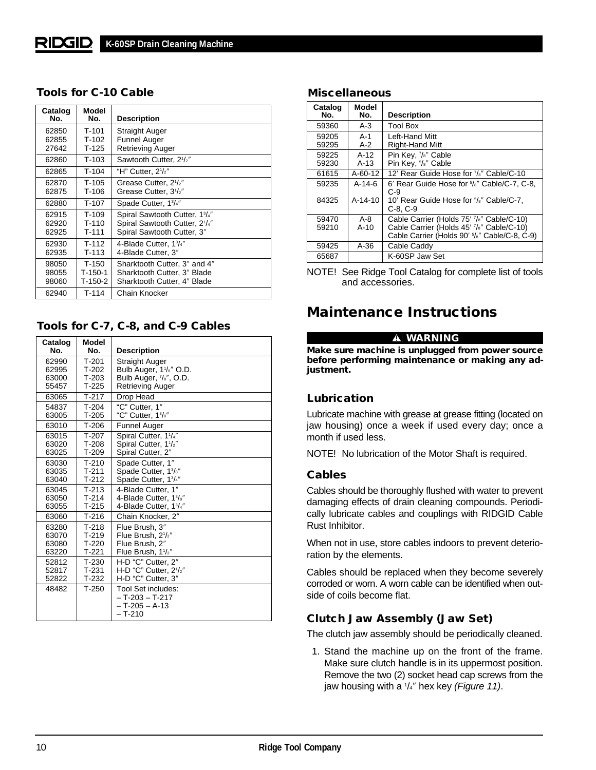## Tools for C-10 Cable

| Catalog No. | Model No. | Description |
|---|---|---|
| 62850 | T-101 | Straight Auger |
| 62855 | T-102 | Funnel Auger |
| 27642 | T-125 | Retrieving Auger |
| 62860 | T-103 | Sawtooth Cutter, 2$^1/_2$″ |
| 62865 | T-104 | “H” Cutter, 2$^1/_2$″ |
| 62870 | T-105 | Grease Cutter, 2$^1/_2$″ |
| 62875 | T-106 | Grease Cutter, 3$^1/_2$″ |
| 62880 | T-107 | Spade Cutter, 1$^3/_4$″ |
| 62915 | T-109 | Spiral Sawtooth Cutter, 1$^3/_4$″ |
| 62920 | T-110 | Spiral Sawtooth Cutter, 2$^1/_4$″ |
| 62925 | T-111 | Spiral Sawtooth Cutter, 3″ |
| 62930 | T-112 | 4-Blade Cutter, 1$^3/_4$″ |
| 62935 | T-113 | 4-Blade Cutter, 3″ |
| 98050 | T-150 | Sharktooth Cutter, 3″ and 4″ |
| 98055 | T-150-1 | Sharktooth Cutter, 3″ Blade |
| 98060 | T-150-2 | Sharktooth Cutter, 4″ Blade |
| 62940 | T-114 | Chain Knocker |

## Tools for C-7, C-8, and C-9 Cables

| Catalog No. | Model No. | Description |
|---|---|---|
| 62990 | T-201 | Straight Auger |
| 62995 | T-202 | Bulb Auger, 1$^1/_8$″ O.D. |
| 63000 | T-203 | Bulb Auger, $^7/_8$″, O.D. |
| 55457 | T-225 | Retrieving Auger |
| 63065 | T-217 | Drop Head |
| 54837 | T-204 | “C” Cutter, 1″ |
| 63005 | T-205 | “C” Cutter, 1$^3/_8$″ |
| 63010 | T-206 | Funnel Auger |
| 63015 | T-207 | Spiral Cutter, 1$^1/_4$″ |
| 63020 | T-208 | Spiral Cutter, 1$^1/_2$″ |
| 63025 | T-209 | Spiral Cutter, 2″ |
| 63030 | T-210 | Spade Cutter, 1″ |
| 63035 | T-211 | Spade Cutter, 1$^3/_8$″ |
| 63040 | T-212 | Spade Cutter, 1$^3/_4$″ |
| 63045 | T-213 | 4-Blade Cutter, 1″ |
| 63050 | T-214 | 4-Blade Cutter, 1$^3/_8$″ |
| 63055 | T-215 | 4-Blade Cutter, 1$^3/_4$″ |
| 63060 | T-216 | Chain Knocker, 2″ |
| 63280 | T-218 | Flue Brush, 3″ |
| 63070 | T-219 | Flue Brush, 2$^1/_2$″ |
| 63080 | T-220 | Flue Brush, 2″ |
| 63220 | T-221 | Flue Brush, 1$^1/_2$″ |
| 52812 | T-230 | H-D “C” Cutter, 2″ |
| 52817 | T-231 | H-D “C” Cutter, 2$^1/_2$″ |
| 52822 | T-232 | H-D “C” Cutter, 3″ |
| 48482 | T-250 | Tool Set includes: – T-203 – T-217 – T-205 – A-13 – T-210 |

## Miscellaneous

| Catalog No. | Model No. | Description |
|---|---|---|
| 59360 | A-3 | Tool Box |
| 59205 | A-1 | Left-Hand Mitt |
| 59295 | A-2 | Right-Hand Mitt |
| 59225 | A-12 | Pin Key, $^7/_8$″ Cable |
| 59230 | A-13 | Pin Key, $^5/_8$″ Cable |
| 61615 | A-60-12 | 12′ Rear Guide Hose for $^7/_8$″ Cable/C-10 |
| 59235 | A-14-6 | 6′ Rear Guide Hose for $^5/_8$″ Cable/C-7, C-8, C-9 |
| 84325 | A-14-10 | 10′ Rear Guide Hose for $^5/_8$″ Cable/C-7, C-8, C-9 |
| 59470 | A-8 | Cable Carrier (Holds 75′ $^7/_8$″ Cable/C-10) |
| 59210 | A-10 | Cable Carrier (Holds 45′ $^7/_8$″ Cable/C-10) Cable Carrier (Holds 90′ $^5/_8$″ Cable/C-8, C-9) |
| 59425 | A-36 | Cable Caddy |
| 65687 | | K-60SP Jaw Set |

NOTE! See Ridge Tool Catalog for complete list of tools and accessories.

# Maintenance Instructions

**⚠ WARNING**

**Make sure machine is unplugged from power source before performing maintenance or making any adjustment.**

## Lubrication

Lubricate machine with grease at grease fitting (located on jaw housing) once a week if used every day; once a month if used less.

NOTE! No lubrication of the Motor Shaft is required.

## Cables

Cables should be thoroughly flushed with water to prevent damaging effects of drain cleaning compounds. Periodically lubricate cables and couplings with RIDGID Cable Rust Inhibitor.

When not in use, store cables indoors to prevent deterioration by the elements.

Cables should be replaced when they become severely corroded or worn. A worn cable can be identified when outside of coils become flat.

## Clutch Jaw Assembly (Jaw Set)

The clutch jaw assembly should be periodically cleaned.

1. Stand the machine up on the front of the frame. Make sure clutch handle is in its uppermost position. Remove the two (2) socket head cap screws from the jaw housing with a $^1/_4$″ hex key *(Figure 11)*.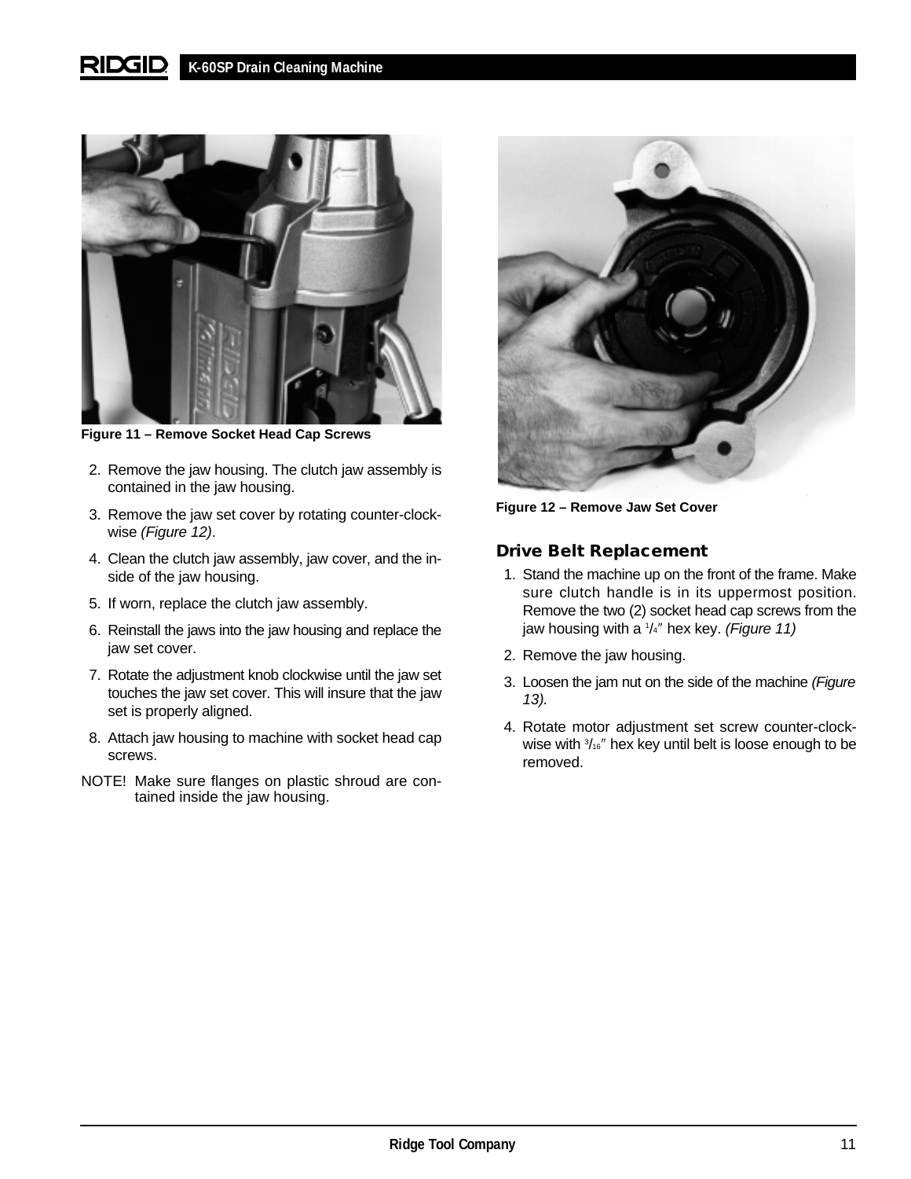Figure 11 – Remove Socket Head Cap Screws

2. Remove the jaw housing. The clutch jaw assembly is contained in the jaw housing.
3. Remove the jaw set cover by rotating counter-clockwise *(Figure 12)*.
4. Clean the clutch jaw assembly, jaw cover, and the inside of the jaw housing.
5. If worn, replace the clutch jaw assembly.
6. Reinstall the jaws into the jaw housing and replace the jaw set cover.
7. Rotate the adjustment knob clockwise until the jaw set touches the jaw set cover. This will insure that the jaw set is properly aligned.
8. Attach jaw housing to machine with socket head cap screws.

NOTE! Make sure flanges on plastic shroud are contained inside the jaw housing.

Figure 12 – Remove Jaw Set Cover

### Drive Belt Replacement

1. Stand the machine up on the front of the frame. Make sure clutch handle is in its uppermost position. Remove the two (2) socket head cap screws from the jaw housing with a 1/4″ hex key. *(Figure 11)*
2. Remove the jaw housing.
3. Loosen the jam nut on the side of the machine *(Figure 13)*.
4. Rotate motor adjustment set screw counter-clockwise with 3/16″ hex key until belt is loose enough to be removed.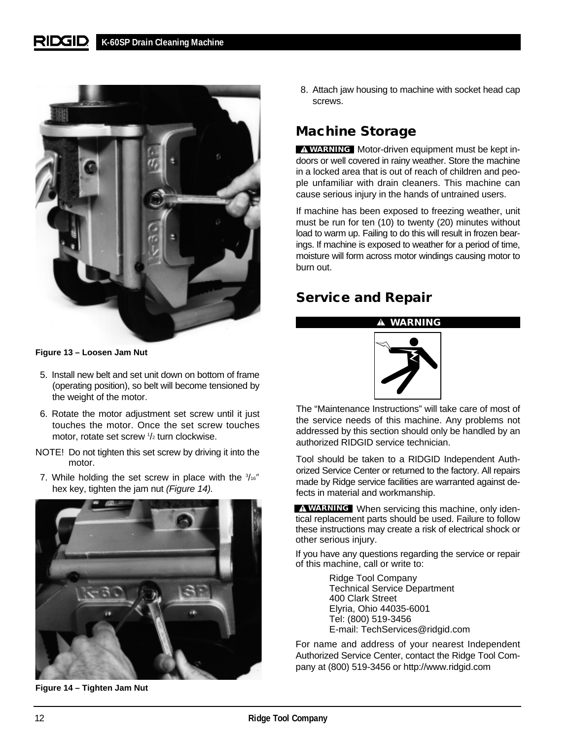Figure 13 – Loosen Jam Nut

5. Install new belt and set unit down on bottom of frame (operating position), so belt will become tensioned by the weight of the motor.
6. Rotate the motor adjustment set screw until it just touches the motor. Once the set screw touches motor, rotate set screw 1/2 turn clockwise.

NOTE! Do not tighten this set screw by driving it into the motor.

7. While holding the set screw in place with the 3/16″ hex key, tighten the jam nut *(Figure 14).*

Figure 14 – Tighten Jam Nut

8. Attach jaw housing to machine with socket head cap screws.

## Machine Storage

**WARNING** Motor-driven equipment must be kept indoors or well covered in rainy weather. Store the machine in a locked area that is out of reach of children and people unfamiliar with drain cleaners. This machine can cause serious injury in the hands of untrained users.

If machine has been exposed to freezing weather, unit must be run for ten (10) to twenty (20) minutes without load to warm up. Failing to do this will result in frozen bearings. If machine is exposed to weather for a period of time, moisture will form across motor windings causing motor to burn out.

## Service and Repair

**WARNING**

The “Maintenance Instructions” will take care of most of the service needs of this machine. Any problems not addressed by this section should only be handled by an authorized RIDGID service technician.

Tool should be taken to a RIDGID Independent Authorized Service Center or returned to the factory. All repairs made by Ridge service facilities are warranted against defects in material and workmanship.

**WARNING** When servicing this machine, only identical replacement parts should be used. Failure to follow these instructions may create a risk of electrical shock or other serious injury.

If you have any questions regarding the service or repair of this machine, call or write to:

Ridge Tool Company
Technical Service Department
400 Clark Street
Elyria, Ohio 44035-6001
Tel: (800) 519-3456
E-mail: TechServices@ridgid.com

For name and address of your nearest Independent Authorized Service Center, contact the Ridge Tool Company at (800) 519-3456 or http://www.ridgid.com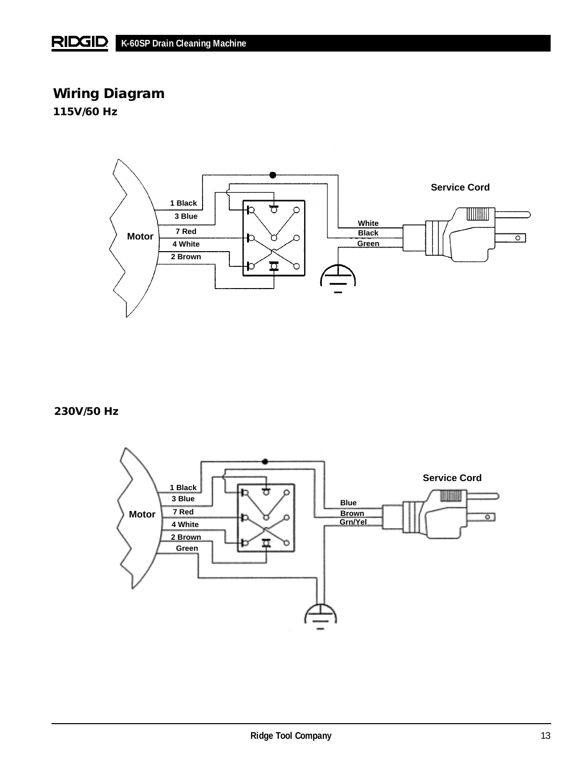## Wiring Diagram

### 115V/60 Hz

Service Cord

1 Black
3 Blue
7 Red
Motor
4 White
2 Brown

White
Black
Green

### 230V/50 Hz

Service Cord

1 Black
3 Blue
7 Red
Motor
4 White
2 Brown
Green

Blue
Brown
Grn/Yel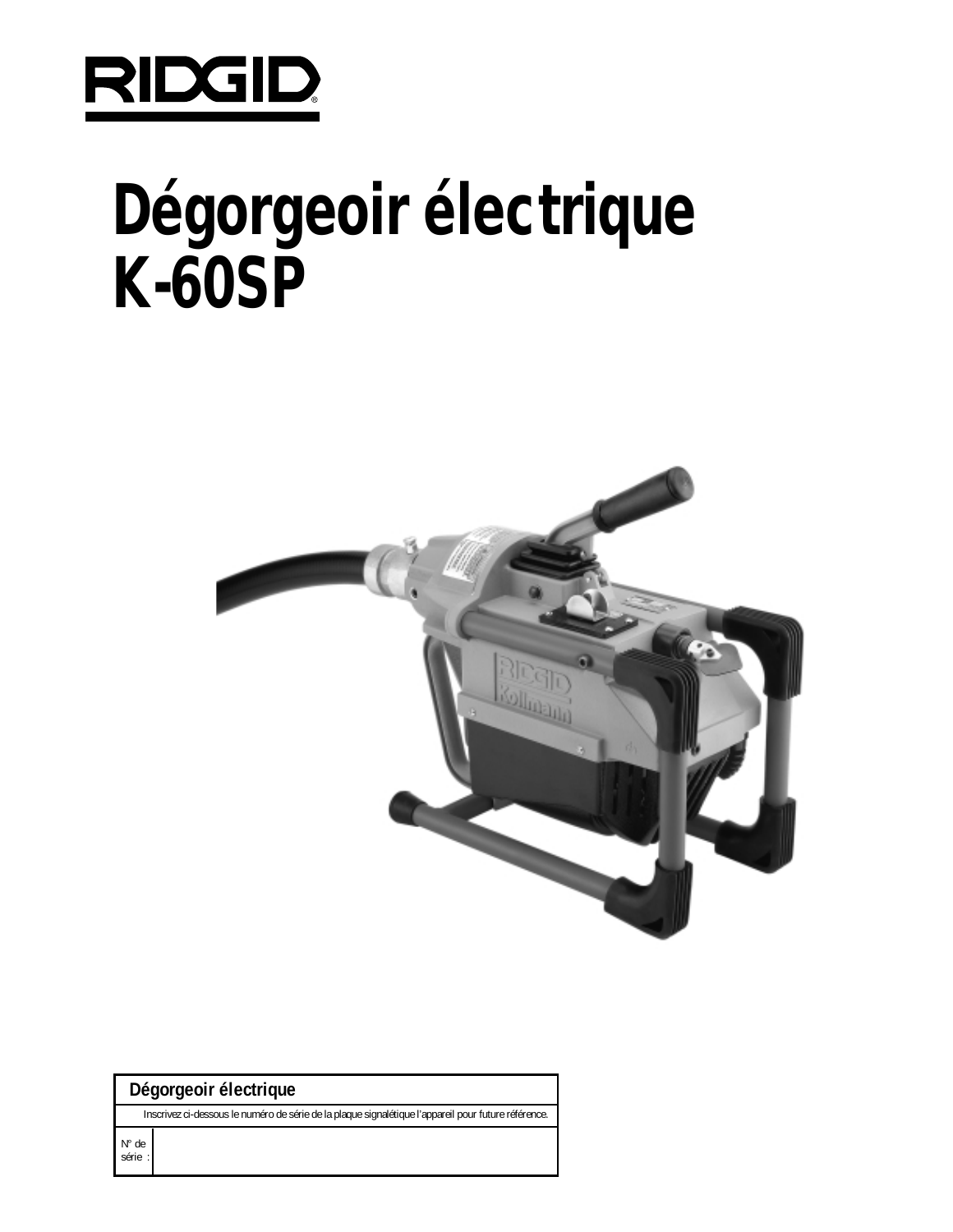RIDGID®

# Dégorgeoir électrique K-60SP

| Dégorgeoir électrique | |
|---|---|
| Inscrivez ci-dessous le numéro de série de la plaque signalétique l'appareil pour future référence. | |
| N° de série : | |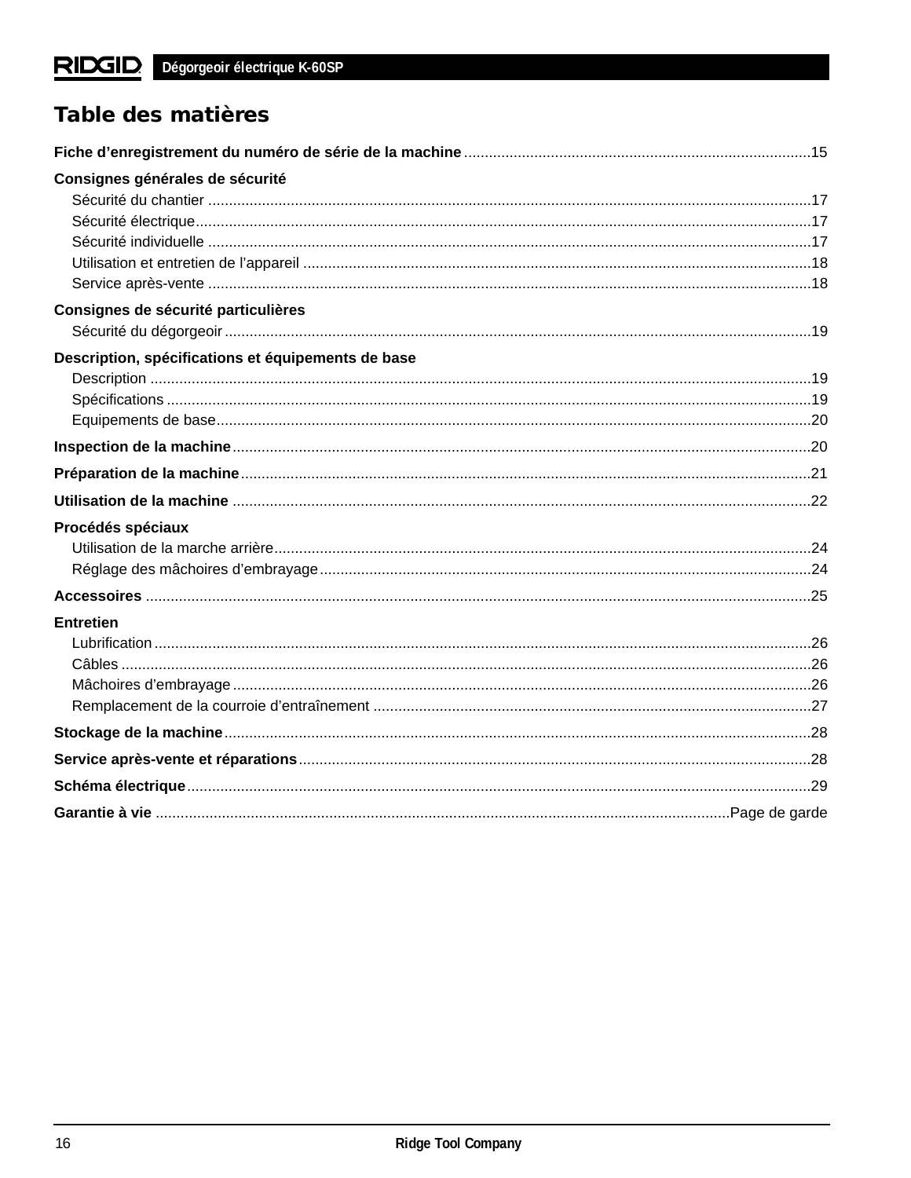# Table des matières

**Fiche d'enregistrement du numéro de série de la machine** ....15

**Consignes générales de sécurité**
- Sécurité du chantier ....17
- Sécurité électrique....17
- Sécurité individuelle ....17
- Utilisation et entretien de l'appareil ....18
- Service après-vente ....18

**Consignes de sécurité particulières**
- Sécurité du dégorgeoir....19

**Description, spécifications et équipements de base**
- Description ....19
- Spécifications ....19
- Equipements de base....20

**Inspection de la machine**....20

**Préparation de la machine**....21

**Utilisation de la machine** ....22

**Procédés spéciaux**
- Utilisation de la marche arrière....24
- Réglage des mâchoires d'embrayage....24

**Accessoires** ....25

**Entretien**
- Lubrification....26
- Câbles ....26
- Mâchoires d'embrayage....26
- Remplacement de la courroie d'entraînement ....27

**Stockage de la machine**....28

**Service après-vente et réparations**....28

**Schéma électrique**....29

**Garantie à vie** ....Page de garde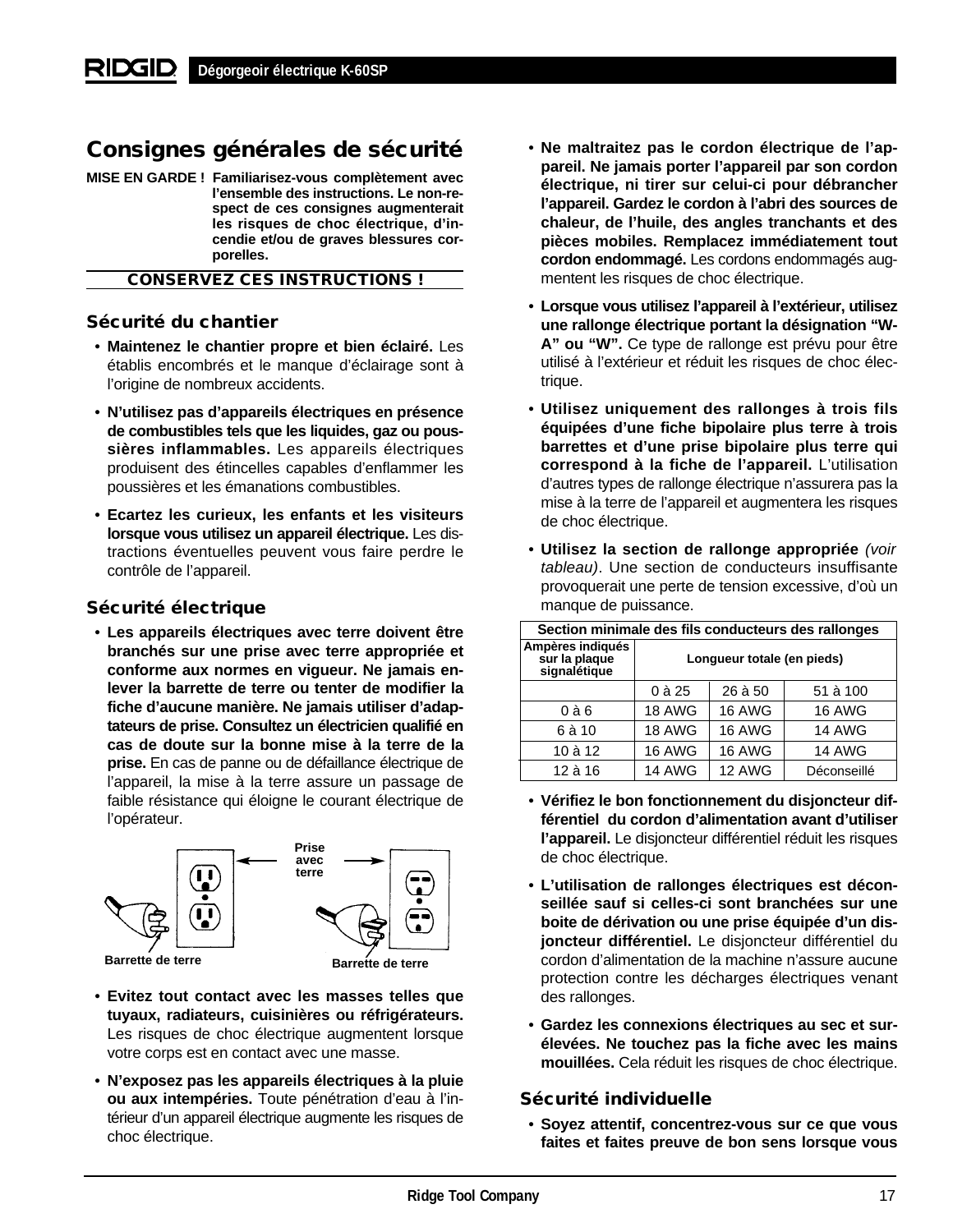## Consignes générales de sécurité

**MISE EN GARDE ! Familiarisez-vous complètement avec l'ensemble des instructions. Le non-respect de ces consignes augmenterait les risques de choc électrique, d'incendie et/ou de graves blessures corporelles.**

**CONSERVEZ CES INSTRUCTIONS !**

### Sécurité du chantier

- **Maintenez le chantier propre et bien éclairé.** Les établis encombrés et le manque d'éclairage sont à l'origine de nombreux accidents.
- **N'utilisez pas d'appareils électriques en présence de combustibles tels que les liquides, gaz ou poussières inflammables.** Les appareils électriques produisent des étincelles capables d'enflammer les poussières et les émanations combustibles.
- **Ecartez les curieux, les enfants et les visiteurs lorsque vous utilisez un appareil électrique.** Les distractions éventuelles peuvent vous faire perdre le contrôle de l'appareil.

### Sécurité électrique

- **Les appareils électriques avec terre doivent être branchés sur une prise avec terre appropriée et conforme aux normes en vigueur. Ne jamais enlever la barrette de terre ou tenter de modifier la fiche d'aucune manière. Ne jamais utiliser d'adaptateurs de prise. Consultez un électricien qualifié en cas de doute sur la bonne mise à la terre de la prise.** En cas de panne ou de défaillance électrique de l'appareil, la mise à la terre assure un passage de faible résistance qui éloigne le courant électrique de l'opérateur.

Prise avec terre

Barrette de terre — Barrette de terre

- **Evitez tout contact avec les masses telles que tuyaux, radiateurs, cuisinières ou réfrigérateurs.** Les risques de choc électrique augmentent lorsque votre corps est en contact avec une masse.
- **N'exposez pas les appareils électriques à la pluie ou aux intempéries.** Toute pénétration d'eau à l'intérieur d'un appareil électrique augmente les risques de choc électrique.
- **Ne maltraitez pas le cordon électrique de l'appareil. Ne jamais porter l'appareil par son cordon électrique, ni tirer sur celui-ci pour débrancher l'appareil. Gardez le cordon à l'abri des sources de chaleur, de l'huile, des angles tranchants et des pièces mobiles. Remplacez immédiatement tout cordon endommagé.** Les cordons endommagés augmentent les risques de choc électrique.
- **Lorsque vous utilisez l'appareil à l'extérieur, utilisez une rallonge électrique portant la désignation "W-A" ou "W".** Ce type de rallonge est prévu pour être utilisé à l'extérieur et réduit les risques de choc électrique.
- **Utilisez uniquement des rallonges à trois fils équipées d'une fiche bipolaire plus terre à trois barrettes et d'une prise bipolaire plus terre qui correspond à la fiche de l'appareil.** L'utilisation d'autres types de rallonge électrique n'assurera pas la mise à la terre de l'appareil et augmentera les risques de choc électrique.
- **Utilisez la section de rallonge appropriée** *(voir tableau)*. Une section de conducteurs insuffisante provoquerait une perte de tension excessive, d'où un manque de puissance.

| Section minimale des fils conducteurs des rallonges | | | |
|---|---|---|---|
| **Ampères indiqués sur la plaque signalétique** | **Longueur totale (en pieds)** | | |
| | 0 à 25 | 26 à 50 | 51 à 100 |
| 0 à 6 | 18 AWG | 16 AWG | 16 AWG |
| 6 à 10 | 18 AWG | 16 AWG | 14 AWG |
| 10 à 12 | 16 AWG | 16 AWG | 14 AWG |
| 12 à 16 | 14 AWG | 12 AWG | Déconseillé |

- **Vérifiez le bon fonctionnement du disjoncteur différentiel du cordon d'alimentation avant d'utiliser l'appareil.** Le disjoncteur différentiel réduit les risques de choc électrique.
- **L'utilisation de rallonges électriques est déconseillée sauf si celles-ci sont branchées sur une boite de dérivation ou une prise équipée d'un disjoncteur différentiel.** Le disjoncteur différentiel du cordon d'alimentation de la machine n'assure aucune protection contre les décharges électriques venant des rallonges.
- **Gardez les connexions électriques au sec et surélevées. Ne touchez pas la fiche avec les mains mouillées.** Cela réduit les risques de choc électrique.

### Sécurité individuelle

- **Soyez attentif, concentrez-vous sur ce que vous faites et faites preuve de bon sens lorsque vous**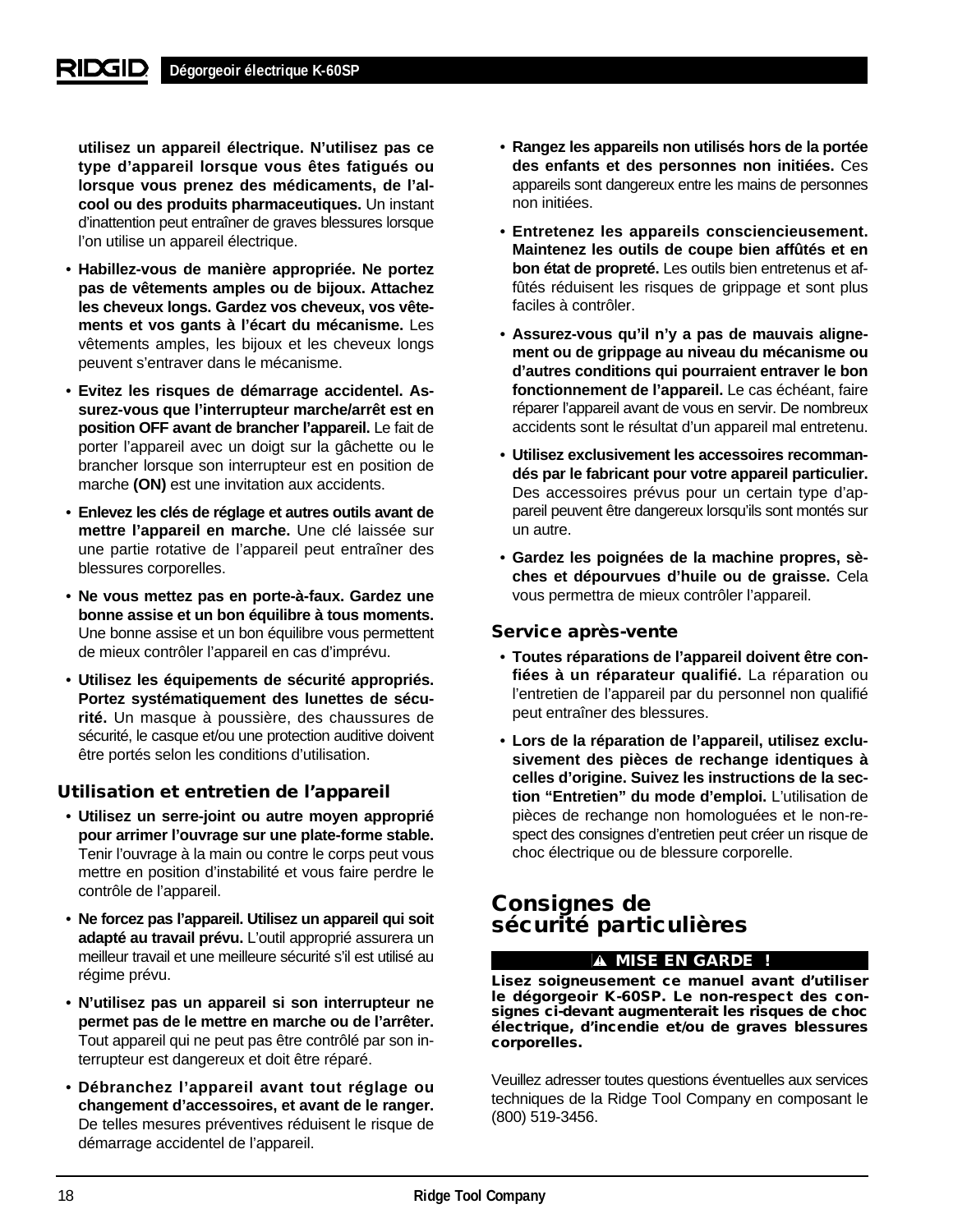**utilisez un appareil électrique. N'utilisez pas ce type d'appareil lorsque vous êtes fatigués ou lorsque vous prenez des médicaments, de l'alcool ou des produits pharmaceutiques.** Un instant d'inattention peut entraîner de graves blessures lorsque l'on utilise un appareil électrique.

- **Habillez-vous de manière appropriée. Ne portez pas de vêtements amples ou de bijoux. Attachez les cheveux longs. Gardez vos cheveux, vos vêtements et vos gants à l'écart du mécanisme.** Les vêtements amples, les bijoux et les cheveux longs peuvent s'entraver dans le mécanisme.
- **Evitez les risques de démarrage accidentel. Assurez-vous que l'interrupteur marche/arrêt est en position OFF avant de brancher l'appareil.** Le fait de porter l'appareil avec un doigt sur la gâchette ou le brancher lorsque son interrupteur est en position de marche **(ON)** est une invitation aux accidents.
- **Enlevez les clés de réglage et autres outils avant de mettre l'appareil en marche.** Une clé laissée sur une partie rotative de l'appareil peut entraîner des blessures corporelles.
- **Ne vous mettez pas en porte-à-faux. Gardez une bonne assise et un bon équilibre à tous moments.** Une bonne assise et un bon équilibre vous permettent de mieux contrôler l'appareil en cas d'imprévu.
- **Utilisez les équipements de sécurité appropriés. Portez systématiquement des lunettes de sécurité.** Un masque à poussière, des chaussures de sécurité, le casque et/ou une protection auditive doivent être portés selon les conditions d'utilisation.

### Utilisation et entretien de l'appareil

- **Utilisez un serre-joint ou autre moyen approprié pour arrimer l'ouvrage sur une plate-forme stable.** Tenir l'ouvrage à la main ou contre le corps peut vous mettre en position d'instabilité et vous faire perdre le contrôle de l'appareil.
- **Ne forcez pas l'appareil. Utilisez un appareil qui soit adapté au travail prévu.** L'outil approprié assurera un meilleur travail et une meilleure sécurité s'il est utilisé au régime prévu.
- **N'utilisez pas un appareil si son interrupteur ne permet pas de le mettre en marche ou de l'arrêter.** Tout appareil qui ne peut pas être contrôlé par son interrupteur est dangereux et doit être réparé.
- **Débranchez l'appareil avant tout réglage ou changement d'accessoires, et avant de le ranger.** De telles mesures préventives réduisent le risque de démarrage accidentel de l'appareil.
- **Rangez les appareils non utilisés hors de la portée des enfants et des personnes non initiées.** Ces appareils sont dangereux entre les mains de personnes non initiées.
- **Entretenez les appareils consciencieusement. Maintenez les outils de coupe bien affûtés et en bon état de propreté.** Les outils bien entretenus et affûtés réduisent les risques de grippage et sont plus faciles à contrôler.
- **Assurez-vous qu'il n'y a pas de mauvais alignement ou de grippage au niveau du mécanisme ou d'autres conditions qui pourraient entraver le bon fonctionnement de l'appareil.** Le cas échéant, faire réparer l'appareil avant de vous en servir. De nombreux accidents sont le résultat d'un appareil mal entretenu.
- **Utilisez exclusivement les accessoires recommandés par le fabricant pour votre appareil particulier.** Des accessoires prévus pour un certain type d'appareil peuvent être dangereux lorsqu'ils sont montés sur un autre.
- **Gardez les poignées de la machine propres, sèches et dépourvues d'huile ou de graisse.** Cela vous permettra de mieux contrôler l'appareil.

### Service après-vente

- **Toutes réparations de l'appareil doivent être confiées à un réparateur qualifié.** La réparation ou l'entretien de l'appareil par du personnel non qualifié peut entraîner des blessures.
- **Lors de la réparation de l'appareil, utilisez exclusivement des pièces de rechange identiques à celles d'origine. Suivez les instructions de la section "Entretien" du mode d'emploi.** L'utilisation de pièces de rechange non homologuées et le non-respect des consignes d'entretien peut créer un risque de choc électrique ou de blessure corporelle.

## Consignes de sécurité particulières

**⚠ MISE EN GARDE !**

**Lisez soigneusement ce manuel avant d'utiliser le dégorgeoir K-60SP. Le non-respect des consignes ci-devant augmenterait les risques de choc électrique, d'incendie et/ou de graves blessures corporelles.**

Veuillez adresser toutes questions éventuelles aux services techniques de la Ridge Tool Company en composant le (800) 519-3456.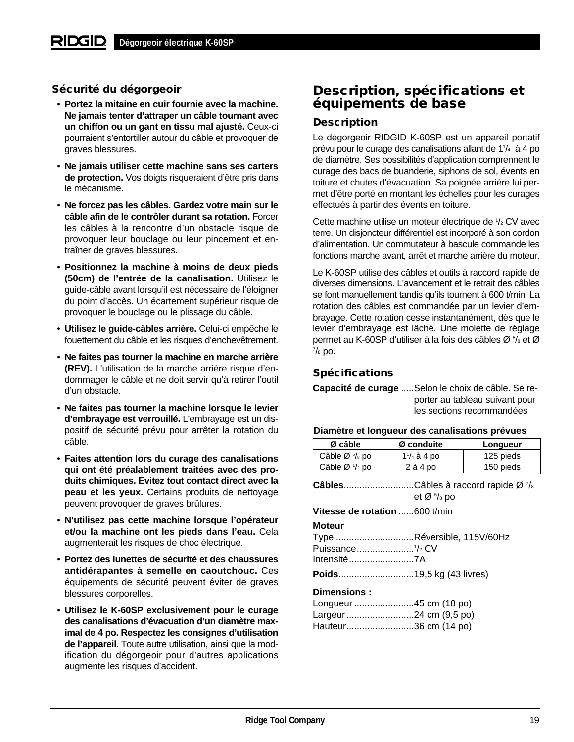### Sécurité du dégorgeoir

- **Portez la mitaine en cuir fournie avec la machine. Ne jamais tenter d'attraper un câble tournant avec un chiffon ou un gant en tissu mal ajusté.** Ceux-ci pourraient s'entortiller autour du câble et provoquer de graves blessures.
- **Ne jamais utiliser cette machine sans ses carters de protection.** Vos doigts risqueraient d'être pris dans le mécanisme.
- **Ne forcez pas les câbles. Gardez votre main sur le câble afin de le contrôler durant sa rotation.** Forcer les câbles à la rencontre d'un obstacle risque de provoquer leur bouclage ou leur pincement et entraîner de graves blessures.
- **Positionnez la machine à moins de deux pieds (50cm) de l'entrée de la canalisation.** Utilisez le guide-câble avant lorsqu'il est nécessaire de l'éloigner du point d'accès. Un écartement supérieur risque de provoquer le bouclage ou le plissage du câble.
- **Utilisez le guide-câbles arrière.** Celui-ci empêche le fouettement du câble et les risques d'enchevêtrement.
- **Ne faites pas tourner la machine en marche arrière (REV).** L'utilisation de la marche arrière risque d'endommager le câble et ne doit servir qu'à retirer l'outil d'un obstacle.
- **Ne faites pas tourner la machine lorsque le levier d'embrayage est verrouillé.** L'embrayage est un dispositif de sécurité prévu pour arrêter la rotation du câble.
- **Faites attention lors du curage des canalisations qui ont été préalablement traitées avec des produits chimiques. Evitez tout contact direct avec la peau et les yeux.** Certains produits de nettoyage peuvent provoquer de graves brûlures.
- **N'utilisez pas cette machine lorsque l'opérateur et/ou la machine ont les pieds dans l'eau.** Cela augmenterait les risques de choc électrique.
- **Portez des lunettes de sécurité et des chaussures antidérapantes à semelle en caoutchouc.** Ces équipements de sécurité peuvent éviter de graves blessures corporelles.
- **Utilisez le K-60SP exclusivement pour le curage des canalisations d'évacuation d'un diamètre maximal de 4 po. Respectez les consignes d'utilisation de l'appareil.** Toute autre utilisation, ainsi que la modification du dégorgeoir pour d'autres applications augmente les risques d'accident.

## Description, spécifications et équipements de base

### Description

Le dégorgeoir RIDGID K-60SP est un appareil portatif prévu pour le curage des canalisations allant de 1¹/₄ à 4 po de diamètre. Ses possibilités d'application comprennent le curage des bacs de buanderie, siphons de sol, évents en toiture et chutes d'évacuation. Sa poignée arrière lui permet d'être porté en montant les échelles pour les curages effectués à partir des évents en toiture.

Cette machine utilise un moteur électrique de ¹/₂ CV avec terre. Un disjoncteur différentiel est incorporé à son cordon d'alimentation. Un commutateur à bascule commande les fonctions marche avant, arrêt et marche arrière du moteur.

Le K-60SP utilise des câbles et outils à raccord rapide de diverses dimensions. L'avancement et le retrait des câbles se font manuellement tandis qu'ils tournent à 600 t/min. La rotation des câbles est commandée par un levier d'embrayage. Cette rotation cesse instantanément, dès que le levier d'embrayage est lâché. Une molette de réglage permet au K-60SP d'utiliser à la fois des câbles Ø ⁵/₈ et Ø ⁷/₈ po.

### Spécifications

**Capacité de curage** .....Selon le choix de câble. Se reporter au tableau suivant pour les sections recommandées

**Diamètre et longueur des canalisations prévues**

| Ø câble | Ø conduite | Longueur |
|---|---|---|
| Câble Ø ⁵/₈ po | 1¹/₄ à 4 po | 125 pieds |
| Câble Ø ¹/₂ po | 2 à 4 po | 150 pieds |

**Câbles**...........................Câbles à raccord rapide Ø ⁷/₈ et Ø ⁵/₈ po

**Vitesse de rotation** ......600 t/min

**Moteur**
Type ..............................Réversible, 115V/60Hz
Puissance......................¹/₂ CV
Intensité.........................7A

**Poids**.............................19,5 kg (43 livres)

**Dimensions :**
Longueur .......................45 cm (18 po)
Largeur ..........................24 cm (9,5 po)
Hauteur..........................36 cm (14 po)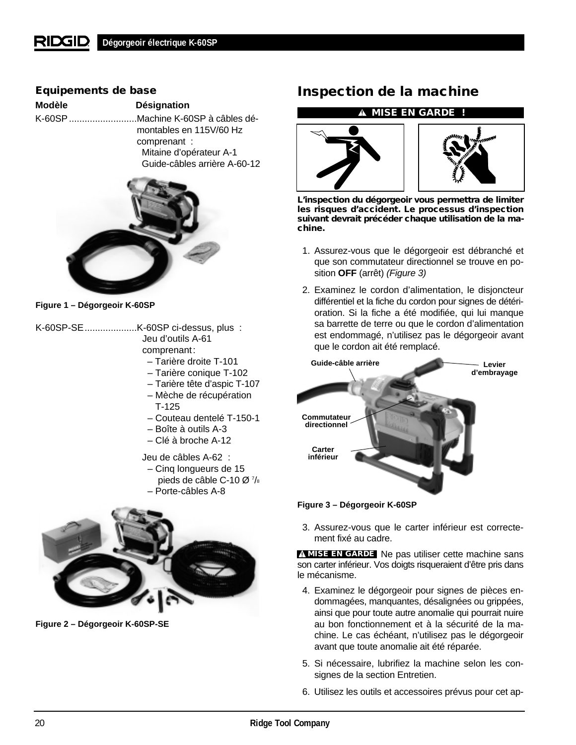## Equipements de base

| Modèle | Désignation |
|---|---|
| K-60SP | Machine K-60SP à câbles démontables en 115V/60 Hz comprenant : Mitaine d'opérateur A-1, Guide-câbles arrière A-60-12 |

Figure 1 – Dégorgeoir K-60SP

| Modèle | Désignation |
|---|---|
| K-60SP-SE | K-60SP ci-dessus, plus : Jeu d'outils A-61 comprenant : – Tarière droite T-101 – Tarière conique T-102 – Tarière tête d'aspic T-107 – Mèche de récupération T-125 – Couteau dentelé T-150-1 – Boîte à outils A-3 – Clé à broche A-12. Jeu de câbles A-62 : – Cinq longueurs de 15 pieds de câble C-10 Ø 7/8 – Porte-câbles A-8 |

Figure 2 – Dégorgeoir K-60SP-SE

## Inspection de la machine

**⚠ MISE EN GARDE !**

**L'inspection du dégorgeoir vous permettra de limiter les risques d'accident. Le processus d'inspection suivant devrait précéder chaque utilisation de la machine.**

1. Assurez-vous que le dégorgeoir est débranché et que son commutateur directionnel se trouve en position **OFF** (arrêt) *(Figure 3)*
2. Examinez le cordon d'alimentation, le disjoncteur différentiel et la fiche du cordon pour signes de détérioration. Si la fiche a été modifiée, qui lui manque sa barrette de terre ou que le cordon d'alimentation est endommagé, n'utilisez pas le dégorgeoir avant que le cordon ait été remplacé.

Guide-câble arrière — Levier d'embrayage — Commutateur directionnel — Carter inférieur

Figure 3 – Dégorgeoir K-60SP

3. Assurez-vous que le carter inférieur est correctement fixé au cadre.

**⚠ MISE EN GARDE** Ne pas utiliser cette machine sans son carter inférieur. Vos doigts risqueraient d'être pris dans le mécanisme.

4. Examinez le dégorgeoir pour signes de pièces endommagées, manquantes, désalignées ou grippées, ainsi que pour toute autre anomalie qui pourrait nuire au bon fonctionnement et à la sécurité de la machine. Le cas échéant, n'utilisez pas le dégorgeoir avant que toute anomalie ait été réparée.
5. Si nécessaire, lubrifiez la machine selon les consignes de la section Entretien.
6. Utilisez les outils et accessoires prévus pour cet ap-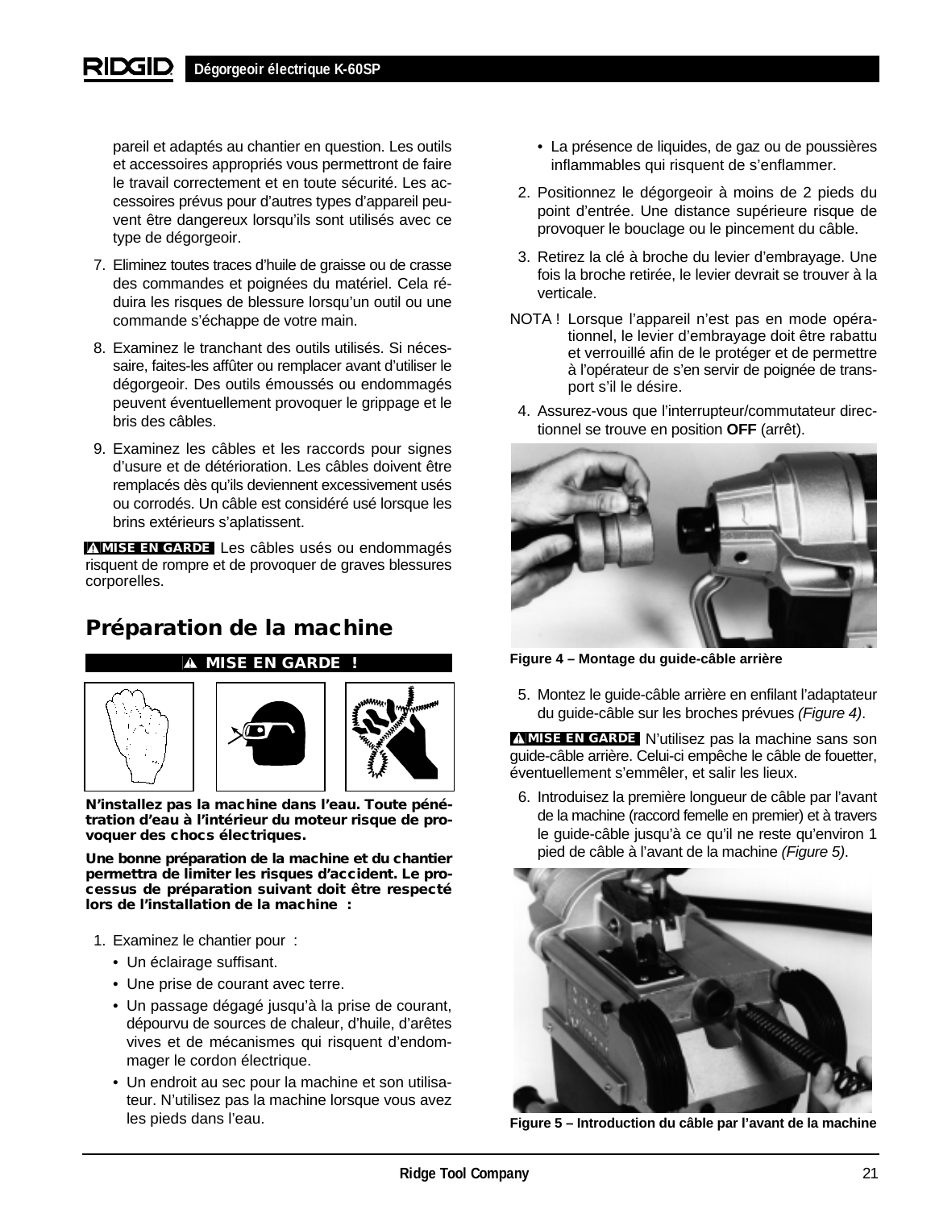pareil et adaptés au chantier en question. Les outils et accessoires appropriés vous permettront de faire le travail correctement et en toute sécurité. Les accessoires prévus pour d'autres types d'appareil peuvent être dangereux lorsqu'ils sont utilisés avec ce type de dégorgeoir.

7. Eliminez toutes traces d'huile de graisse ou de crasse des commandes et poignées du matériel. Cela réduira les risques de blessure lorsqu'un outil ou une commande s'échappe de votre main.

8. Examinez le tranchant des outils utilisés. Si nécessaire, faites-les affûter ou remplacer avant d'utiliser le dégorgeoir. Des outils émoussés ou endommagés peuvent éventuellement provoquer le grippage et le bris des câbles.

9. Examinez les câbles et les raccords pour signes d'usure et de détérioration. Les câbles doivent être remplacés dès qu'ils deviennent excessivement usés ou corrodés. Un câble est considéré usé lorsque les brins extérieurs s'aplatissent.

**MISE EN GARDE** Les câbles usés ou endommagés risquent de rompre et de provoquer de graves blessures corporelles.

## Préparation de la machine

**MISE EN GARDE !**

**N'installez pas la machine dans l'eau. Toute pénétration d'eau à l'intérieur du moteur risque de provoquer des chocs électriques.**

**Une bonne préparation de la machine et du chantier permettra de limiter les risques d'accident. Le processus de préparation suivant doit être respecté lors de l'installation de la machine :**

1. Examinez le chantier pour :
   - Un éclairage suffisant.
   - Une prise de courant avec terre.
   - Un passage dégagé jusqu'à la prise de courant, dépourvu de sources de chaleur, d'huile, d'arêtes vives et de mécanismes qui risquent d'endommager le cordon électrique.
   - Un endroit au sec pour la machine et son utilisateur. N'utilisez pas la machine lorsque vous avez les pieds dans l'eau.
   - La présence de liquides, de gaz ou de poussières inflammables qui risquent de s'enflammer.

2. Positionnez le dégorgeoir à moins de 2 pieds du point d'entrée. Une distance supérieure risque de provoquer le bouclage ou le pincement du câble.

3. Retirez la clé à broche du levier d'embrayage. Une fois la broche retirée, le levier devrait se trouver à la verticale.

NOTA ! Lorsque l'appareil n'est pas en mode opérationnel, le levier d'embrayage doit être rabattu et verrouillé afin de le protéger et de permettre à l'opérateur de s'en servir de poignée de transport s'il le désire.

4. Assurez-vous que l'interrupteur/commutateur directionnel se trouve en position **OFF** (arrêt).

**Figure 4 – Montage du guide-câble arrière**

5. Montez le guide-câble arrière en enfilant l'adaptateur du guide-câble sur les broches prévues *(Figure 4)*.

**MISE EN GARDE** N'utilisez pas la machine sans son guide-câble arrière. Celui-ci empêche le câble de fouetter, éventuellement s'emmêler, et salir les lieux.

6. Introduisez la première longueur de câble par l'avant de la machine (raccord femelle en premier) et à travers le guide-câble jusqu'à ce qu'il ne reste qu'environ 1 pied de câble à l'avant de la machine *(Figure 5)*.

**Figure 5 – Introduction du câble par l'avant de la machine**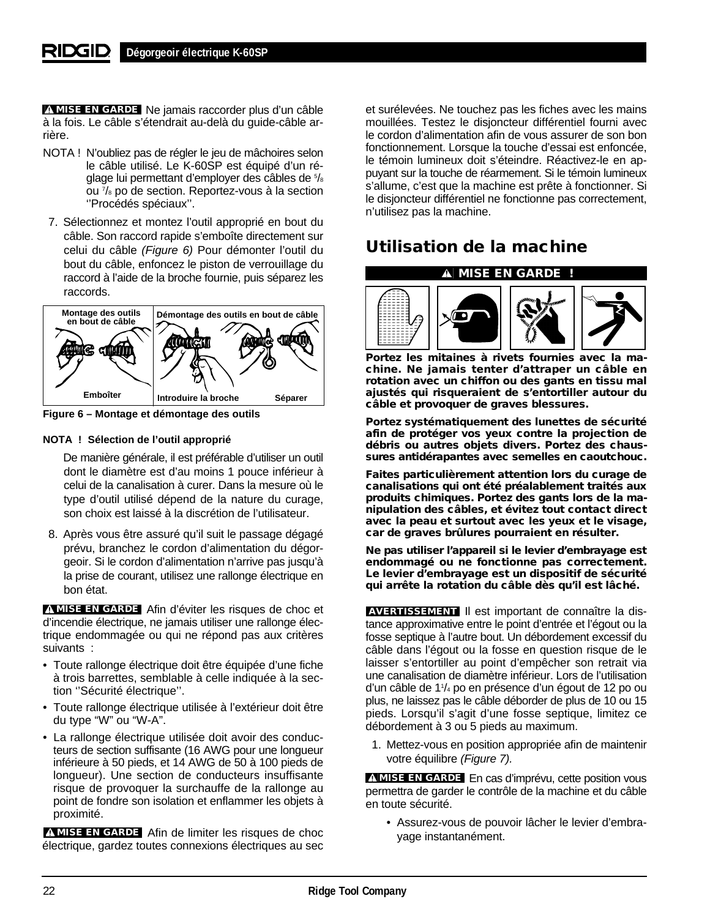**⚠ MISE EN GARDE** Ne jamais raccorder plus d'un câble à la fois. Le câble s'étendrait au-delà du guide-câble arrière.

NOTA ! N'oubliez pas de régler le jeu de mâchoires selon le câble utilisé. Le K-60SP est équipé d'un réglage lui permettant d'employer des câbles de 5/8 ou 7/8 po de section. Reportez-vous à la section ''Procédés spéciaux''.

7. Sélectionnez et montez l'outil approprié en bout du câble. Son raccord rapide s'emboîte directement sur celui du câble *(Figure 6)* Pour démonter l'outil du bout du câble, enfoncez le piston de verrouillage du raccord à l'aide de la broche fournie, puis séparez les raccords.

Montage des outils en bout de câble — Emboîter | Démontage des outils en bout de câble — Introduire la broche — Séparer

**Figure 6 – Montage et démontage des outils**

**NOTA ! Sélection de l'outil approprié**

De manière générale, il est préférable d'utiliser un outil dont le diamètre est d'au moins 1 pouce inférieur à celui de la canalisation à curer. Dans la mesure où le type d'outil utilisé dépend de la nature du curage, son choix est laissé à la discrétion de l'utilisateur.

8. Après vous être assuré qu'il suit le passage dégagé prévu, branchez le cordon d'alimentation du dégorgeoir. Si le cordon d'alimentation n'arrive pas jusqu'à la prise de courant, utilisez une rallonge électrique en bon état.

**⚠ MISE EN GARDE** Afin d'éviter les risques de choc et d'incendie électrique, ne jamais utiliser une rallonge électrique endommagée ou qui ne répond pas aux critères suivants :

- Toute rallonge électrique doit être équipée d'une fiche à trois barrettes, semblable à celle indiquée à la section ''Sécurité électrique''.
- Toute rallonge électrique utilisée à l'extérieur doit être du type "W" ou "W-A".
- La rallonge électrique utilisée doit avoir des conducteurs de section suffisante (16 AWG pour une longueur inférieure à 50 pieds, et 14 AWG de 50 à 100 pieds de longueur). Une section de conducteurs insuffisante risque de provoquer la surchauffe de la rallonge au point de fondre son isolation et enflammer les objets à proximité.

**⚠ MISE EN GARDE** Afin de limiter les risques de choc électrique, gardez toutes connexions électriques au sec et surélevées. Ne touchez pas les fiches avec les mains mouillées. Testez le disjoncteur différentiel fourni avec le cordon d'alimentation afin de vous assurer de son bon fonctionnement. Lorsque la touche d'essai est enfoncée, le témoin lumineux doit s'éteindre. Réactivez-le en appuyant sur la touche de réarmement. Si le témoin lumineux s'allume, c'est que la machine est prête à fonctionner. Si le disjoncteur différentiel ne fonctionne pas correctement, n'utilisez pas la machine.

## Utilisation de la machine

**⚠ MISE EN GARDE !**

**Portez les mitaines à rivets fournies avec la machine. Ne jamais tenter d'attraper un câble en rotation avec un chiffon ou des gants en tissu mal ajustés qui risqueraient de s'entortiller autour du câble et provoquer de graves blessures.**

**Portez systématiquement des lunettes de sécurité afin de protéger vos yeux contre la projection de débris ou autres objets divers. Portez des chaussures antidérapantes avec semelles en caoutchouc.**

**Faites particulièrement attention lors du curage de canalisations qui ont été préalablement traités aux produits chimiques. Portez des gants lors de la manipulation des câbles, et évitez tout contact direct avec la peau et surtout avec les yeux et le visage, car de graves brûlures pourraient en résulter.**

**Ne pas utiliser l'appareil si le levier d'embrayage est endommagé ou ne fonctionne pas correctement. Le levier d'embrayage est un dispositif de sécurité qui arrête la rotation du câble dès qu'il est lâché.**

**AVERTISSEMENT** Il est important de connaître la distance approximative entre le point d'entrée et l'égout ou la fosse septique à l'autre bout. Un débordement excessif du câble dans l'égout ou la fosse en question risque de le laisser s'entortiller au point d'empêcher son retrait via une canalisation de diamètre inférieur. Lors de l'utilisation d'un câble de 1¼ po en présence d'un égout de 12 po ou plus, ne laissez pas le câble déborder de plus de 10 ou 15 pieds. Lorsqu'il s'agit d'une fosse septique, limitez ce débordement à 3 ou 5 pieds au maximum.

1. Mettez-vous en position appropriée afin de maintenir votre équilibre *(Figure 7)*.

**⚠ MISE EN GARDE** En cas d'imprévu, cette position vous permettra de garder le contrôle de la machine et du câble en toute sécurité.

- Assurez-vous de pouvoir lâcher le levier d'embrayage instantanément.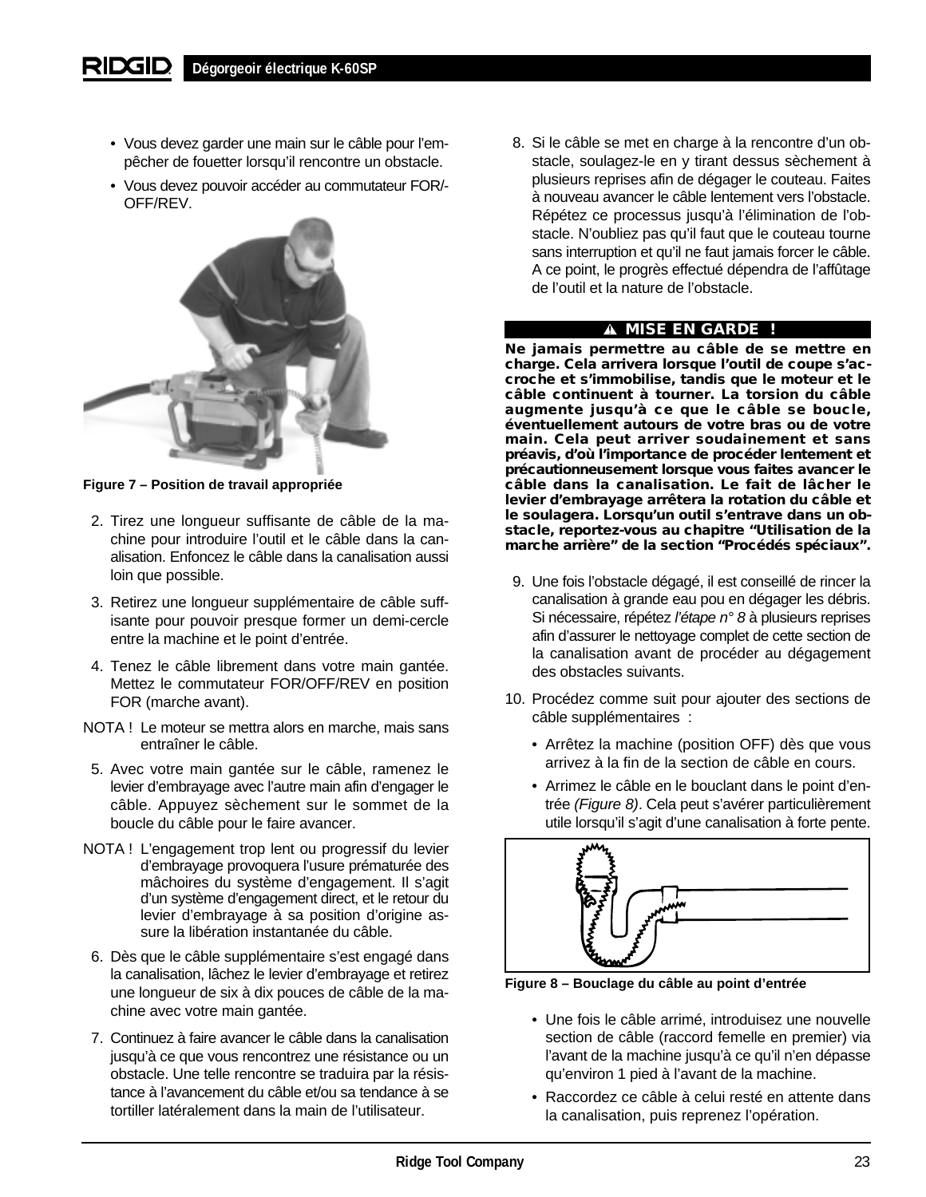- Vous devez garder une main sur le câble pour l'empêcher de fouetter lorsqu'il rencontre un obstacle.
- Vous devez pouvoir accéder au commutateur FOR/-OFF/REV.

Figure 7 – Position de travail appropriée

2. Tirez une longueur suffisante de câble de la machine pour introduire l'outil et le câble dans la canalisation. Enfoncez le câble dans la canalisation aussi loin que possible.
3. Retirez une longueur supplémentaire de câble suffisante pour pouvoir presque former un demi-cercle entre la machine et le point d'entrée.
4. Tenez le câble librement dans votre main gantée. Mettez le commutateur FOR/OFF/REV en position FOR (marche avant).

NOTA ! Le moteur se mettra alors en marche, mais sans entraîner le câble.

5. Avec votre main gantée sur le câble, ramenez le levier d'embrayage avec l'autre main afin d'engager le câble. Appuyez sèchement sur le sommet de la boucle du câble pour le faire avancer.

NOTA ! L'engagement trop lent ou progressif du levier d'embrayage provoquera l'usure prématurée des mâchoires du système d'engagement. Il s'agit d'un système d'engagement direct, et le retour du levier d'embrayage à sa position d'origine assure la libération instantanée du câble.

6. Dès que le câble supplémentaire s'est engagé dans la canalisation, lâchez le levier d'embrayage et retirez une longueur de six à dix pouces de câble de la machine avec votre main gantée.
7. Continuez à faire avancer le câble dans la canalisation jusqu'à ce que vous rencontrez une résistance ou un obstacle. Une telle rencontre se traduira par la résistance à l'avancement du câble et/ou sa tendance à se tortiller latéralement dans la main de l'utilisateur.
8. Si le câble se met en charge à la rencontre d'un obstacle, soulagez-le en y tirant dessus sèchement à plusieurs reprises afin de dégager le couteau. Faites à nouveau avancer le câble lentement vers l'obstacle. Répétez ce processus jusqu'à l'élimination de l'obstacle. N'oubliez pas qu'il faut que le couteau tourne sans interruption et qu'il ne faut jamais forcer le câble. A ce point, le progrès effectué dépendra de l'affûtage de l'outil et la nature de l'obstacle.

**⚠ MISE EN GARDE !**

**Ne jamais permettre au câble de se mettre en charge. Cela arrivera lorsque l'outil de coupe s'accroche et s'immobilise, tandis que le moteur et le câble continuent à tourner. La torsion du câble augmente jusqu'à ce que le câble se boucle, éventuellement autours de votre bras ou de votre main. Cela peut arriver soudainement et sans préavis, d'où l'importance de procéder lentement et précautionneusement lorsque vous faites avancer le câble dans la canalisation. Le fait de lâcher le levier d'embrayage arrêtera la rotation du câble et le soulagera. Lorsqu'un outil s'entrave dans un obstacle, reportez-vous au chapitre "Utilisation de la marche arrière" de la section "Procédés spéciaux".**

9. Une fois l'obstacle dégagé, il est conseillé de rincer la canalisation à grande eau pou en dégager les débris. Si nécessaire, répétez *l'étape n° 8* à plusieurs reprises afin d'assurer le nettoyage complet de cette section de la canalisation avant de procéder au dégagement des obstacles suivants.
10. Procédez comme suit pour ajouter des sections de câble supplémentaires :
    - Arrêtez la machine (position OFF) dès que vous arrivez à la fin de la section de câble en cours.
    - Arrimez le câble en le bouclant dans le point d'entrée *(Figure 8)*. Cela peut s'avérer particulièrement utile lorsqu'il s'agit d'une canalisation à forte pente.

Figure 8 – Bouclage du câble au point d'entrée

    - Une fois le câble arrimé, introduisez une nouvelle section de câble (raccord femelle en premier) via l'avant de la machine jusqu'à ce qu'il n'en dépasse qu'environ 1 pied à l'avant de la machine.
    - Raccordez ce câble à celui resté en attente dans la canalisation, puis reprenez l'opération.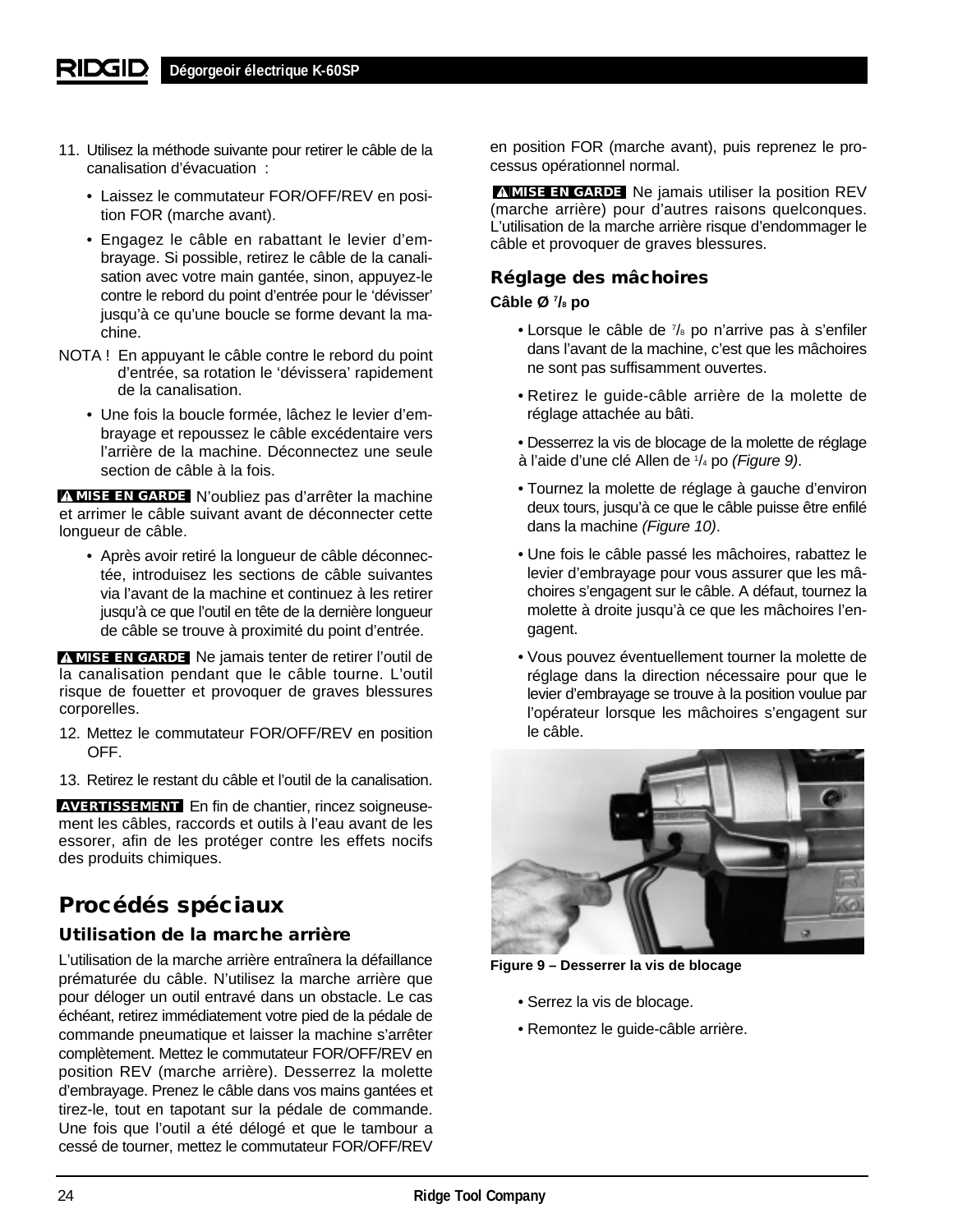11. Utilisez la méthode suivante pour retirer le câble de la canalisation d'évacuation :

   - Laissez le commutateur FOR/OFF/REV en position FOR (marche avant).
   - Engagez le câble en rabattant le levier d'embrayage. Si possible, retirez le câble de la canalisation avec votre main gantée, sinon, appuyez-le contre le rebord du point d'entrée pour le 'dévisser' jusqu'à ce qu'une boucle se forme devant la machine.

NOTA ! En appuyant le câble contre le rebord du point d'entrée, sa rotation le 'dévissera' rapidement de la canalisation.

   - Une fois la boucle formée, lâchez le levier d'embrayage et repoussez le câble excédentaire vers l'arrière de la machine. Déconnectez une seule section de câble à la fois.

**⚠ MISE EN GARDE** N'oubliez pas d'arrêter la machine et arrimer le câble suivant avant de déconnecter cette longueur de câble.

   - Après avoir retiré la longueur de câble déconnectée, introduisez les sections de câble suivantes via l'avant de la machine et continuez à les retirer jusqu'à ce que l'outil en tête de la dernière longueur de câble se trouve à proximité du point d'entrée.

**⚠ MISE EN GARDE** Ne jamais tenter de retirer l'outil de la canalisation pendant que le câble tourne. L'outil risque de fouetter et provoquer de graves blessures corporelles.

12. Mettez le commutateur FOR/OFF/REV en position OFF.

13. Retirez le restant du câble et l'outil de la canalisation.

**AVERTISSEMENT** En fin de chantier, rincez soigneusement les câbles, raccords et outils à l'eau avant de les essorer, afin de les protéger contre les effets nocifs des produits chimiques.

## Procédés spéciaux

### Utilisation de la marche arrière

L'utilisation de la marche arrière entraînera la défaillance prématurée du câble. N'utilisez la marche arrière que pour déloger un outil entravé dans un obstacle. Le cas échéant, retirez immédiatement votre pied de la pédale de commande pneumatique et laisser la machine s'arrêter complètement. Mettez le commutateur FOR/OFF/REV en position REV (marche arrière). Desserrez la molette d'embrayage. Prenez le câble dans vos mains gantées et tirez-le, tout en tapotant sur la pédale de commande. Une fois que l'outil a été délogé et que le tambour a cessé de tourner, mettez le commutateur FOR/OFF/REV en position FOR (marche avant), puis reprenez le processus opérationnel normal.

**⚠ MISE EN GARDE** Ne jamais utiliser la position REV (marche arrière) pour d'autres raisons quelconques. L'utilisation de la marche arrière risque d'endommager le câble et provoquer de graves blessures.

### Réglage des mâchoires

**Câble Ø 7/8 po**

- Lorsque le câble de 7/8 po n'arrive pas à s'enfiler dans l'avant de la machine, c'est que les mâchoires ne sont pas suffisamment ouvertes.
- Retirez le guide-câble arrière de la molette de réglage attachée au bâti.
- Desserrez la vis de blocage de la molette de réglage à l'aide d'une clé Allen de 1/4 po *(Figure 9)*.
- Tournez la molette de réglage à gauche d'environ deux tours, jusqu'à ce que le câble puisse être enfilé dans la machine *(Figure 10)*.
- Une fois le câble passé les mâchoires, rabattez le levier d'embrayage pour vous assurer que les mâchoires s'engagent sur le câble. A défaut, tournez la molette à droite jusqu'à ce que les mâchoires l'engagent.
- Vous pouvez éventuellement tourner la molette de réglage dans la direction nécessaire pour que le levier d'embrayage se trouve à la position voulue par l'opérateur lorsque les mâchoires s'engagent sur le câble.

**Figure 9 – Desserrer la vis de blocage**

- Serrez la vis de blocage.
- Remontez le guide-câble arrière.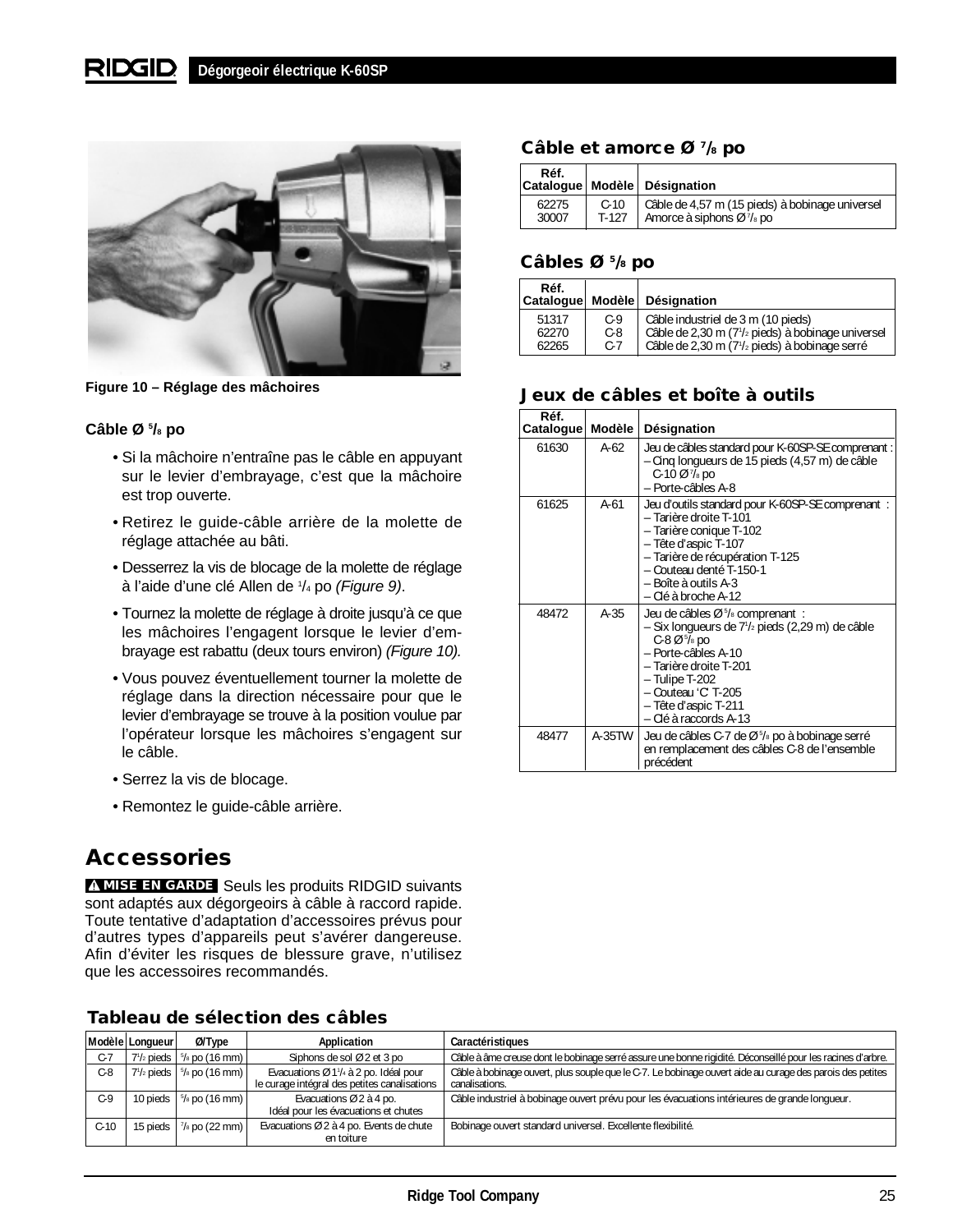Figure 10 – Réglage des mâchoires

**Câble Ø 5/8 po**

- Si la mâchoire n'entraîne pas le câble en appuyant sur le levier d'embrayage, c'est que la mâchoire est trop ouverte.
- Retirez le guide-câble arrière de la molette de réglage attachée au bâti.
- Desserrez la vis de blocage de la molette de réglage à l'aide d'une clé Allen de 1/4 po *(Figure 9)*.
- Tournez la molette de réglage à droite jusqu'à ce que les mâchoires l'engagent lorsque le levier d'embrayage est rabattu (deux tours environ) *(Figure 10).*
- Vous pouvez éventuellement tourner la molette de réglage dans la direction nécessaire pour que le levier d'embrayage se trouve à la position voulue par l'opérateur lorsque les mâchoires s'engagent sur le câble.
- Serrez la vis de blocage.
- Remontez le guide-câble arrière.

## Accessories

**⚠ MISE EN GARDE** Seuls les produits RIDGID suivants sont adaptés aux dégorgeoirs à câble à raccord rapide. Toute tentative d'adaptation d'accessoires prévus pour d'autres types d'appareils peut s'avérer dangereuse. Afin d'éviter les risques de blessure grave, n'utilisez que les accessoires recommandés.

### Câble et amorce Ø 7/8 po

| Réf. Catalogue | Modèle | Désignation |
|---|---|---|
| 62275 | C-10 | Câble de 4,57 m (15 pieds) à bobinage universel |
| 30007 | T-127 | Amorce à siphons Ø 7/8 po |

### Câbles Ø 5/8 po

| Réf. Catalogue | Modèle | Désignation |
|---|---|---|
| 51317 | C-9 | Câble industriel de 3 m (10 pieds) |
| 62270 | C-8 | Câble de 2,30 m (7 1/2 pieds) à bobinage universel |
| 62265 | C-7 | Câble de 2,30 m (7 1/2 pieds) à bobinage serré |

### Jeux de câbles et boîte à outils

| Réf. Catalogue | Modèle | Désignation |
|---|---|---|
| 61630 | A-62 | Jeu de câbles standard pour K-60SP-SE comprenant :<br>– Cinq longueurs de 15 pieds (4,57 m) de câble C-10 Ø 7/8 po<br>– Porte-câbles A-8 |
| 61625 | A-61 | Jeu d'outils standard pour K-60SP-SE comprenant :<br>– Tarière droite T-101<br>– Tarière conique T-102<br>– Tête d'aspic T-107<br>– Tarière de récupération T-125<br>– Couteau denté T-150-1<br>– Boîte à outils A-3<br>– Clé à broche A-12 |
| 48472 | A-35 | Jeu de câbles Ø 5/8 comprenant :<br>– Six longueurs de 7 1/2 pieds (2,29 m) de câble C-8 Ø 5/8 po<br>– Porte-câbles A-10<br>– Tarière droite T-201<br>– Tulipe T-202<br>– Couteau 'C' T-205<br>– Tête d'aspic T-211<br>– Clé à raccords A-13 |
| 48477 | A-35TW | Jeu de câbles C-7 de Ø 5/8 po à bobinage serré en remplacement des câbles C-8 de l'ensemble précédent |

### Tableau de sélection des câbles

| Modèle | Longueur | Ø/Type | Application | Caractéristiques |
|---|---|---|---|---|
| C-7 | 7 1/2 pieds | 5/8 po (16 mm) | Siphons de sol Ø 2 et 3 po | Câble à âme creuse dont le bobinage serré assure une bonne rigidité. Déconseillé pour les racines d'arbre. |
| C-8 | 7 1/2 pieds | 5/8 po (16 mm) | Evacuations Ø 1 1/4 à 2 po. Idéal pour le curage intégral des petites canalisations | Câble à bobinage ouvert, plus souple que le C-7. Le bobinage ouvert aide au curage des parois des petites canalisations. |
| C-9 | 10 pieds | 5/8 po (16 mm) | Evacuations Ø 2 à 4 po. Idéal pour les évacuations et chutes | Câble industriel à bobinage ouvert prévu pour les évacuations intérieures de grande longueur. |
| C-10 | 15 pieds | 7/8 po (22 mm) | Evacuations Ø 2 à 4 po. Events de chute en toiture | Bobinage ouvert standard universel. Excellente flexibilité. |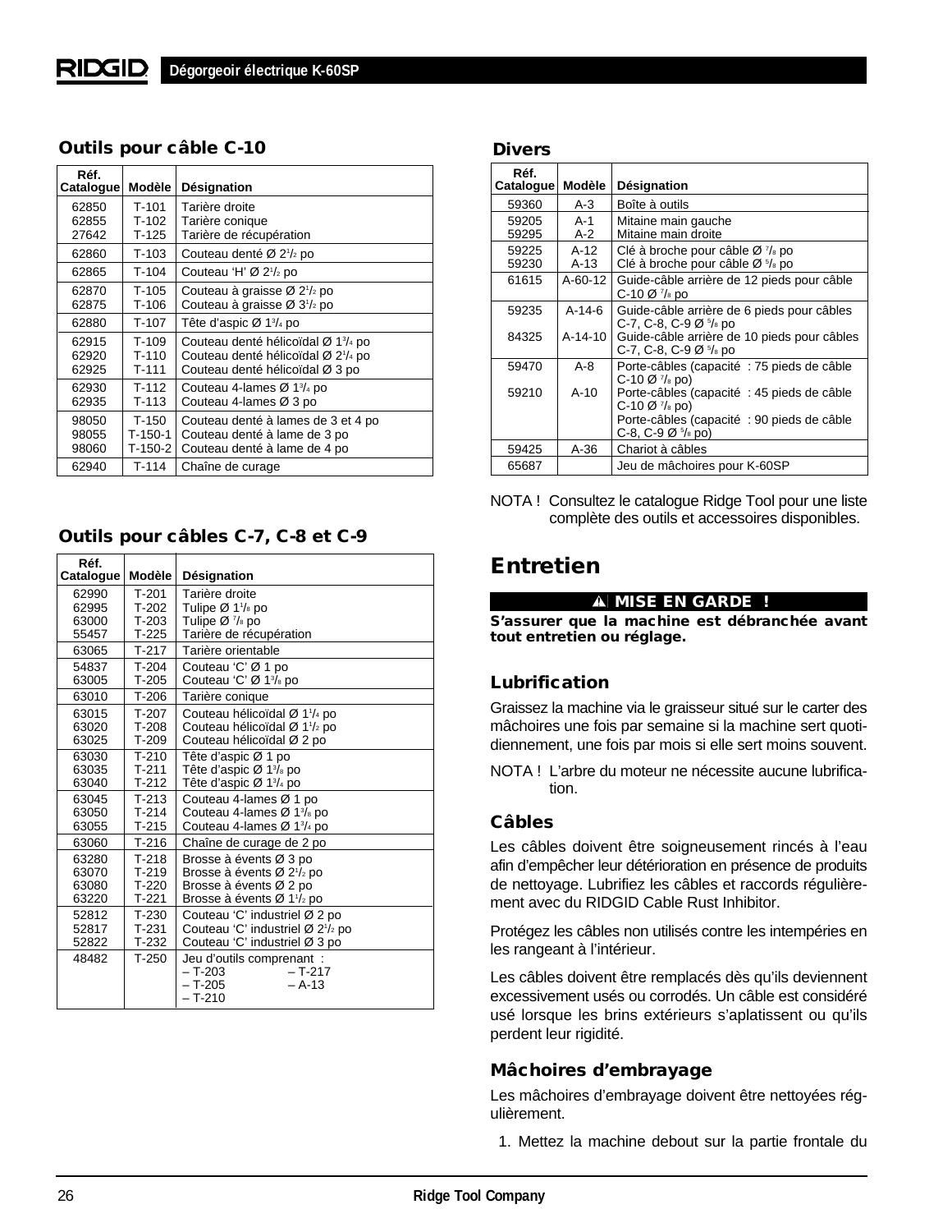## Outils pour câble C-10

| Réf. Catalogue | Modèle | Désignation |
|---|---|---|
| 62850 | T-101 | Tarière droite |
| 62855 | T-102 | Tarière conique |
| 27642 | T-125 | Tarière de récupération |
| 62860 | T-103 | Couteau denté Ø 2$^1/_2$ po |
| 62865 | T-104 | Couteau 'H' Ø 2$^1/_2$ po |
| 62870 | T-105 | Couteau à graisse Ø 2$^1/_2$ po |
| 62875 | T-106 | Couteau à graisse Ø 3$^1/_2$ po |
| 62880 | T-107 | Tête d'aspic Ø 1$^3/_4$ po |
| 62915 | T-109 | Couteau denté hélicoïdal Ø 1$^3/_4$ po |
| 62920 | T-110 | Couteau denté hélicoïdal Ø 2$^1/_4$ po |
| 62925 | T-111 | Couteau denté hélicoïdal Ø 3 po |
| 62930 | T-112 | Couteau 4-lames Ø 1$^3/_4$ po |
| 62935 | T-113 | Couteau 4-lames Ø 3 po |
| 98050 | T-150 | Couteau denté à lames de 3 et 4 po |
| 98055 | T-150-1 | Couteau denté à lame de 3 po |
| 98060 | T-150-2 | Couteau denté à lame de 4 po |
| 62940 | T-114 | Chaîne de curage |

## Outils pour câbles C-7, C-8 et C-9

| Réf. Catalogue | Modèle | Désignation |
|---|---|---|
| 62990 | T-201 | Tarière droite |
| 62995 | T-202 | Tulipe Ø 1$^1/_8$ po |
| 63000 | T-203 | Tulipe Ø $^7/_8$ po |
| 55457 | T-225 | Tarière de récupération |
| 63065 | T-217 | Tarière orientable |
| 54837 | T-204 | Couteau 'C' Ø 1 po |
| 63005 | T-205 | Couteau 'C' Ø 1$^3/_8$ po |
| 63010 | T-206 | Tarière conique |
| 63015 | T-207 | Couteau hélicoïdal Ø 1$^1/_4$ po |
| 63020 | T-208 | Couteau hélicoïdal Ø 1$^1/_2$ po |
| 63025 | T-209 | Couteau hélicoïdal Ø 2 po |
| 63030 | T-210 | Tête d'aspic Ø 1 po |
| 63035 | T-211 | Tête d'aspic Ø 1$^3/_8$ po |
| 63040 | T-212 | Tête d'aspic Ø 1$^3/_4$ po |
| 63045 | T-213 | Couteau 4-lames Ø 1 po |
| 63050 | T-214 | Couteau 4-lames Ø 1$^3/_8$ po |
| 63055 | T-215 | Couteau 4-lames Ø 1$^3/_4$ po |
| 63060 | T-216 | Chaîne de curage de 2 po |
| 63280 | T-218 | Brosse à évents Ø 3 po |
| 63070 | T-219 | Brosse à évents Ø 2$^1/_2$ po |
| 63080 | T-220 | Brosse à évents Ø 2 po |
| 63220 | T-221 | Brosse à évents Ø 1$^1/_2$ po |
| 52812 | T-230 | Couteau 'C' industriel Ø 2 po |
| 52817 | T-231 | Couteau 'C' industriel Ø 2$^1/_2$ po |
| 52822 | T-232 | Couteau 'C' industriel Ø 3 po |
| 48482 | T-250 | Jeu d'outils comprenant : – T-203, – T-205, – T-210, – T-217, – A-13 |

## Divers

| Réf. Catalogue | Modèle | Désignation |
|---|---|---|
| 59360 | A-3 | Boîte à outils |
| 59205 | A-1 | Mitaine main gauche |
| 59295 | A-2 | Mitaine main droite |
| 59225 | A-12 | Clé à broche pour câble Ø $^7/_8$ po |
| 59230 | A-13 | Clé à broche pour câble Ø $^5/_8$ po |
| 61615 | A-60-12 | Guide-câble arrière de 12 pieds pour câble C-10 Ø $^7/_8$ po |
| 59235 | A-14-6 | Guide-câble arrière de 6 pieds pour câbles C-7, C-8, C-9 Ø $^5/_8$ po |
| 84325 | A-14-10 | Guide-câble arrière de 10 pieds pour câbles C-7, C-8, C-9 Ø $^5/_8$ po |
| 59470 | A-8 | Porte-câbles (capacité : 75 pieds de câble C-10 Ø $^7/_8$ po) |
| 59210 | A-10 | Porte-câbles (capacité : 45 pieds de câble C-10 Ø $^7/_8$ po) Porte-câbles (capacité : 90 pieds de câble C-8, C-9 Ø $^5/_8$ po) |
| 59425 | A-36 | Chariot à câbles |
| 65687 | | Jeu de mâchoires pour K-60SP |

NOTA ! Consultez le catalogue Ridge Tool pour une liste complète des outils et accessoires disponibles.

# Entretien

**⚠ MISE EN GARDE !**

**S'assurer que la machine est débranchée avant tout entretien ou réglage.**

### Lubrification

Graissez la machine via le graisseur situé sur le carter des mâchoires une fois par semaine si la machine sert quotidiennement, une fois par mois si elle sert moins souvent.

NOTA ! L'arbre du moteur ne nécessite aucune lubrification.

### Câbles

Les câbles doivent être soigneusement rincés à l'eau afin d'empêcher leur détérioration en présence de produits de nettoyage. Lubrifiez les câbles et raccords régulièrement avec du RIDGID Cable Rust Inhibitor.

Protégez les câbles non utilisés contre les intempéries en les rangeant à l'intérieur.

Les câbles doivent être remplacés dès qu'ils deviennent excessivement usés ou corrodés. Un câble est considéré usé lorsque les brins extérieurs s'aplatissent ou qu'ils perdent leur rigidité.

### Mâchoires d'embrayage

Les mâchoires d'embrayage doivent être nettoyées régulièrement.

1. Mettez la machine debout sur la partie frontale du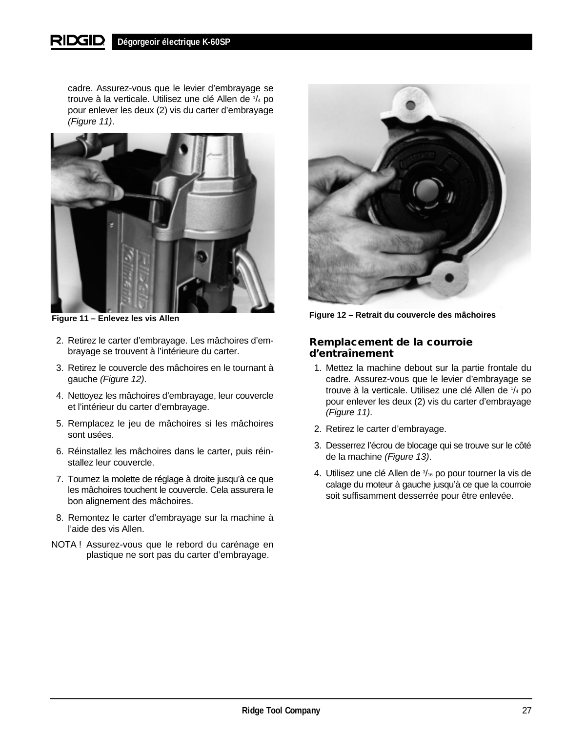cadre. Assurez-vous que le levier d'embrayage se trouve à la verticale. Utilisez une clé Allen de 1/4 po pour enlever les deux (2) vis du carter d'embrayage *(Figure 11)*.

**Figure 11 – Enlevez les vis Allen**

2. Retirez le carter d'embrayage. Les mâchoires d'embrayage se trouvent à l'intérieure du carter.
3. Retirez le couvercle des mâchoires en le tournant à gauche *(Figure 12)*.
4. Nettoyez les mâchoires d'embrayage, leur couvercle et l'intérieur du carter d'embrayage.
5. Remplacez le jeu de mâchoires si les mâchoires sont usées.
6. Réinstallez les mâchoires dans le carter, puis réinstallez leur couvercle.
7. Tournez la molette de réglage à droite jusqu'à ce que les mâchoires touchent le couvercle. Cela assurera le bon alignement des mâchoires.
8. Remontez le carter d'embrayage sur la machine à l'aide des vis Allen.

NOTA ! Assurez-vous que le rebord du carénage en plastique ne sort pas du carter d'embrayage.

**Figure 12 – Retrait du couvercle des mâchoires**

## Remplacement de la courroie d'entraînement

1. Mettez la machine debout sur la partie frontale du cadre. Assurez-vous que le levier d'embrayage se trouve à la verticale. Utilisez une clé Allen de 1/4 po pour enlever les deux (2) vis du carter d'embrayage *(Figure 11)*.
2. Retirez le carter d'embrayage.
3. Desserrez l'écrou de blocage qui se trouve sur le côté de la machine *(Figure 13)*.
4. Utilisez une clé Allen de 3/16 po pour tourner la vis de calage du moteur à gauche jusqu'à ce que la courroie soit suffisamment desserrée pour être enlevée.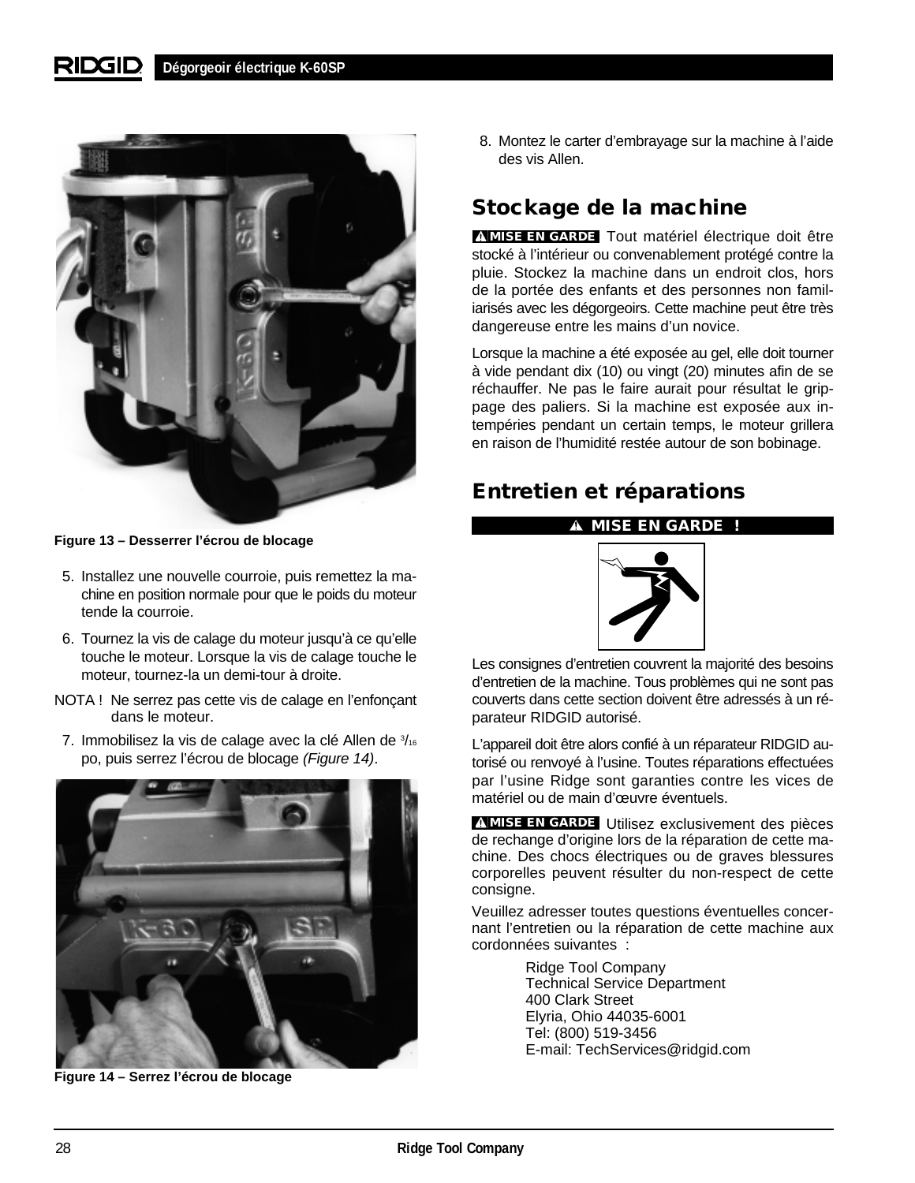Figure 13 – Desserrer l'écrou de blocage

5. Installez une nouvelle courroie, puis remettez la machine en position normale pour que le poids du moteur tende la courroie.
6. Tournez la vis de calage du moteur jusqu'à ce qu'elle touche le moteur. Lorsque la vis de calage touche le moteur, tournez-la un demi-tour à droite.

NOTA ! Ne serrez pas cette vis de calage en l'enfonçant dans le moteur.

7. Immobilisez la vis de calage avec la clé Allen de 3/16 po, puis serrez l'écrou de blocage *(Figure 14)*.

Figure 14 – Serrez l'écrou de blocage

8. Montez le carter d'embrayage sur la machine à l'aide des vis Allen.

## Stockage de la machine

**MISE EN GARDE** Tout matériel électrique doit être stocké à l'intérieur ou convenablement protégé contre la pluie. Stockez la machine dans un endroit clos, hors de la portée des enfants et des personnes non familiarisés avec les dégorgeoirs. Cette machine peut être très dangereuse entre les mains d'un novice.

Lorsque la machine a été exposée au gel, elle doit tourner à vide pendant dix (10) ou vingt (20) minutes afin de se réchauffer. Ne pas le faire aurait pour résultat le grippage des paliers. Si la machine est exposée aux intempéries pendant un certain temps, le moteur grillera en raison de l'humidité restée autour de son bobinage.

## Entretien et réparations

**MISE EN GARDE !**

Les consignes d'entretien couvrent la majorité des besoins d'entretien de la machine. Tous problèmes qui ne sont pas couverts dans cette section doivent être adressés à un réparateur RIDGID autorisé.

L'appareil doit être alors confié à un réparateur RIDGID autorisé ou renvoyé à l'usine. Toutes réparations effectuées par l'usine Ridge sont garanties contre les vices de matériel ou de main d'œuvre éventuels.

**MISE EN GARDE** Utilisez exclusivement des pièces de rechange d'origine lors de la réparation de cette machine. Des chocs électriques ou de graves blessures corporelles peuvent résulter du non-respect de cette consigne.

Veuillez adresser toutes questions éventuelles concernant l'entretien ou la réparation de cette machine aux cordonnées suivantes :

Ridge Tool Company
Technical Service Department
400 Clark Street
Elyria, Ohio 44035-6001
Tel: (800) 519-3456
E-mail: TechServices@ridgid.com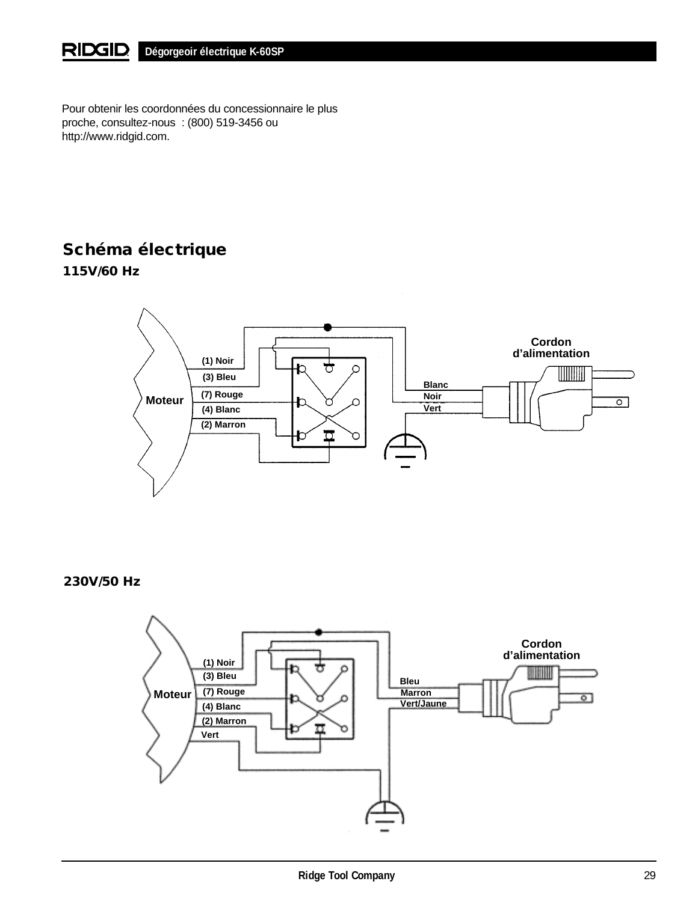Pour obtenir les coordonnées du concessionnaire le plus proche, consultez-nous : (800) 519-3456 ou http://www.ridgid.com.

## Schéma électrique

### 115V/60 Hz

Cordon d'alimentation

(1) Noir

(3) Bleu

(7) Rouge

(4) Blanc

(2) Marron

Moteur

Blanc

Noir

Vert

### 230V/50 Hz

Cordon d'alimentation

(1) Noir

(3) Bleu

(7) Rouge

(4) Blanc

(2) Marron

Vert

Moteur

Bleu

Marron

Vert/Jaune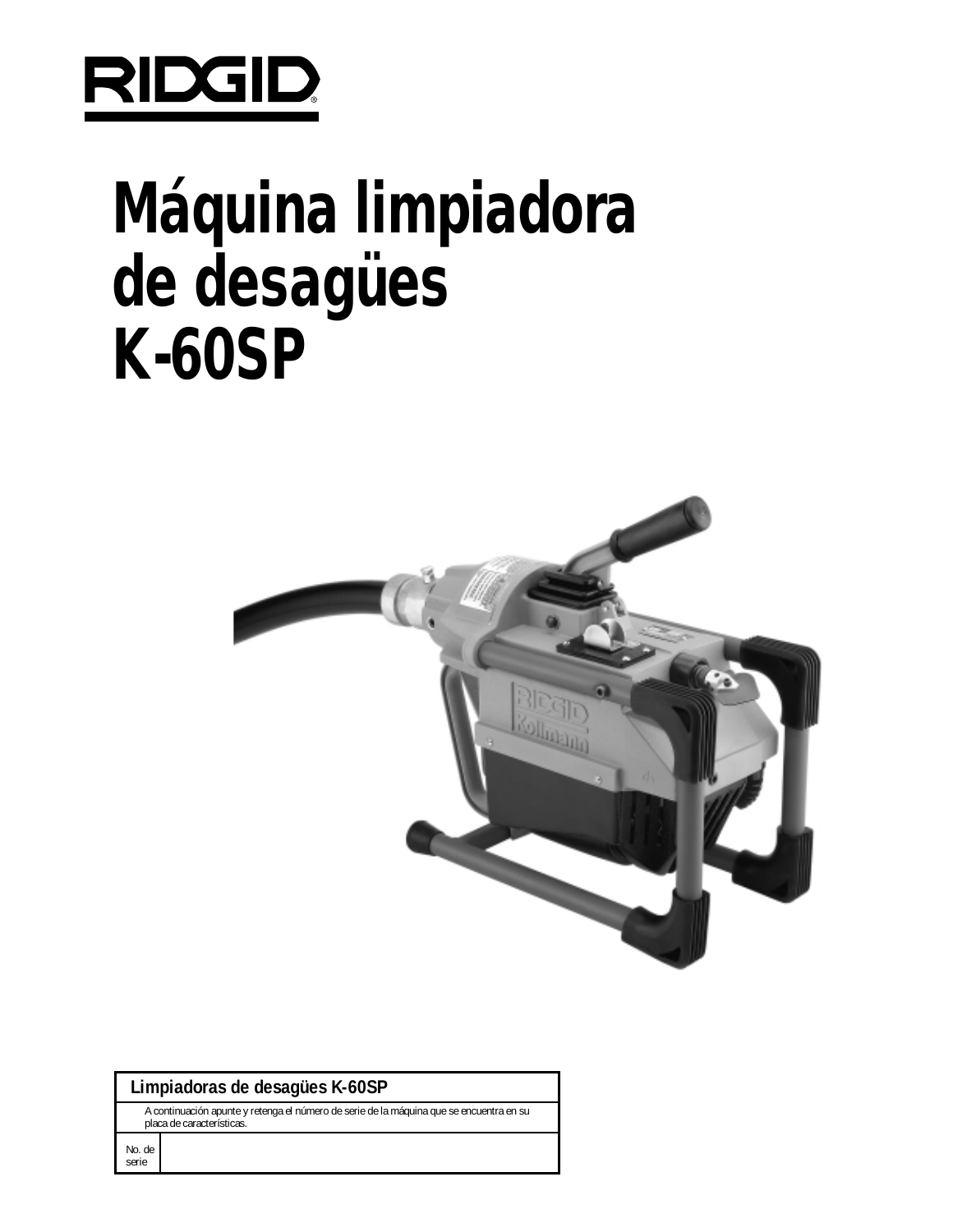# Máquina limpiadora de desagües K-60SP

| Limpiadoras de desagües K-60SP | |
|---|---|
| | A continuación apunte y retenga el número de serie de la máquina que se encuentra en su placa de características. |
| No. de serie | |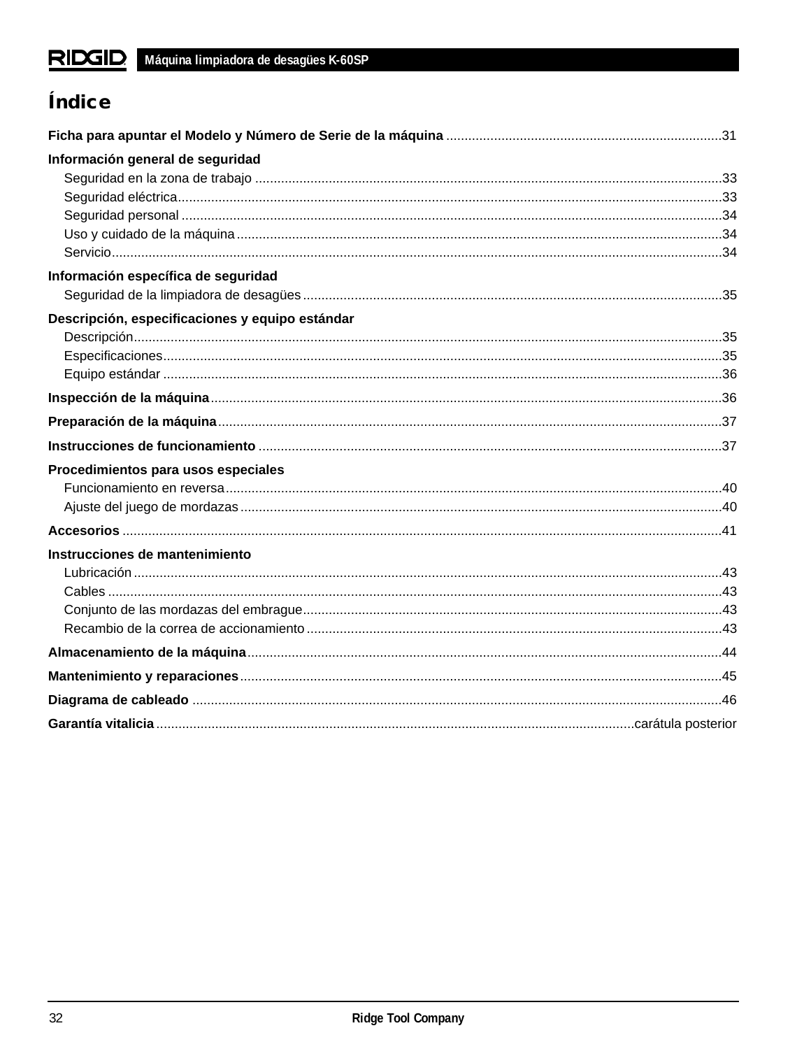# Índice

**Ficha para apuntar el Modelo y Número de Serie de la máquina** ....31

**Información general de seguridad**
- Seguridad en la zona de trabajo ....33
- Seguridad eléctrica....33
- Seguridad personal ....34
- Uso y cuidado de la máquina ....34
- Servicio....34

**Información específica de seguridad**
- Seguridad de la limpiadora de desagües ....35

**Descripción, especificaciones y equipo estándar**
- Descripción....35
- Especificaciones....35
- Equipo estándar ....36

**Inspección de la máquina**....36

**Preparación de la máquina**....37

**Instrucciones de funcionamiento** ....37

**Procedimientos para usos especiales**
- Funcionamiento en reversa....40
- Ajuste del juego de mordazas ....40

**Accesorios** ....41

**Instrucciones de mantenimiento**
- Lubricación ....43
- Cables ....43
- Conjunto de las mordazas del embrague....43
- Recambio de la correa de accionamiento ....43

**Almacenamiento de la máquina**....44

**Mantenimiento y reparaciones**....45

**Diagrama de cableado** ....46

**Garantía vitalicia** ....carátula posterior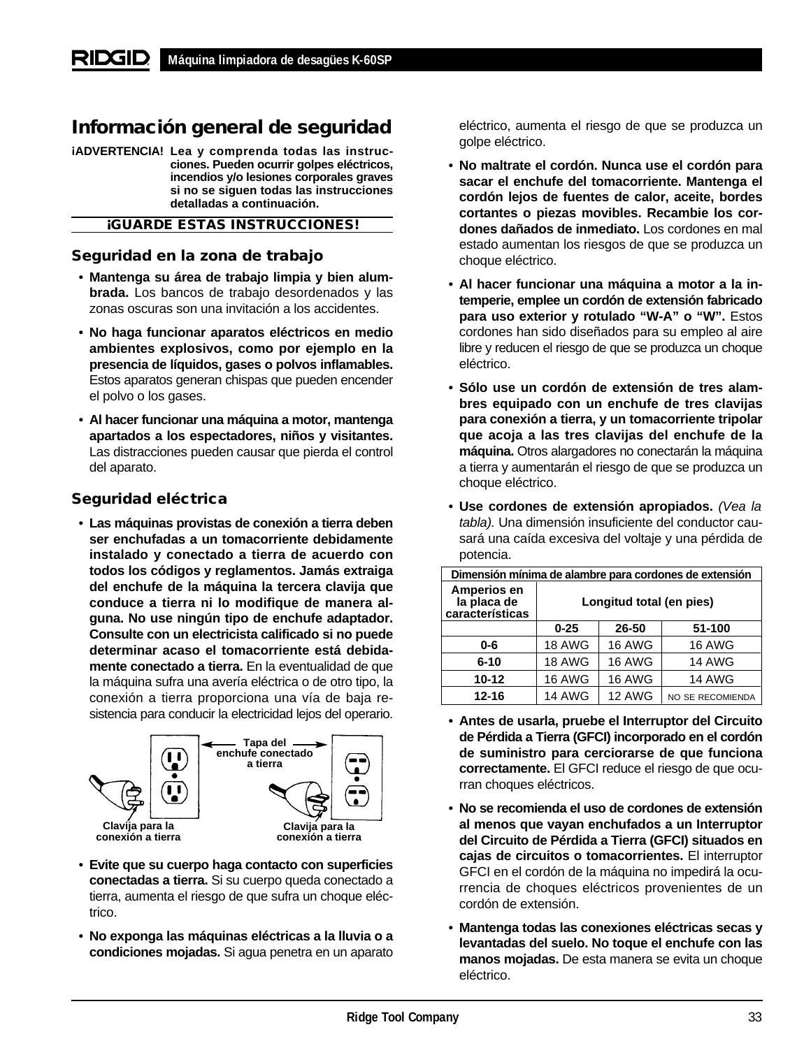## Información general de seguridad

**¡ADVERTENCIA! Lea y comprenda todas las instrucciones. Pueden ocurrir golpes eléctricos, incendios y/o lesiones corporales graves si no se siguen todas las instrucciones detalladas a continuación.**

**¡GUARDE ESTAS INSTRUCCIONES!**

### Seguridad en la zona de trabajo

- **Mantenga su área de trabajo limpia y bien alumbrada.** Los bancos de trabajo desordenados y las zonas oscuras son una invitación a los accidentes.
- **No haga funcionar aparatos eléctricos en medio ambientes explosivos, como por ejemplo en la presencia de líquidos, gases o polvos inflamables.** Estos aparatos generan chispas que pueden encender el polvo o los gases.
- **Al hacer funcionar una máquina a motor, mantenga apartados a los espectadores, niños y visitantes.** Las distracciones pueden causar que pierda el control del aparato.

### Seguridad eléctrica

- **Las máquinas provistas de conexión a tierra deben ser enchufadas a un tomacorriente debidamente instalado y conectado a tierra de acuerdo con todos los códigos y reglamentos. Jamás extraiga del enchufe de la máquina la tercera clavija que conduce a tierra ni lo modifique de manera alguna. No use ningún tipo de enchufe adaptador. Consulte con un electricista calificado si no puede determinar acaso el tomacorriente está debidamente conectado a tierra.** En la eventualidad de que la máquina sufra una avería eléctrica o de otro tipo, la conexión a tierra proporciona una vía de baja resistencia para conducir la electricidad lejos del operario.

Tapa del enchufe conectado a tierra

Clavija para la conexión a tierra

Clavija para la conexión a tierra

- **Evite que su cuerpo haga contacto con superficies conectadas a tierra.** Si su cuerpo queda conectado a tierra, aumenta el riesgo de que sufra un choque eléctrico.
- **No exponga las máquinas eléctricas a la lluvia o a condiciones mojadas.** Si agua penetra en un aparato eléctrico, aumenta el riesgo de que se produzca un golpe eléctrico.
- **No maltrate el cordón. Nunca use el cordón para sacar el enchufe del tomacorriente. Mantenga el cordón lejos de fuentes de calor, aceite, bordes cortantes o piezas movibles. Recambie los cordones dañados de inmediato.** Los cordones en mal estado aumentan los riesgos de que se produzca un choque eléctrico.
- **Al hacer funcionar una máquina a motor a la intemperie, emplee un cordón de extensión fabricado para uso exterior y rotulado "W-A" o "W".** Estos cordones han sido diseñados para su empleo al aire libre y reducen el riesgo de que se produzca un choque eléctrico.
- **Sólo use un cordón de extensión de tres alambres equipado con un enchufe de tres clavijas para conexión a tierra, y un tomacorriente tripolar que acoja a las tres clavijas del enchufe de la máquina.** Otros alargadores no conectarán la máquina a tierra y aumentarán el riesgo de que se produzca un choque eléctrico.
- **Use cordones de extensión apropiados.** *(Vea la tabla).* Una dimensión insuficiente del conductor causará una caída excesiva del voltaje y una pérdida de potencia.

| Dimensión mínima de alambre para cordones de extensión | | | |
|---|---|---|---|
| **Amperios en la placa de características** | **Longitud total (en pies)** | | |
| | **0-25** | **26-50** | **51-100** |
| **0-6** | 18 AWG | 16 AWG | 16 AWG |
| **6-10** | 18 AWG | 16 AWG | 14 AWG |
| **10-12** | 16 AWG | 16 AWG | 14 AWG |
| **12-16** | 14 AWG | 12 AWG | NO SE RECOMIENDA |

- **Antes de usarla, pruebe el Interruptor del Circuito de Pérdida a Tierra (GFCI) incorporado en el cordón de suministro para cerciorarse de que funciona correctamente.** El GFCI reduce el riesgo de que ocurran choques eléctricos.
- **No se recomienda el uso de cordones de extensión al menos que vayan enchufados a un Interruptor del Circuito de Pérdida a Tierra (GFCI) situados en cajas de circuitos o tomacorrientes.** El interruptor GFCI en el cordón de la máquina no impedirá la ocurrencia de choques eléctricos provenientes de un cordón de extensión.
- **Mantenga todas las conexiones eléctricas secas y levantadas del suelo. No toque el enchufe con las manos mojadas.** De esta manera se evita un choque eléctrico.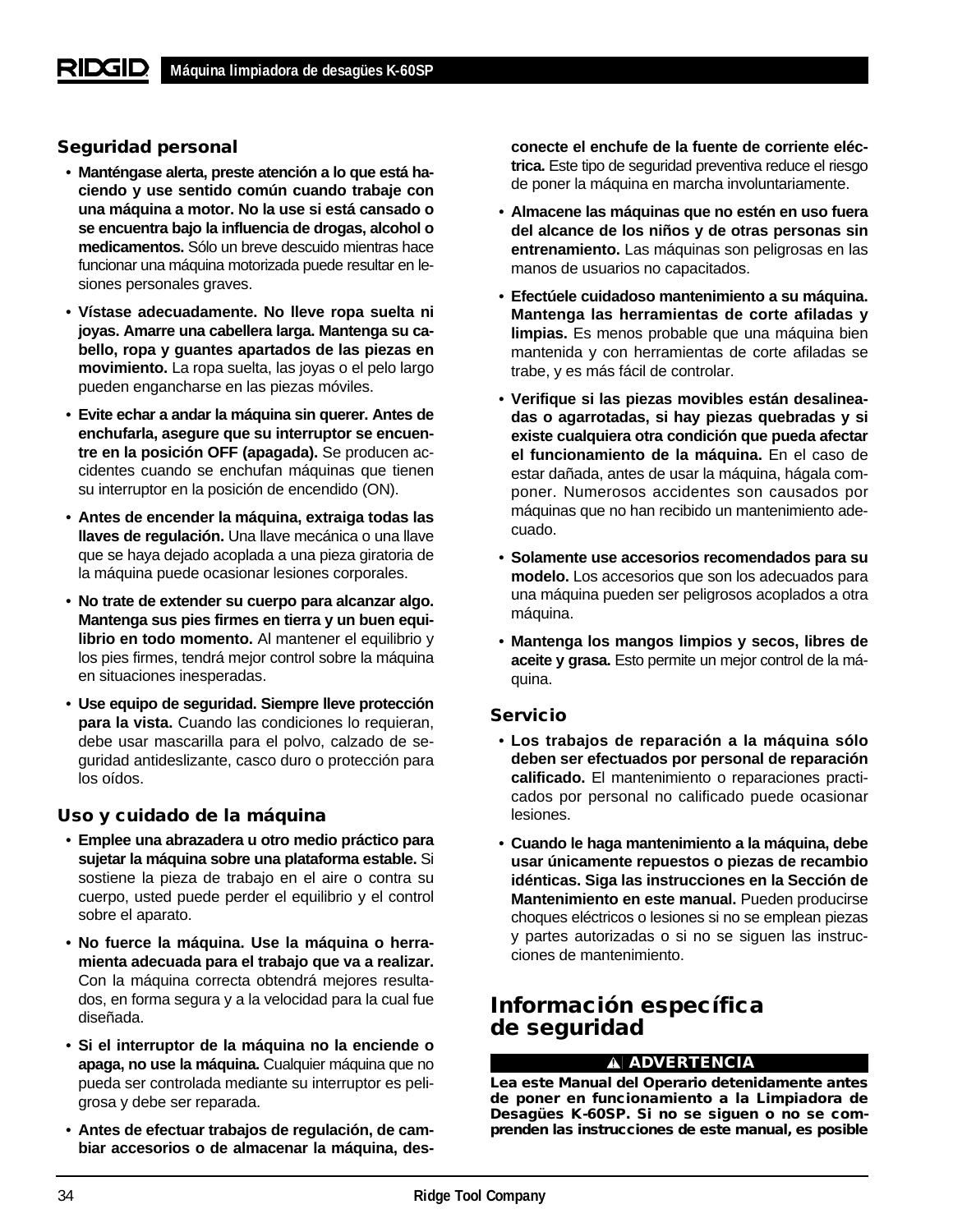### Seguridad personal

- **Manténgase alerta, preste atención a lo que está haciendo y use sentido común cuando trabaje con una máquina a motor. No la use si está cansado o se encuentra bajo la influencia de drogas, alcohol o medicamentos.** Sólo un breve descuido mientras hace funcionar una máquina motorizada puede resultar en lesiones personales graves.
- **Vístase adecuadamente. No lleve ropa suelta ni joyas. Amarre una cabellera larga. Mantenga su cabello, ropa y guantes apartados de las piezas en movimiento.** La ropa suelta, las joyas o el pelo largo pueden engancharse en las piezas móviles.
- **Evite echar a andar la máquina sin querer. Antes de enchufarla, asegure que su interruptor se encuentre en la posición OFF (apagada).** Se producen accidentes cuando se enchufan máquinas que tienen su interruptor en la posición de encendido (ON).
- **Antes de encender la máquina, extraiga todas las llaves de regulación.** Una llave mecánica o una llave que se haya dejado acoplada a una pieza giratoria de la máquina puede ocasionar lesiones corporales.
- **No trate de extender su cuerpo para alcanzar algo. Mantenga sus pies firmes en tierra y un buen equilibrio en todo momento.** Al mantener el equilibrio y los pies firmes, tendrá mejor control sobre la máquina en situaciones inesperadas.
- **Use equipo de seguridad. Siempre lleve protección para la vista.** Cuando las condiciones lo requieran, debe usar mascarilla para el polvo, calzado de seguridad antideslizante, casco duro o protección para los oídos.

### Uso y cuidado de la máquina

- **Emplee una abrazadera u otro medio práctico para sujetar la máquina sobre una plataforma estable.** Si sostiene la pieza de trabajo en el aire o contra su cuerpo, usted puede perder el equilibrio y el control sobre el aparato.
- **No fuerce la máquina. Use la máquina o herramienta adecuada para el trabajo que va a realizar.** Con la máquina correcta obtendrá mejores resultados, en forma segura y a la velocidad para la cual fue diseñada.
- **Si el interruptor de la máquina no la enciende o apaga, no use la máquina.** Cualquier máquina que no pueda ser controlada mediante su interruptor es peligrosa y debe ser reparada.
- **Antes de efectuar trabajos de regulación, de cambiar accesorios o de almacenar la máquina, desconecte el enchufe de la fuente de corriente eléctrica.** Este tipo de seguridad preventiva reduce el riesgo de poner la máquina en marcha involuntariamente.
- **Almacene las máquinas que no estén en uso fuera del alcance de los niños y de otras personas sin entrenamiento.** Las máquinas son peligrosas en las manos de usuarios no capacitados.
- **Efectúele cuidadoso mantenimiento a su máquina. Mantenga las herramientas de corte afiladas y limpias.** Es menos probable que una máquina bien mantenida y con herramientas de corte afiladas se trabe, y es más fácil de controlar.
- **Verifique si las piezas movibles están desalineadas o agarrotadas, si hay piezas quebradas y si existe cualquiera otra condición que pueda afectar el funcionamiento de la máquina.** En el caso de estar dañada, antes de usar la máquina, hágala componer. Numerosos accidentes son causados por máquinas que no han recibido un mantenimiento adecuado.
- **Solamente use accesorios recomendados para su modelo.** Los accesorios que son los adecuados para una máquina pueden ser peligrosos acoplados a otra máquina.
- **Mantenga los mangos limpios y secos, libres de aceite y grasa.** Esto permite un mejor control de la máquina.

### Servicio

- **Los trabajos de reparación a la máquina sólo deben ser efectuados por personal de reparación calificado.** El mantenimiento o reparaciones practicados por personal no calificado puede ocasionar lesiones.
- **Cuando le haga mantenimiento a la máquina, debe usar únicamente repuestos o piezas de recambio idénticas. Siga las instrucciones en la Sección de Mantenimiento en este manual.** Pueden producirse choques eléctricos o lesiones si no se emplean piezas y partes autorizadas o si no se siguen las instrucciones de mantenimiento.

## Información específica de seguridad

**⚠ ADVERTENCIA**

**Lea este Manual del Operario detenidamente antes de poner en funcionamiento a la Limpiadora de Desagües K-60SP. Si no se siguen o no se comprenden las instrucciones de este manual, es posible**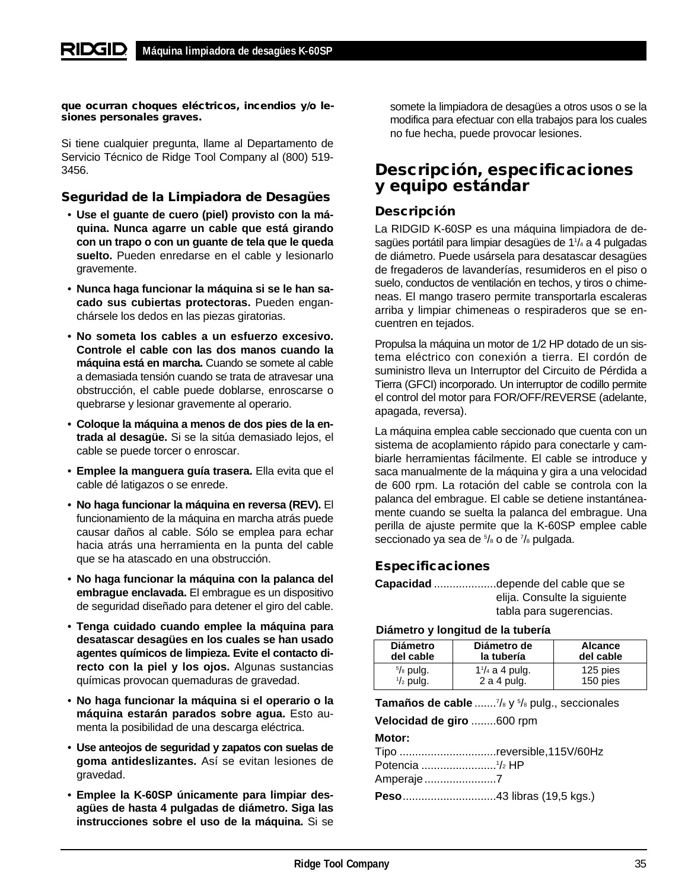**que ocurran choques eléctricos, incendios y/o lesiones personales graves.**

Si tiene cualquier pregunta, llame al Departamento de Servicio Técnico de Ridge Tool Company al (800) 519-3456.

### Seguridad de la Limpiadora de Desagües

- **Use el guante de cuero (piel) provisto con la máquina. Nunca agarre un cable que está girando con un trapo o con un guante de tela que le queda suelto.** Pueden enredarse en el cable y lesionarlo gravemente.
- **Nunca haga funcionar la máquina si se le han sacado sus cubiertas protectoras.** Pueden engancharse los dedos en las piezas giratorias.
- **No someta los cables a un esfuerzo excesivo. Controle el cable con las dos manos cuando la máquina está en marcha.** Cuando se somete al cable a demasiada tensión cuando se trata de atravesar una obstrucción, el cable puede doblarse, enroscarse o quebrarse y lesionar gravemente al operario.
- **Coloque la máquina a menos de dos pies de la entrada al desagüe.** Si se la sitúa demasiado lejos, el cable se puede torcer o enroscar.
- **Emplee la manguera guía trasera.** Ella evita que el cable dé latigazos o se enrede.
- **No haga funcionar la máquina en reversa (REV).** El funcionamiento de la máquina en marcha atrás puede causar daños al cable. Sólo se emplea para echar hacia atrás una herramienta en la punta del cable que se ha atascado en una obstrucción.
- **No haga funcionar la máquina con la palanca del embrague enclavada.** El embrague es un dispositivo de seguridad diseñado para detener el giro del cable.
- **Tenga cuidado cuando emplee la máquina para desatascar desagües en los cuales se han usado agentes químicos de limpieza. Evite el contacto directo con la piel y los ojos.** Algunas sustancias químicas provocan quemaduras de gravedad.
- **No haga funcionar la máquina si el operario o la máquina estarán parados sobre agua.** Esto aumenta la posibilidad de una descarga eléctrica.
- **Use anteojos de seguridad y zapatos con suelas de goma antideslizantes.** Así se evitan lesiones de gravedad.
- **Emplee la K-60SP únicamente para limpiar desagües de hasta 4 pulgadas de diámetro. Siga las instrucciones sobre el uso de la máquina.** Si se somete la limpiadora de desagües a otros usos o se la modifica para efectuar con ella trabajos para los cuales no fue hecha, puede provocar lesiones.

## Descripción, especificaciones y equipo estándar

### Descripción

La RIDGID K-60SP es una máquina limpiadora de desagües portátil para limpiar desagües de 1¹/₄ a 4 pulgadas de diámetro. Puede usársela para desatascar desagües de fregaderos de lavanderías, resumideros en el piso o suelo, conductos de ventilación en techos, y tiros o chimeneas. El mango trasero permite transportarla escaleras arriba y limpiar chimeneas o respiraderos que se encuentren en tejados.

Propulsa la máquina un motor de 1/2 HP dotado de un sistema eléctrico con conexión a tierra. El cordón de suministro lleva un Interruptor del Circuito de Pérdida a Tierra (GFCI) incorporado. Un interruptor de codillo permite el control del motor para FOR/OFF/REVERSE (adelante, apagada, reversa).

La máquina emplea cable seccionado que cuenta con un sistema de acoplamiento rápido para conectarle y cambiarle herramientas fácilmente. El cable se introduce y saca manualmente de la máquina y gira a una velocidad de 600 rpm. La rotación del cable se controla con la palanca del embrague. El cable se detiene instantáneamente cuando se suelta la palanca del embrague. Una perilla de ajuste permite que la K-60SP emplee cable seccionado ya sea de ⁵/₈ o de ⁷/₈ pulgada.

### Especificaciones

**Capacidad** ....................depende del cable que se elija. Consulte la siguiente tabla para sugerencias.

**Diámetro y longitud de la tubería**

| Diámetro del cable | Diámetro de la tubería | Alcance del cable |
|---|---|---|
| ⁵/₈ pulg. | 1¹/₄ a 4 pulg. | 125 pies |
| ¹/₂ pulg. | 2 a 4 pulg. | 150 pies |

**Tamaños de cable** .......⁷/₈ y ⁵/₈ pulg., seccionales

**Velocidad de giro** ........600 rpm

**Motor:**

Tipo ...............................reversible,115V/60Hz

Potencia ........................¹/₂ HP

Amperaje.......................7

**Peso**..............................43 libras (19,5 kgs.)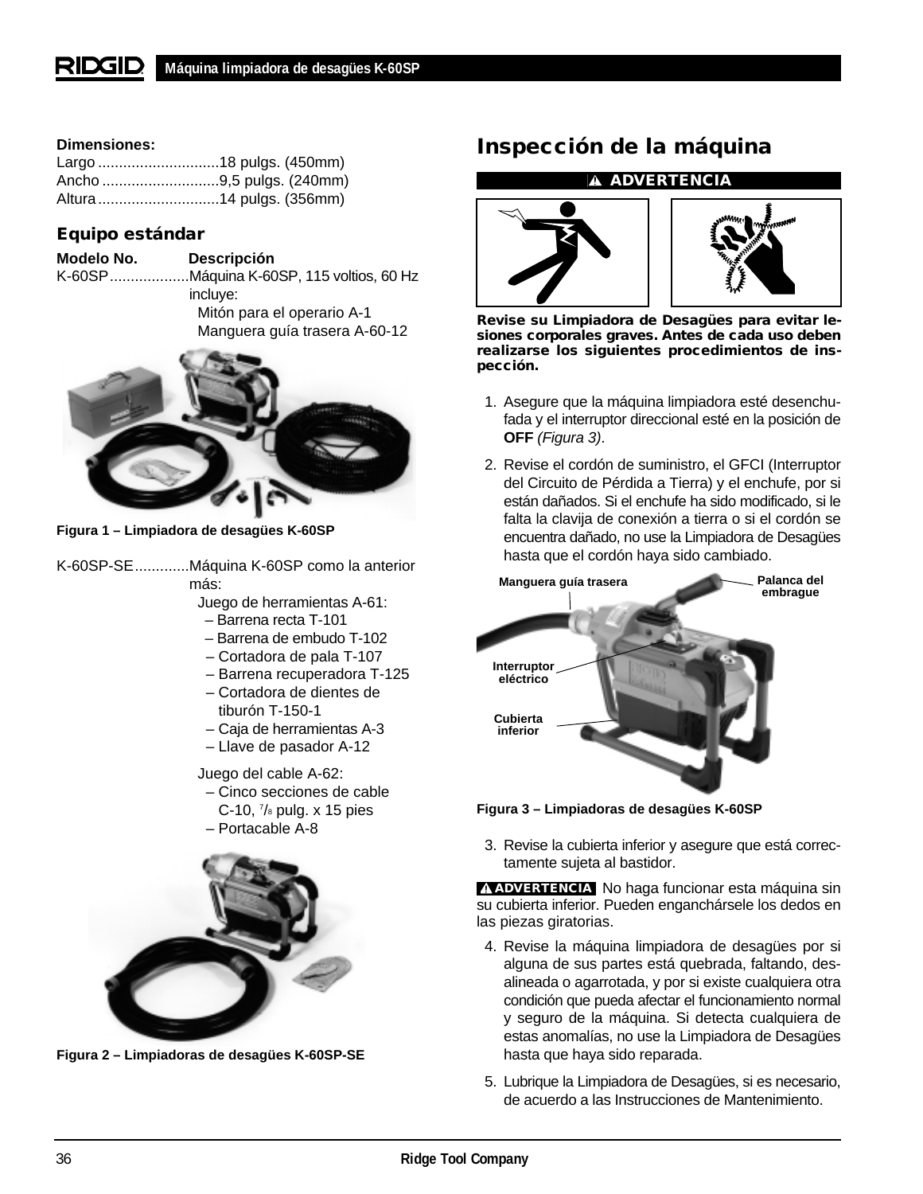**Dimensiones:**
Largo .............................18 pulgs. (450mm)
Ancho ............................9,5 pulgs. (240mm)
Altura .............................14 pulgs. (356mm)

### Equipo estándar

**Modelo No. Descripción**

K-60SP...................Máquina K-60SP, 115 voltios, 60 Hz incluye:
- Mitón para el operario A-1
- Manguera guía trasera A-60-12

**Figura 1 – Limpiadora de desagües K-60SP**

K-60SP-SE.............Máquina K-60SP como la anterior más:

Juego de herramientas A-61:
- Barrena recta T-101
- Barrena de embudo T-102
- Cortadora de pala T-107
- Barrena recuperadora T-125
- Cortadora de dientes de tiburón T-150-1
- Caja de herramientas A-3
- Llave de pasador A-12

Juego del cable A-62:
- Cinco secciones de cable C-10, 7/8 pulg. x 15 pies
- Portacable A-8

**Figura 2 – Limpiadoras de desagües K-60SP-SE**

## Inspección de la máquina

**⚠ ADVERTENCIA**

**Revise su Limpiadora de Desagües para evitar lesiones corporales graves. Antes de cada uso deben realizarse los siguientes procedimientos de inspección.**

1. Asegure que la máquina limpiadora esté desenchufada y el interruptor direccional esté en la posición de **OFF** *(Figura 3)*.
2. Revise el cordón de suministro, el GFCI (Interruptor del Circuito de Pérdida a Tierra) y el enchufe, por si están dañados. Si el enchufe ha sido modificado, si le falta la clavija de conexión a tierra o si el cordón se encuentra dañado, no use la Limpiadora de Desagües hasta que el cordón haya sido cambiado.

Manguera guía trasera
Palanca del embrague
Interruptor eléctrico
Cubierta inferior

**Figura 3 – Limpiadoras de desagües K-60SP**

3. Revise la cubierta inferior y asegure que está correctamente sujeta al bastidor.

**⚠ ADVERTENCIA** No haga funcionar esta máquina sin su cubierta inferior. Pueden engancharsele los dedos en las piezas giratorias.

4. Revise la máquina limpiadora de desagües por si alguna de sus partes está quebrada, faltando, desalineada o agarrotada, y por si existe cualquiera otra condición que pueda afectar el funcionamiento normal y seguro de la máquina. Si detecta cualquiera de estas anomalías, no use la Limpiadora de Desagües hasta que haya sido reparada.
5. Lubrique la Limpiadora de Desagües, si es necesario, de acuerdo a las Instrucciones de Mantenimiento.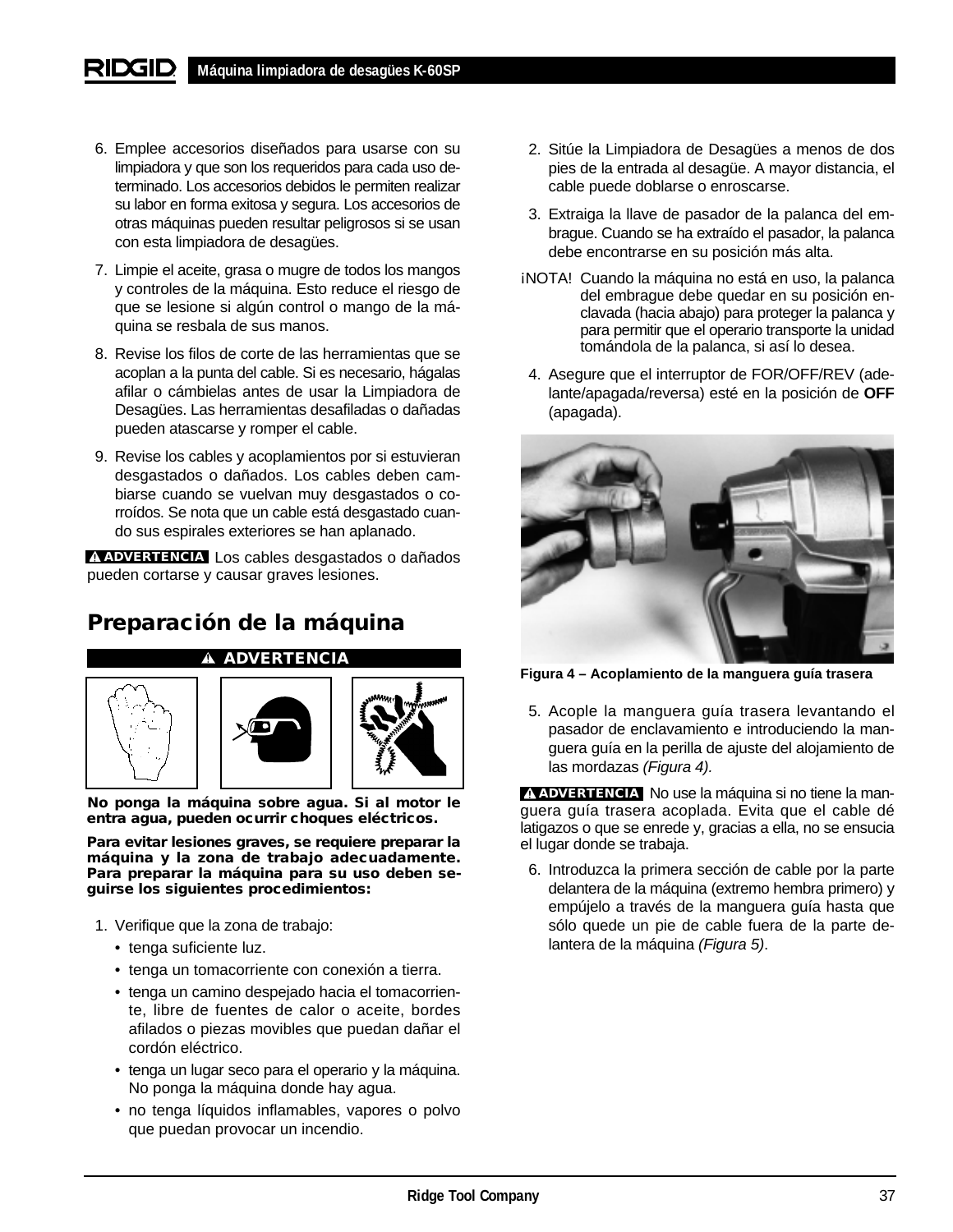6. Emplee accesorios diseñados para usarse con su limpiadora y que son los requeridos para cada uso determinado. Los accesorios debidos le permiten realizar su labor en forma exitosa y segura. Los accesorios de otras máquinas pueden resultar peligrosos si se usan con esta limpiadora de desagües.
7. Limpie el aceite, grasa o mugre de todos los mangos y controles de la máquina. Esto reduce el riesgo de que se lesione si algún control o mango de la máquina se resbala de sus manos.
8. Revise los filos de corte de las herramientas que se acoplan a la punta del cable. Si es necesario, hágalas afilar o cámbielas antes de usar la Limpiadora de Desagües. Las herramientas desafiladas o dañadas pueden atascarse y romper el cable.
9. Revise los cables y acoplamientos por si estuvieran desgastados o dañados. Los cables deben cambiarse cuando se vuelvan muy desgastados o corroídos. Se nota que un cable está desgastado cuando sus espirales exteriores se han aplanado.

**⚠ ADVERTENCIA** Los cables desgastados o dañados pueden cortarse y causar graves lesiones.

## Preparación de la máquina

**⚠ ADVERTENCIA**

**No ponga la máquina sobre agua. Si al motor le entra agua, pueden ocurrir choques eléctricos.**

**Para evitar lesiones graves, se requiere preparar la máquina y la zona de trabajo adecuadamente. Para preparar la máquina para su uso deben seguirse los siguientes procedimientos:**

1. Verifique que la zona de trabajo:
   - tenga suficiente luz.
   - tenga un tomacorriente con conexión a tierra.
   - tenga un camino despejado hacia el tomacorriente, libre de fuentes de calor o aceite, bordes afilados o piezas movibles que puedan dañar el cordón eléctrico.
   - tenga un lugar seco para el operario y la máquina. No ponga la máquina donde hay agua.
   - no tenga líquidos inflamables, vapores o polvo que puedan provocar un incendio.
2. Sitúe la Limpiadora de Desagües a menos de dos pies de la entrada al desagüe. A mayor distancia, el cable puede doblarse o enroscarse.
3. Extraiga la llave de pasador de la palanca del embrague. Cuando se ha extraído el pasador, la palanca debe encontrarse en su posición más alta.

¡NOTA! Cuando la máquina no está en uso, la palanca del embrague debe quedar en su posición enclavada (hacia abajo) para proteger la palanca y para permitir que el operario transporte la unidad tomándola de la palanca, si así lo desea.

4. Asegure que el interruptor de FOR/OFF/REV (adelante/apagada/reversa) esté en la posición de **OFF** (apagada).

**Figura 4 – Acoplamiento de la manguera guía trasera**

5. Acople la manguera guía trasera levantando el pasador de enclavamiento e introduciendo la manguera guía en la perilla de ajuste del alojamiento de las mordazas *(Figura 4).*

**⚠ ADVERTENCIA** No use la máquina si no tiene la manguera guía trasera acoplada. Evita que el cable dé latigazos o que se enrede y, gracias a ella, no se ensucia el lugar donde se trabaja.

6. Introduzca la primera sección de cable por la parte delantera de la máquina (extremo hembra primero) y empújelo a través de la manguera guía hasta que sólo quede un pie de cable fuera de la parte delantera de la máquina *(Figura 5).*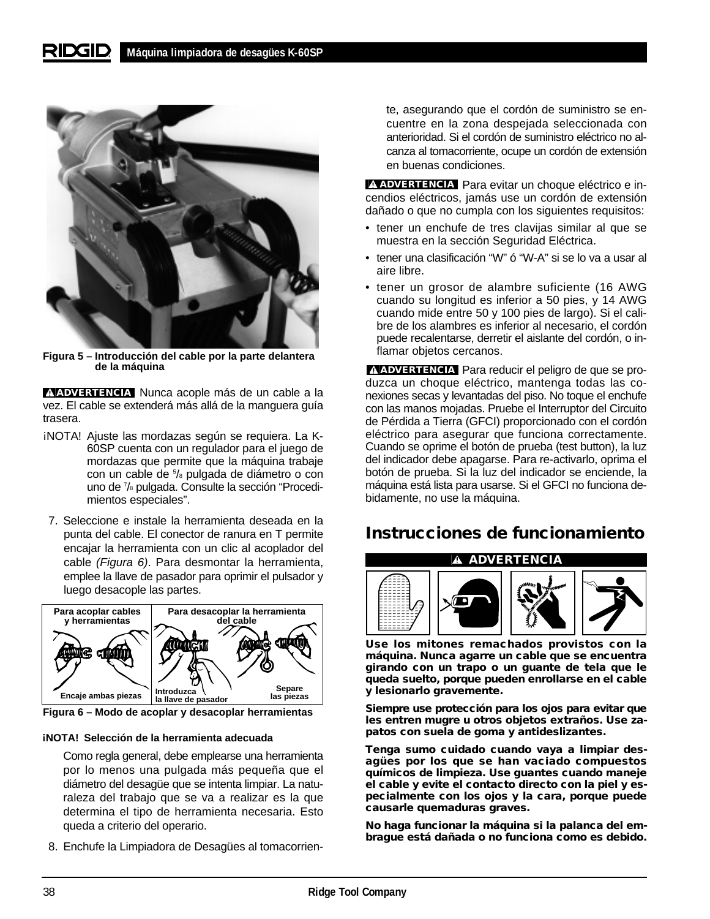Figura 5 – Introducción del cable por la parte delantera de la máquina

**ADVERTENCIA** Nunca acople más de un cable a la vez. El cable se extenderá más allá de la manguera guía trasera.

¡NOTA! Ajuste las mordazas según se requiera. La K-60SP cuenta con un regulador para el juego de mordazas que permite que la máquina trabaje con un cable de 5/8 pulgada de diámetro o con uno de 7/8 pulgada. Consulte la sección "Procedimientos especiales".

7. Seleccione e instale la herramienta deseada en la punta del cable. El conector de ranura en T permite encajar la herramienta con un clic al acoplador del cable *(Figura 6)*. Para desmontar la herramienta, emplee la llave de pasador para oprimir el pulsador y luego desacople las partes.

Para acoplar cables y herramientas — Encaje ambas piezas
Para desacoplar la herramienta del cable — Introduzca la llave de pasador — Separe las piezas

Figura 6 – Modo de acoplar y desacoplar herramientas

**¡NOTA! Selección de la herramienta adecuada**

Como regla general, debe emplearse una herramienta por lo menos una pulgada más pequeña que el diámetro del desagüe que se intenta limpiar. La naturaleza del trabajo que se va a realizar es la que determina el tipo de herramienta necesaria. Esto queda a criterio del operario.

8. Enchufe la Limpiadora de Desagües al tomacorriente, asegurando que el cordón de suministro se encuentre en la zona despejada seleccionada con anterioridad. Si el cordón de suministro eléctrico no alcanza al tomacorriente, ocupe un cordón de extensión en buenas condiciones.

**ADVERTENCIA** Para evitar un choque eléctrico e incendios eléctricos, jamás use un cordón de extensión dañado o que no cumpla con los siguientes requisitos:

- tener un enchufe de tres clavijas similar al que se muestra en la sección Seguridad Eléctrica.
- tener una clasificación "W" ó "W-A" si se lo va a usar al aire libre.
- tener un grosor de alambre suficiente (16 AWG cuando su longitud es inferior a 50 pies, y 14 AWG cuando mide entre 50 y 100 pies de largo). Si el calibre de los alambres es inferior al necesario, el cordón puede recalentarse, derretir el aislante del cordón, o inflamar objetos cercanos.

**ADVERTENCIA** Para reducir el peligro de que se produzca un choque eléctrico, mantenga todas las conexiones secas y levantadas del piso. No toque el enchufe con las manos mojadas. Pruebe el Interruptor del Circuito de Pérdida a Tierra (GFCI) proporcionado con el cordón eléctrico para asegurar que funciona correctamente. Cuando se oprime el botón de prueba (test button), la luz del indicador debe apagarse. Para re-activarlo, oprima el botón de prueba. Si la luz del indicador se enciende, la máquina está lista para usarse. Si el GFCI no funciona debidamente, no use la máquina.

## Instrucciones de funcionamiento

**ADVERTENCIA**

**Use los mitones remachados provistos con la máquina. Nunca agarre un cable que se encuentra girando con un trapo o un guante de tela que le queda suelto, porque pueden enrollarse en el cable y lesionarlo gravemente.**

**Siempre use protección para los ojos para evitar que les entren mugre u otros objetos extraños. Use zapatos con suela de goma y antideslizantes.**

**Tenga sumo cuidado cuando vaya a limpiar desagües por los que se han vaciado compuestos químicos de limpieza. Use guantes cuando maneje el cable y evite el contacto directo con la piel y especialmente con los ojos y la cara, porque puede causarle quemaduras graves.**

**No haga funcionar la máquina si la palanca del embrague está dañada o no funciona como es debido.**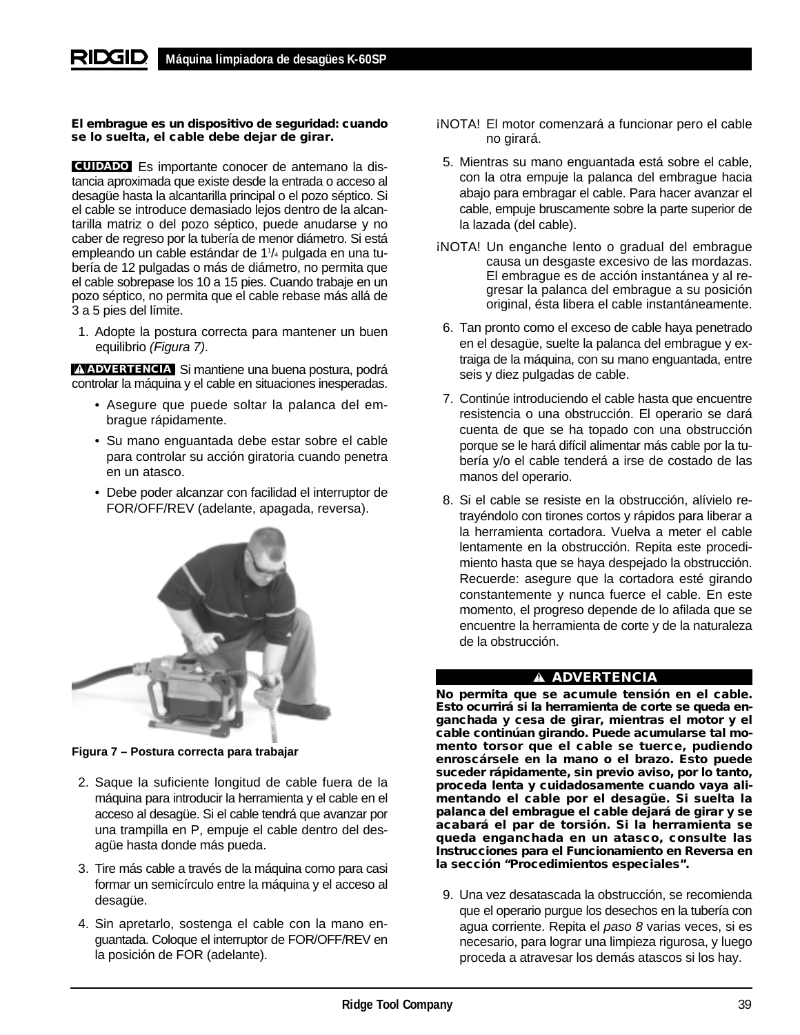**El embrague es un dispositivo de seguridad: cuando se lo suelta, el cable debe dejar de girar.**

**CUIDADO** Es importante conocer de antemano la distancia aproximada que existe desde la entrada o acceso al desagüe hasta la alcantarilla principal o el pozo séptico. Si el cable se introduce demasiado lejos dentro de la alcantarilla matriz o del pozo séptico, puede anudarse y no caber de regreso por la tubería de menor diámetro. Si está empleando un cable estándar de 1[1]/4 pulgada en una tubería de 12 pulgadas o más de diámetro, no permita que el cable sobrepase los 10 a 15 pies. Cuando trabaje en un pozo séptico, no permita que el cable rebase más allá de 3 a 5 pies del límite.

1. Adopte la postura correcta para mantener un buen equilibrio *(Figura 7)*.

**ADVERTENCIA** Si mantiene una buena postura, podrá controlar la máquina y el cable en situaciones inesperadas.

- Asegure que puede soltar la palanca del embrague rápidamente.
- Su mano enguantada debe estar sobre el cable para controlar su acción giratoria cuando penetra en un atasco.
- Debe poder alcanzar con facilidad el interruptor de FOR/OFF/REV (adelante, apagada, reversa).

**Figura 7 – Postura correcta para trabajar**

2. Saque la suficiente longitud de cable fuera de la máquina para introducir la herramienta y el cable en el acceso al desagüe. Si el cable tendrá que avanzar por una trampilla en P, empuje el cable dentro del desagüe hasta donde más pueda.
3. Tire más cable a través de la máquina como para casi formar un semicírculo entre la máquina y el acceso al desagüe.
4. Sin apretarlo, sostenga el cable con la mano enguantada. Coloque el interruptor de FOR/OFF/REV en la posición de FOR (adelante).

¡NOTA! El motor comenzará a funcionar pero el cable no girará.

5. Mientras su mano enguantada está sobre el cable, con la otra empuje la palanca del embrague hacia abajo para embragar el cable. Para hacer avanzar el cable, empuje bruscamente sobre la parte superior de la lazada (del cable).

¡NOTA! Un enganche lento o gradual del embrague causa un desgaste excesivo de las mordazas. El embrague es de acción instantánea y al regresar la palanca del embrague a su posición original, ésta libera el cable instantáneamente.

6. Tan pronto como el exceso de cable haya penetrado en el desagüe, suelte la palanca del embrague y extraiga de la máquina, con su mano enguantada, entre seis y diez pulgadas de cable.
7. Continúe introduciendo el cable hasta que encuentre resistencia o una obstrucción. El operario se dará cuenta de que se ha topado con una obstrucción porque se le hará difícil alimentar más cable por la tubería y/o el cable tenderá a irse de costado de las manos del operario.
8. Si el cable se resiste en la obstrucción, alívielo retrayéndolo con tirones cortos y rápidos para liberar a la herramienta cortadora. Vuelva a meter el cable lentamente en la obstrucción. Repita este procedimiento hasta que se haya despejado la obstrucción. Recuerde: asegure que la cortadora esté girando constantemente y nunca fuerce el cable. En este momento, el progreso depende de lo afilada que se encuentre la herramienta de corte y de la naturaleza de la obstrucción.

**ADVERTENCIA**

**No permita que se acumule tensión en el cable. Esto ocurrirá si la herramienta de corte se queda enganchada y cesa de girar, mientras el motor y el cable continúan girando. Puede acumularse tal momento torsor que el cable se tuerce, pudiendo enroscársele en la mano o el brazo. Esto puede suceder rápidamente, sin previo aviso, por lo tanto, proceda lenta y cuidadosamente cuando vaya alimentando el cable por el desagüe. Si suelta la palanca del embrague el cable dejará de girar y se acabará el par de torsión. Si la herramienta se queda enganchada en un atasco, consulte las Instrucciones para el Funcionamiento en Reversa en la sección "Procedimientos especiales".**

9. Una vez desatascada la obstrucción, se recomienda que el operario purgue los desechos en la tubería con agua corriente. Repita el *paso 8* varias veces, si es necesario, para lograr una limpieza rigurosa, y luego proceda a atravesar los demás atascos si los hay.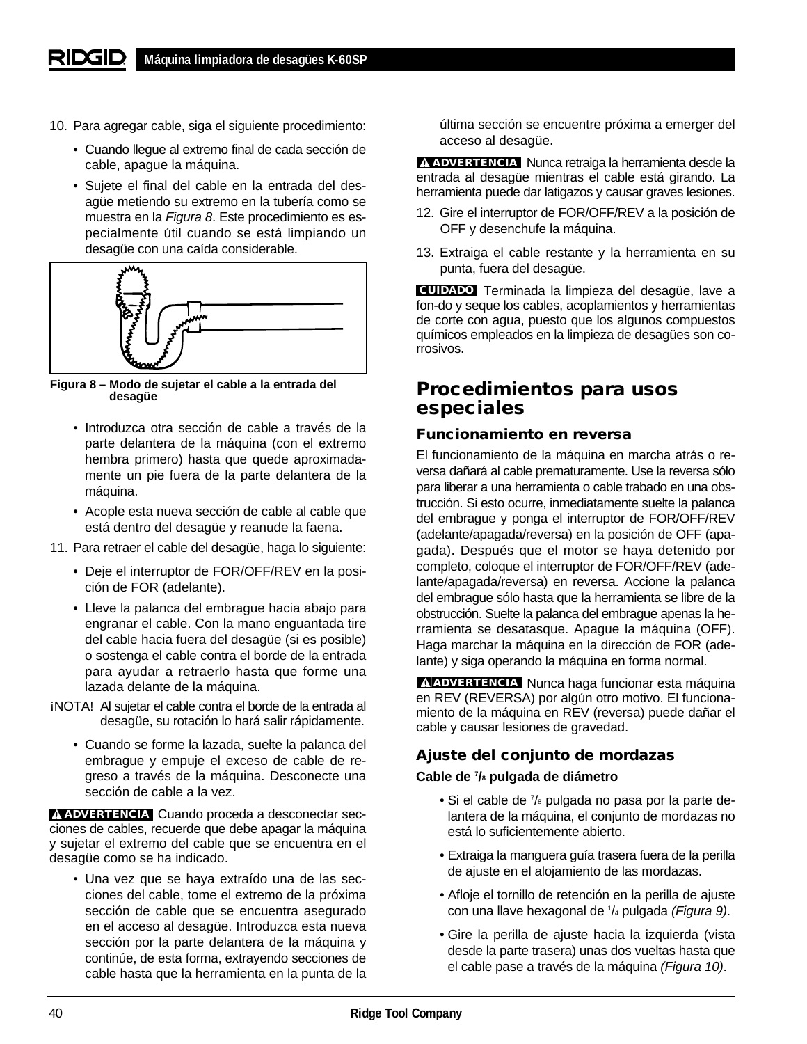10. Para agregar cable, siga el siguiente procedimiento:

   - Cuando llegue al extremo final de cada sección de cable, apague la máquina.
   - Sujete el final del cable en la entrada del desagüe metiendo su extremo en la tubería como se muestra en la *Figura 8*. Este procedimiento es especialmente útil cuando se está limpiando un desagüe con una caída considerable.

**Figura 8 – Modo de sujetar el cable a la entrada del desagüe**

   - Introduzca otra sección de cable a través de la parte delantera de la máquina (con el extremo hembra primero) hasta que quede aproximadamente un pie fuera de la parte delantera de la máquina.
   - Acople esta nueva sección de cable al cable que está dentro del desagüe y reanude la faena.

11. Para retraer el cable del desagüe, haga lo siguiente:

   - Deje el interruptor de FOR/OFF/REV en la posición de FOR (adelante).
   - Lleve la palanca del embrague hacia abajo para engranar el cable. Con la mano enguantada tire del cable hacia fuera del desagüe (si es posible) o sostenga el cable contra el borde de la entrada para ayudar a retraerlo hasta que forme una lazada delante de la máquina.

¡NOTA! Al sujetar el cable contra el borde de la entrada al desagüe, su rotación lo hará salir rápidamente.

   - Cuando se forme la lazada, suelte la palanca del embrague y empuje el exceso de cable de regreso a través de la máquina. Desconecte una sección de cable a la vez.

**⚠ ADVERTENCIA** Cuando proceda a desconectar secciones de cables, recuerde que debe apagar la máquina y sujetar el extremo del cable que se encuentra en el desagüe como se ha indicado.

   - Una vez que se haya extraído una de las secciones del cable, tome el extremo de la próxima sección de cable que se encuentra asegurado en el acceso al desagüe. Introduzca esta nueva sección por la parte delantera de la máquina y continúe, de esta forma, extrayendo secciones de cable hasta que la herramienta en la punta de la última sección se encuentre próxima a emerger del acceso al desagüe.

**⚠ ADVERTENCIA** Nunca retraiga la herramienta desde la entrada al desagüe mientras el cable está girando. La herramienta puede dar latigazos y causar graves lesiones.

12. Gire el interruptor de FOR/OFF/REV a la posición de OFF y desenchufe la máquina.

13. Extraiga el cable restante y la herramienta en su punta, fuera del desagüe.

**CUIDADO** Terminada la limpieza del desagüe, lave a fon-do y seque los cables, acoplamientos y herramientas de corte con agua, puesto que los algunos compuestos químicos empleados en la limpieza de desagües son corrosivos.

## Procedimientos para usos especiales

### Funcionamiento en reversa

El funcionamiento de la máquina en marcha atrás o reversa dañará al cable prematuramente. Use la reversa sólo para liberar a una herramienta o cable trabado en una obstrucción. Si esto ocurre, inmediatamente suelte la palanca del embrague y ponga el interruptor de FOR/OFF/REV (adelante/apagada/reversa) en la posición de OFF (apagada). Después que el motor se haya detenido por completo, coloque el interruptor de FOR/OFF/REV (adelante/apagada/reversa) en reversa. Accione la palanca del embrague sólo hasta que la herramienta se libre de la obstrucción. Suelte la palanca del embrague apenas la herramienta se desatasque. Apague la máquina (OFF). Haga marchar la máquina en la dirección de FOR (adelante) y siga operando la máquina en forma normal.

**⚠ ADVERTENCIA** Nunca haga funcionar esta máquina en REV (REVERSA) por algún otro motivo. El funcionamiento de la máquina en REV (reversa) puede dañar el cable y causar lesiones de gravedad.

### Ajuste del conjunto de mordazas

**Cable de 7/8 pulgada de diámetro**

- Si el cable de 7/8 pulgada no pasa por la parte delantera de la máquina, el conjunto de mordazas no está lo suficientemente abierto.
- Extraiga la manguera guía trasera fuera de la perilla de ajuste en el alojamiento de las mordazas.
- Afloje el tornillo de retención en la perilla de ajuste con una llave hexagonal de 1/4 pulgada *(Figura 9)*.
- Gire la perilla de ajuste hacia la izquierda (vista desde la parte trasera) unas dos vueltas hasta que el cable pase a través de la máquina *(Figura 10)*.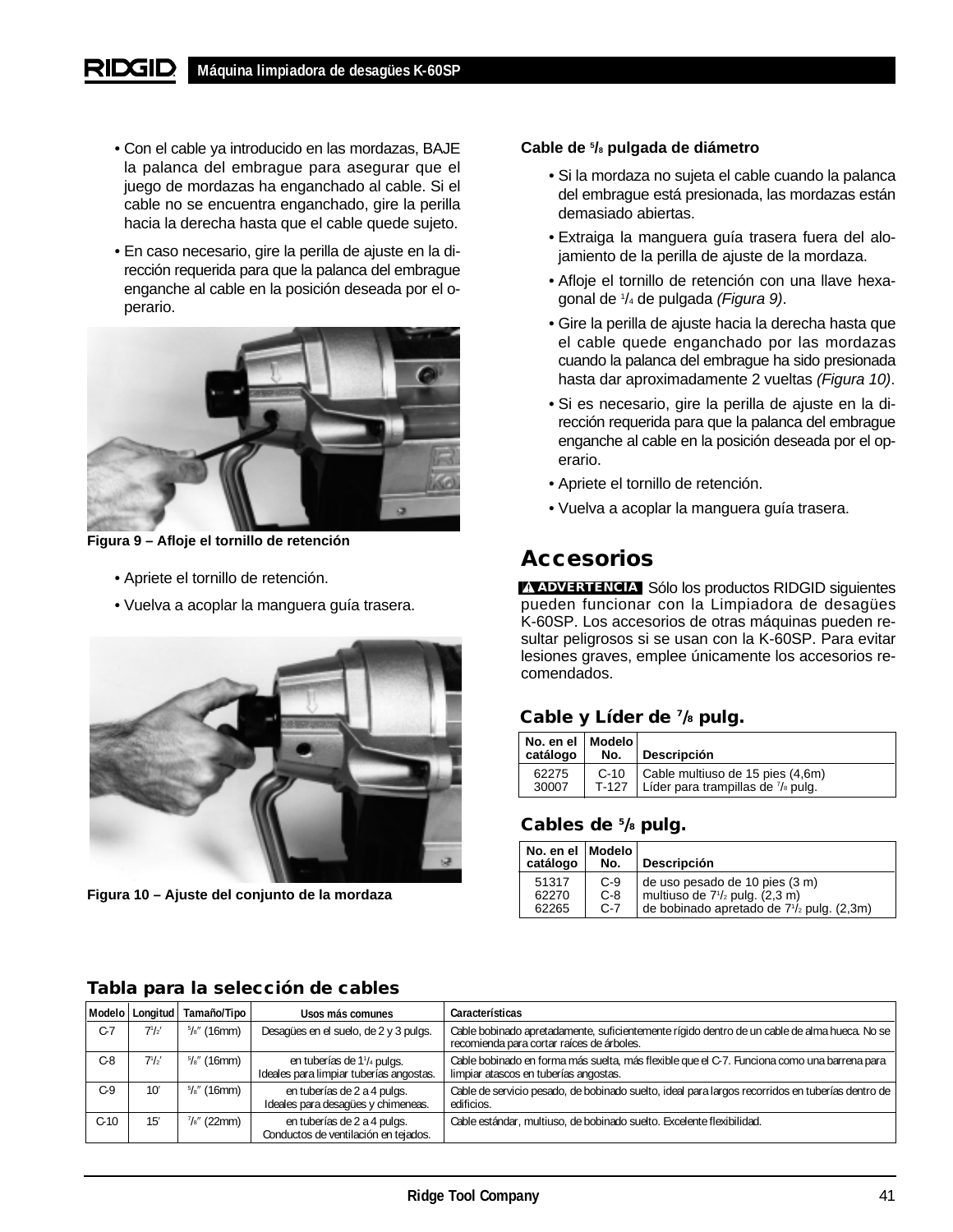- Con el cable ya introducido en las mordazas, BAJE la palanca del embrague para asegurar que el juego de mordazas ha enganchado al cable. Si el cable no se encuentra enganchado, gire la perilla hacia la derecha hasta que el cable quede sujeto.
- En caso necesario, gire la perilla de ajuste en la dirección requerida para que la palanca del embrague enganche al cable en la posición deseada por el operario.

Figura 9 – Afloje el tornillo de retención

- Apriete el tornillo de retención.
- Vuelva a acoplar la manguera guía trasera.

Figura 10 – Ajuste del conjunto de la mordaza

**Cable de 5/8 pulgada de diámetro**

- Si la mordaza no sujeta el cable cuando la palanca del embrague está presionada, las mordazas están demasiado abiertas.
- Extraiga la manguera guía trasera fuera del alojamiento de la perilla de ajuste de la mordaza.
- Afloje el tornillo de retención con una llave hexagonal de 1/4 de pulgada *(Figura 9)*.
- Gire la perilla de ajuste hacia la derecha hasta que el cable quede enganchado por las mordazas cuando la palanca del embrague ha sido presionada hasta dar aproximadamente 2 vueltas *(Figura 10)*.
- Si es necesario, gire la perilla de ajuste en la dirección requerida para que la palanca del embrague enganche al cable en la posición deseada por el operario.
- Apriete el tornillo de retención.
- Vuelva a acoplar la manguera guía trasera.

## Accesorios

**⚠ ADVERTENCIA** Sólo los productos RIDGID siguientes pueden funcionar con la Limpiadora de desagües K-60SP. Los accesorios de otras máquinas pueden resultar peligrosos si se usan con la K-60SP. Para evitar lesiones graves, emplee únicamente los accesorios recomendados.

### Cable y Líder de 7/8 pulg.

| No. en el catálogo | Modelo No. | Descripción |
|---|---|---|
| 62275 | C-10 | Cable multiuso de 15 pies (4,6m) |
| 30007 | T-127 | Líder para trampillas de 7/8 pulg. |

### Cables de 5/8 pulg.

| No. en el catálogo | Modelo No. | Descripción |
|---|---|---|
| 51317 | C-9 | de uso pesado de 10 pies (3 m) |
| 62270 | C-8 | multiuso de 7 1/2 pulg. (2,3 m) |
| 62265 | C-7 | de bobinado apretado de 7 1/2 pulg. (2,3m) |

### Tabla para la selección de cables

| Modelo | Longitud | Tamaño/Tipo | Usos más comunes | Características |
|---|---|---|---|---|
| C-7 | 7 1/2′ | 5/8″ (16mm) | Desagües en el suelo, de 2 y 3 pulgs. | Cable bobinado apretadamente, suficientemente rígido dentro de un cable de alma hueca. No se recomienda para cortar raíces de árboles. |
| C-8 | 7 1/2′ | 5/8″ (16mm) | en tuberías de 1 1/4 pulgs. Ideales para limpiar tuberías angostas. | Cable bobinado en forma más suelta, más flexible que el C-7. Funciona como una barrena para limpiar atascos en tuberías angostas. |
| C-9 | 10′ | 5/8″ (16mm) | en tuberías de 2 a 4 pulgs. Ideales para desagües y chimeneas. | Cable de servicio pesado, de bobinado suelto, ideal para largos recorridos en tuberías dentro de edificios. |
| C-10 | 15′ | 7/8″ (22mm) | en tuberías de 2 a 4 pulgs. Conductos de ventilación en tejados. | Cable estándar, multiuso, de bobinado suelto. Excelente flexibilidad. |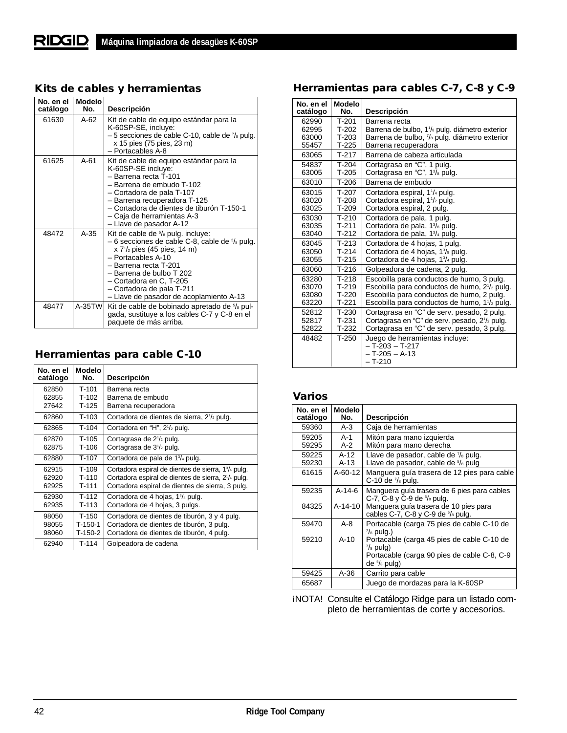## Kits de cables y herramientas

| No. en el catálogo | Modelo No. | Descripción |
|---|---|---|
| 61630 | A-62 | Kit de cable de equipo estándar para la K-60SP-SE, incluye:<br>– 5 secciones de cable C-10, cable de 7/8 pulg. x 15 pies (75 pies, 23 m)<br>– Portacables A-8 |
| 61625 | A-61 | Kit de cable de equipo estándar para la K-60SP-SE incluye:<br>– Barrena recta T-101<br>– Barrena de embudo T-102<br>– Cortadora de pala T-107<br>– Barrena recuperadora T-125<br>– Cortadora de dientes de tiburón T-150-1<br>– Caja de herramientas A-3<br>– Llave de pasador A-12 |
| 48472 | A-35 | Kit de cable de 5/8 pulg. incluye:<br>– 6 secciones de cable C-8, cable de 5/8 pulg. x 7 1/2 pies (45 pies, 14 m)<br>– Portacables A-10<br>– Barrena recta T-201<br>– Barrena de bulbo T 202<br>– Cortadora en C, T-205<br>– Cortadora de pala T-211<br>– Llave de pasador de acoplamiento A-13 |
| 48477 | A-35TW | Kit de cable de bobinado apretado de 5/8 pulgada, sustituye a los cables C-7 y C-8 en el paquete de más arriba. |

## Herramientas para cable C-10

| No. en el catálogo | Modelo No. | Descripción |
|---|---|---|
| 62850<br>62855<br>27642 | T-101<br>T-102<br>T-125 | Barrena recta<br>Barrena de embudo<br>Barrena recuperadora |
| 62860 | T-103 | Cortadora de dientes de sierra, 2 1/2 pulg. |
| 62865 | T-104 | Cortadora en "H", 2 1/2 pulg. |
| 62870<br>62875 | T-105<br>T-106 | Cortagrasa de 2 1/2 pulg.<br>Cortagrasa de 3 1/2 pulg. |
| 62880 | T-107 | Cortadora de pala de 1 3/4 pulg. |
| 62915<br>62920<br>62925 | T-109<br>T-110<br>T-111 | Cortadora espiral de dientes de sierra, 1 3/4 pulg.<br>Cortadora espiral de dientes de sierra, 2 1/4 pulg.<br>Cortadora espiral de dientes de sierra, 3 pulg. |
| 62930<br>62935 | T-112<br>T-113 | Cortadora de 4 hojas, 1 3/4 pulg.<br>Cortadora de 4 hojas, 3 pulgs. |
| 98050<br>98055<br>98060 | T-150<br>T-150-1<br>T-150-2 | Cortadora de dientes de tiburón, 3 y 4 pulg.<br>Cortadora de dientes de tiburón, 3 pulg.<br>Cortadora de dientes de tiburón, 4 pulg. |
| 62940 | T-114 | Golpeadora de cadena |

## Herramientas para cables C-7, C-8 y C-9

| No. en el catálogo | Modelo No. | Descripción |
|---|---|---|
| 62990<br>62995<br>63000<br>55457 | T-201<br>T-202<br>T-203<br>T-225 | Barrena recta<br>Barrena de bulbo, 1 1/8 pulg. diámetro exterior<br>Barrena de bulbo, 7/8 pulg. diámetro exterior<br>Barrena recuperadora |
| 63065 | T-217 | Barrena de cabeza articulada |
| 54837<br>63005 | T-204<br>T-205 | Cortagrasa en "C", 1 pulg.<br>Cortagrasa en "C", 1 3/8 pulg. |
| 63010 | T-206 | Barrena de embudo |
| 63015<br>63020<br>63025 | T-207<br>T-208<br>T-209 | Cortadora espiral, 1 1/4 pulg.<br>Cortadora espiral, 1 1/2 pulg.<br>Cortadora espiral, 2 pulg. |
| 63030<br>63035<br>63040 | T-210<br>T-211<br>T-212 | Cortadora de pala, 1 pulg.<br>Cortadora de pala, 1 3/8 pulg.<br>Cortadora de pala, 1 3/4 pulg. |
| 63045<br>63050<br>63055 | T-213<br>T-214<br>T-215 | Cortadora de 4 hojas, 1 pulg.<br>Cortadora de 4 hojas, 1 3/8 pulg.<br>Cortadora de 4 hojas, 1 3/4 pulg. |
| 63060 | T-216 | Golpeadora de cadena, 2 pulg. |
| 63280<br>63070<br>63080<br>63220 | T-218<br>T-219<br>T-220<br>T-221 | Escobilla para conductos de humo, 3 pulg.<br>Escobilla para conductos de humo, 2 1/2 pulg.<br>Escobilla para conductos de humo, 2 pulg.<br>Escobilla para conductos de humo, 1 1/2 pulg. |
| 52812<br>52817<br>52822 | T-230<br>T-231<br>T-232 | Cortagrasa en "C" de serv. pesado, 2 pulg.<br>Cortagrasa en "C" de serv. pesado, 2 1/2 pulg.<br>Cortagrasa en "C" de serv. pesado, 3 pulg. |
| 48482 | T-250 | Juego de herramientas incluye:<br>– T-203 – T-217<br>– T-205 – A-13<br>– T-210 |

## Varios

| No. en el catálogo | Modelo No. | Descripción |
|---|---|---|
| 59360 | A-3 | Caja de herramientas |
| 59205<br>59295 | A-1<br>A-2 | Mitón para mano izquierda<br>Mitón para mano derecha |
| 59225<br>59230 | A-12<br>A-13 | Llave de pasador, cable de 7/8 pulg.<br>Llave de pasador, cable de 5/8 pulg |
| 61615 | A-60-12 | Manguera guía trasera de 12 pies para cable C-10 de 7/8 pulg. |
| 59235<br>84325 | A-14-6<br>A-14-10 | Manguera guía trasera de 6 pies para cables C-7, C-8 y C-9 de 5/8 pulg.<br>Manguera guía trasera de 10 pies para cables C-7, C-8 y C-9 de 5/8 pulg. |
| 59470<br>59210 | A-8<br>A-10 | Portacable (carga 75 pies de cable C-10 de 7/8 pulg.)<br>Portacable (carga 45 pies de cable C-10 de 7/8 pulg)<br>Portacable (carga 90 pies de cable C-8, C-9 de 5/8 pulg) |
| 59425 | A-36 | Carrito para cable |
| 65687 | | Juego de mordazas para la K-60SP |

¡NOTA! Consulte el Catálogo Ridge para un listado completo de herramientas de corte y accesorios.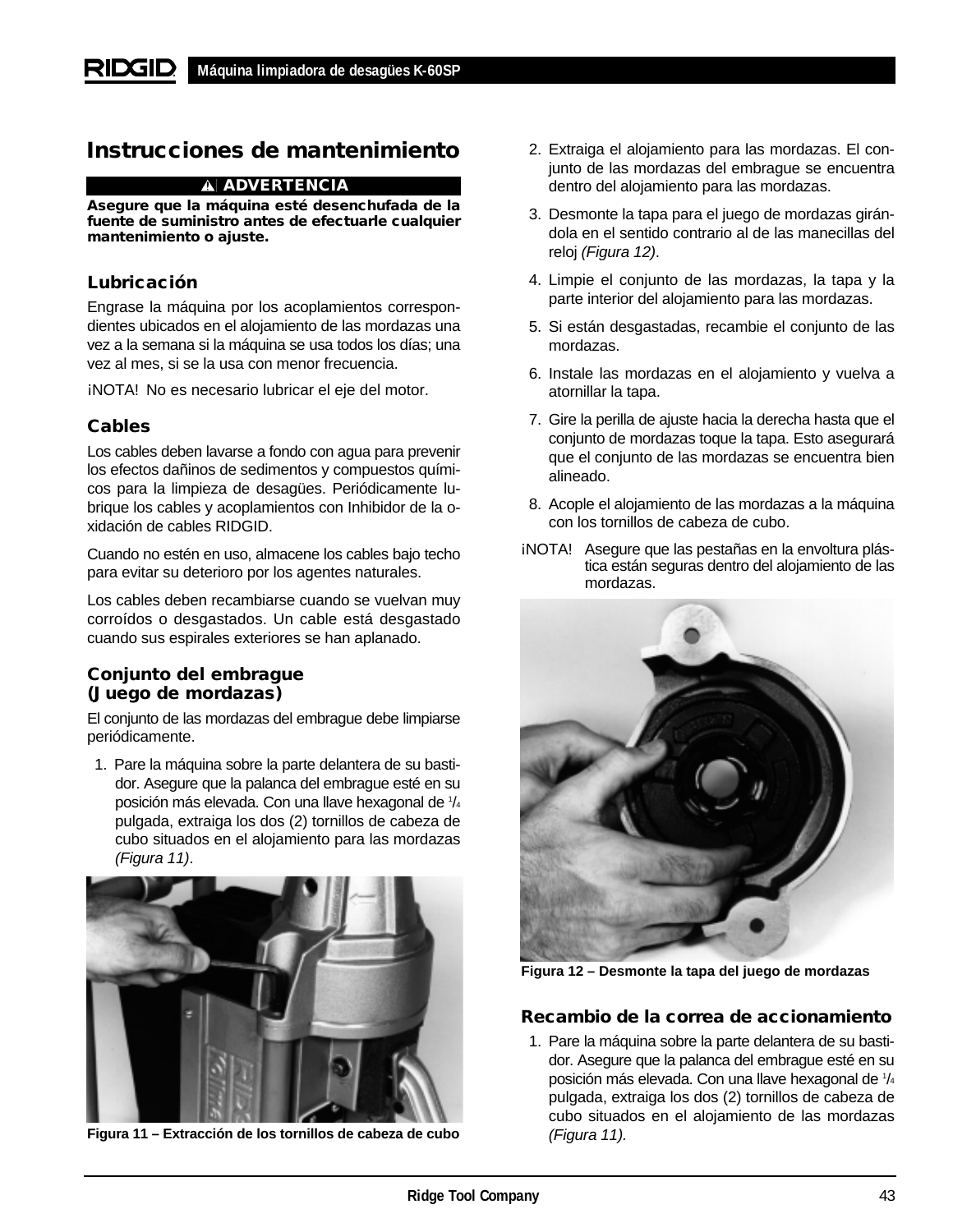## Instrucciones de mantenimiento

**⚠ ADVERTENCIA**

**Asegure que la máquina esté desenchufada de la fuente de suministro antes de efectuarle cualquier mantenimiento o ajuste.**

### Lubricación

Engrase la máquina por los acoplamientos correspondientes ubicados en el alojamiento de las mordazas una vez a la semana si la máquina se usa todos los días; una vez al mes, si se la usa con menor frecuencia.

¡NOTA! No es necesario lubricar el eje del motor.

### Cables

Los cables deben lavarse a fondo con agua para prevenir los efectos dañinos de sedimentos y compuestos químicos para la limpieza de desagües. Periódicamente lubrique los cables y acoplamientos con Inhibidor de la oxidación de cables RIDGID.

Cuando no estén en uso, almacene los cables bajo techo para evitar su deterioro por los agentes naturales.

Los cables deben recambiarse cuando se vuelvan muy corroídos o desgastados. Un cable está desgastado cuando sus espirales exteriores se han aplanado.

### Conjunto del embrague (Juego de mordazas)

El conjunto de las mordazas del embrague debe limpiarse periódicamente.

1. Pare la máquina sobre la parte delantera de su bastidor. Asegure que la palanca del embrague esté en su posición más elevada. Con una llave hexagonal de 1/4 pulgada, extraiga los dos (2) tornillos de cabeza de cubo situados en el alojamiento para las mordazas *(Figura 11)*.

**Figura 11 – Extracción de los tornillos de cabeza de cubo**

2. Extraiga el alojamiento para las mordazas. El conjunto de las mordazas del embrague se encuentra dentro del alojamiento para las mordazas.
3. Desmonte la tapa para el juego de mordazas girándola en el sentido contrario al de las manecillas del reloj *(Figura 12)*.
4. Limpie el conjunto de las mordazas, la tapa y la parte interior del alojamiento para las mordazas.
5. Si están desgastadas, recambie el conjunto de las mordazas.
6. Instale las mordazas en el alojamiento y vuelva a atornillar la tapa.
7. Gire la perilla de ajuste hacia la derecha hasta que el conjunto de mordazas toque la tapa. Esto asegurará que el conjunto de las mordazas se encuentra bien alineado.
8. Acople el alojamiento de las mordazas a la máquina con los tornillos de cabeza de cubo.

¡NOTA! Asegure que las pestañas en la envoltura plástica están seguras dentro del alojamiento de las mordazas.

**Figura 12 – Desmonte la tapa del juego de mordazas**

### Recambio de la correa de accionamiento

1. Pare la máquina sobre la parte delantera de su bastidor. Asegure que la palanca del embrague esté en su posición más elevada. Con una llave hexagonal de 1/4 pulgada, extraiga los dos (2) tornillos de cabeza de cubo situados en el alojamiento de las mordazas *(Figura 11).*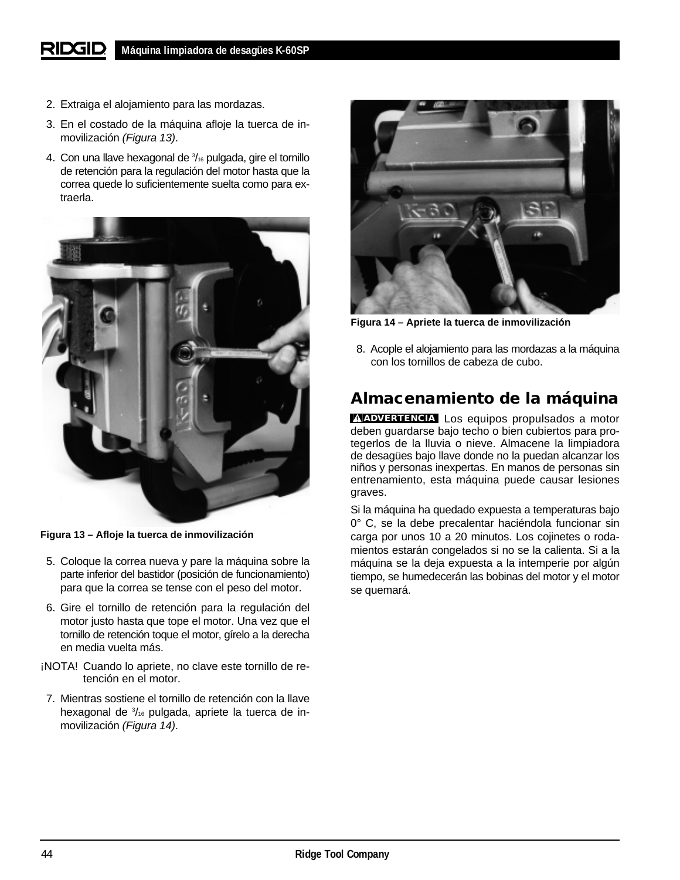2. Extraiga el alojamiento para las mordazas.
3. En el costado de la máquina afloje la tuerca de inmovilización *(Figura 13)*.
4. Con una llave hexagonal de 3/16 pulgada, gire el tornillo de retención para la regulación del motor hasta que la correa quede lo suficientemente suelta como para extraerla.

**Figura 13 – Afloje la tuerca de inmovilización**

5. Coloque la correa nueva y pare la máquina sobre la parte inferior del bastidor (posición de funcionamiento) para que la correa se tense con el peso del motor.
6. Gire el tornillo de retención para la regulación del motor justo hasta que tope el motor. Una vez que el tornillo de retención toque el motor, gírelo a la derecha en media vuelta más.

¡NOTA! Cuando lo apriete, no clave este tornillo de retención en el motor.

7. Mientras sostiene el tornillo de retención con la llave hexagonal de 3/16 pulgada, apriete la tuerca de inmovilización *(Figura 14)*.

**Figura 14 – Apriete la tuerca de inmovilización**

8. Acople el alojamiento para las mordazas a la máquina con los tornillos de cabeza de cubo.

## Almacenamiento de la máquina

**⚠ ADVERTENCIA** Los equipos propulsados a motor deben guardarse bajo techo o bien cubiertos para protegerlos de la lluvia o nieve. Almacene la limpiadora de desagües bajo llave donde no la puedan alcanzar los niños y personas inexpertas. En manos de personas sin entrenamiento, esta máquina puede causar lesiones graves.

Si la máquina ha quedado expuesta a temperaturas bajo 0° C, se la debe precalentar haciéndola funcionar sin carga por unos 10 a 20 minutos. Los cojinetes o rodamientos estarán congelados si no se la calienta. Si a la máquina se la deja expuesta a la intemperie por algún tiempo, se humedecerán las bobinas del motor y el motor se quemará.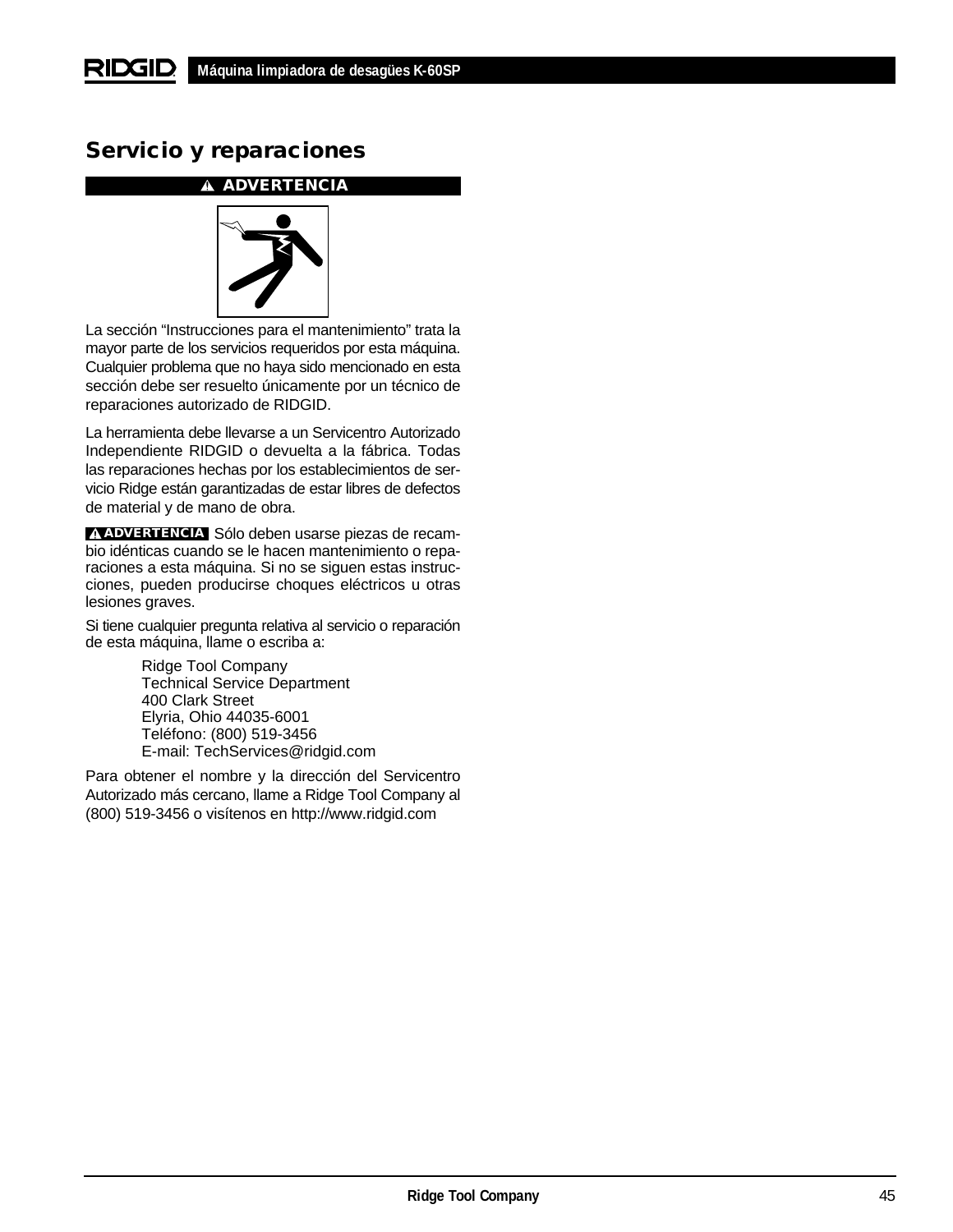## Servicio y reparaciones

**⚠ ADVERTENCIA**

La sección "Instrucciones para el mantenimiento" trata la mayor parte de los servicios requeridos por esta máquina. Cualquier problema que no haya sido mencionado en esta sección debe ser resuelto únicamente por un técnico de reparaciones autorizado de RIDGID.

La herramienta debe llevarse a un Servicentro Autorizado Independiente RIDGID o devuelta a la fábrica. Todas las reparaciones hechas por los establecimientos de servicio Ridge están garantizadas de estar libres de defectos de material y de mano de obra.

**⚠ ADVERTENCIA** Sólo deben usarse piezas de recambio idénticas cuando se le hacen mantenimiento o reparaciones a esta máquina. Si no se siguen estas instrucciones, pueden producirse choques eléctricos u otras lesiones graves.

Si tiene cualquier pregunta relativa al servicio o reparación de esta máquina, llame o escriba a:

Ridge Tool Company
Technical Service Department
400 Clark Street
Elyria, Ohio 44035-6001
Teléfono: (800) 519-3456
E-mail: TechServices@ridgid.com

Para obtener el nombre y la dirección del Servicentro Autorizado más cercano, llame a Ridge Tool Company al (800) 519-3456 o visítenos en http://www.ridgid.com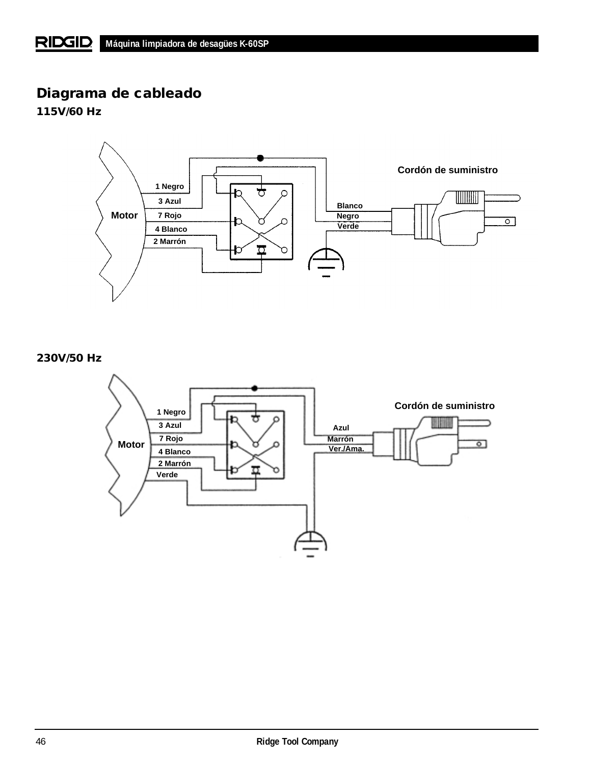## Diagrama de cableado

### 115V/60 Hz

Cordón de suministro

1 Negro

3 Azul

Motor

7 Rojo

4 Blanco

2 Marrón

Blanco

Negro

Verde

### 230V/50 Hz

Cordón de suministro

1 Negro

3 Azul

Motor

7 Rojo

4 Blanco

2 Marrón

Verde

Azul

Marrón

Ver./Ama.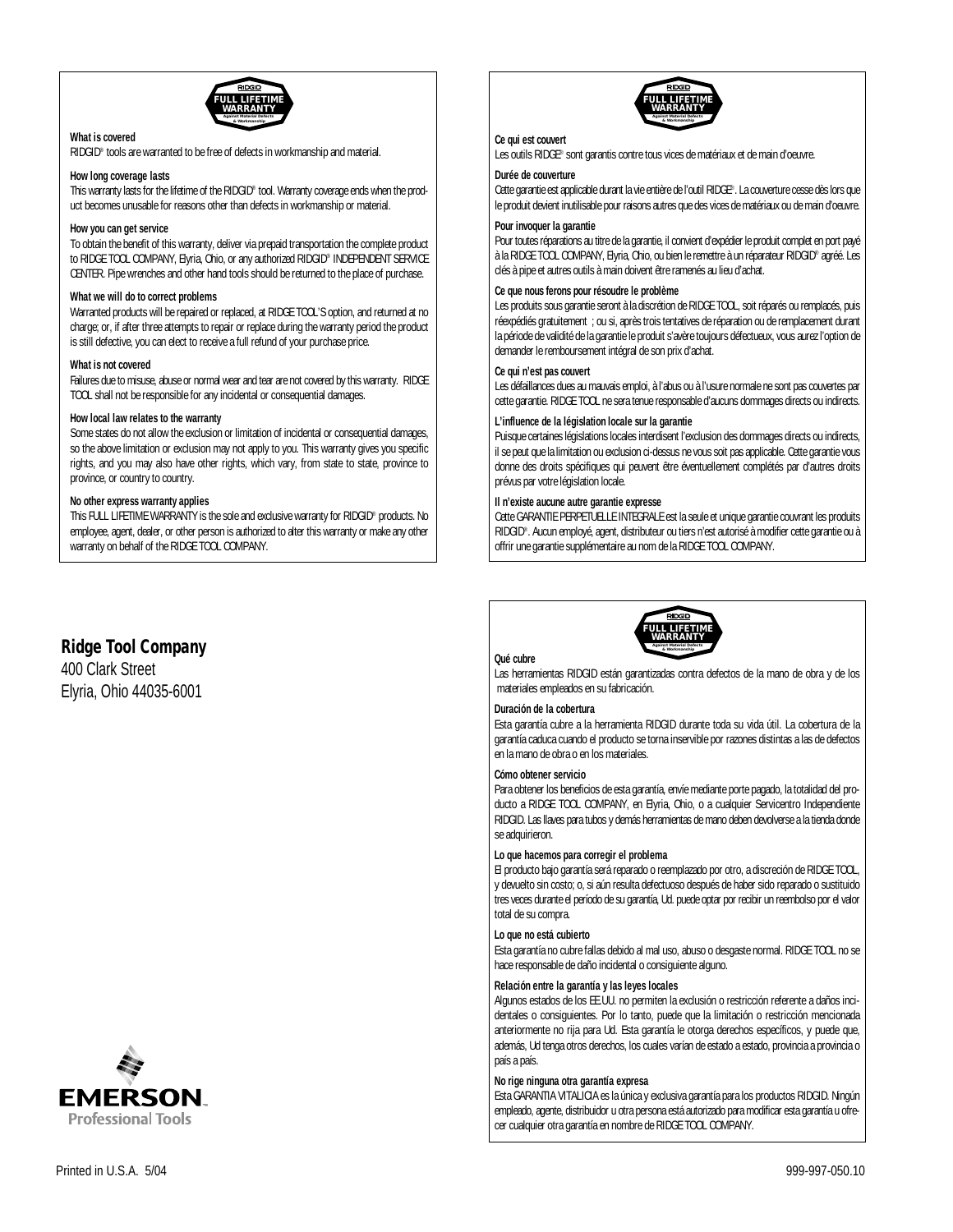RIDGID
FULL LIFETIME WARRANTY
Against Material Defects & Workmanship

**What is covered**

RIDGID® tools are warranted to be free of defects in workmanship and material.

**How long coverage lasts**

This warranty lasts for the lifetime of the RIDGID® tool. Warranty coverage ends when the product becomes unusable for reasons other than defects in workmanship or material.

**How you can get service**

To obtain the benefit of this warranty, deliver via prepaid transportation the complete product to RIDGE TOOL COMPANY, Elyria, Ohio, or any authorized RIDGID® INDEPENDENT SERVICE CENTER. Pipe wrenches and other hand tools should be returned to the place of purchase.

**What we will do to correct problems**

Warranted products will be repaired or replaced, at RIDGE TOOL'S option, and returned at no charge; or, if after three attempts to repair or replace during the warranty period the product is still defective, you can elect to receive a full refund of your purchase price.

**What is not covered**

Failures due to misuse, abuse or normal wear and tear are not covered by this warranty. RIDGE TOOL shall not be responsible for any incidental or consequential damages.

**How local law relates to the warranty**

Some states do not allow the exclusion or limitation of incidental or consequential damages, so the above limitation or exclusion may not apply to you. This warranty gives you specific rights, and you may also have other rights, which vary, from state to state, province to province, or country to country.

**No other express warranty applies**

This FULL LIFETIME WARRANTY is the sole and exclusive warranty for RIDGID® products. No employee, agent, dealer, or other person is authorized to alter this warranty or make any other warranty on behalf of the RIDGE TOOL COMPANY.

RIDGID
FULL LIFETIME WARRANTY
Against Material Defects & Workmanship

**Ce qui est couvert**

Les outils RIDGE® sont garantis contre tous vices de matériaux et de main d'oeuvre.

**Durée de couverture**

Cette garantie est applicable durant la vie entière de l'outil RIDGE®. La couverture cesse dès lors que le produit devient inutilisable pour raisons autres que des vices de matériaux ou de main d'oeuvre.

**Pour invoquer la garantie**

Pour toutes réparations au titre de la garantie, il convient d'expédier le produit complet en port payé à la RIDGE TOOL COMPANY, Elyria, Ohio, ou bien le remettre à un réparateur RIDGID® agréé. Les clés à pipe et autres outils à main doivent être ramenés au lieu d'achat.

**Ce que nous ferons pour résoudre le problème**

Les produits sous garantie seront à la discrétion de RIDGE TOOL, soit réparés ou remplacés, puis réexpédiés gratuitement ; ou si, après trois tentatives de réparation ou de remplacement durant la période de validité de la garantie le produit s'avère toujours défectueux, vous aurez l'option de demander le remboursement intégral de son prix d'achat.

**Ce qui n'est pas couvert**

Les défaillances dues au mauvais emploi, à l'abus ou à l'usure normale ne sont pas couvertes par cette garantie. RIDGE TOOL ne sera tenue responsable d'aucuns dommages directs ou indirects.

**L'influence de la législation locale sur la garantie**

Puisque certaines législations locales interdisent l'exclusion des dommages directs ou indirects, il se peut que la limitation ou exclusion ci-dessus ne vous soit pas applicable. Cette garantie vous donne des droits spécifiques qui peuvent être éventuellement complétés par d'autres droits prévus par votre législation locale.

**Il n'existe aucune autre garantie expresse**

Cette GARANTIE PERPETUELLE INTEGRALE est la seule et unique garantie couvrant les produits RIDGID®. Aucun employé, agent, distributeur ou tiers n'est autorisé à modifier cette garantie ou à offrir une garantie supplémentaire au nom de la RIDGE TOOL COMPANY.

RIDGID
FULL LIFETIME WARRANTY
Against Material Defects & Workmanship

**Qué cubre**

Las herramientas RIDGID están garantizadas contra defectos de la mano de obra y de los materiales empleados en su fabricación.

**Duración de la cobertura**

Esta garantía cubre a la herramienta RIDGID durante toda su vida útil. La cobertura de la garantía caduca cuando el producto se torna inservible por razones distintas a las de defectos en la mano de obra o en los materiales.

**Cómo obtener servicio**

Para obtener los beneficios de esta garantía, envíe mediante porte pagado, la totalidad del producto a RIDGE TOOL COMPANY, en Elyria, Ohio, o a cualquier Servicentro Independiente RIDGID. Las llaves para tubos y demás herramientas de mano deben devolverse a la tienda donde se adquirieron.

**Lo que hacemos para corregir el problema**

El producto bajo garantía será reparado o reemplazado por otro, a discreción de RIDGE TOOL, y devuelto sin costo; o, si aún resulta defectuoso después de haber sido reparado o sustituido tres veces durante el período de su garantía, Ud. puede optar por recibir un reembolso por el valor total de su compra.

**Lo que no está cubierto**

Esta garantía no cubre fallas debido al mal uso, abuso o desgaste normal. RIDGE TOOL no se hace responsable de daño incidental o consiguiente alguno.

**Relación entre la garantía y las leyes locales**

Algunos estados de los EE.UU. no permiten la exclusión o restricción referente a daños incidentales o consiguientes. Por lo tanto, puede que la limitación o restricción mencionada anteriormente no rija para Ud. Esta garantía le otorga derechos específicos, y puede que, además, Ud tenga otros derechos, los cuales varían de estado a estado, provincia a provincia o país a país.

**No rige ninguna otra garantía expresa**

Esta GARANTIA VITALICIA es la única y exclusiva garantía para los productos RIDGID. Ningún empleado, agente, distribuidor u otra persona está autorizado para modificar esta garantía u ofrecer cualquier otra garantía en nombre de RIDGE TOOL COMPANY.

**Ridge Tool Company**
400 Clark Street
Elyria, Ohio 44035-6001

EMERSON. Professional Tools

Printed in U.S.A. 5/04

999-997-050.10